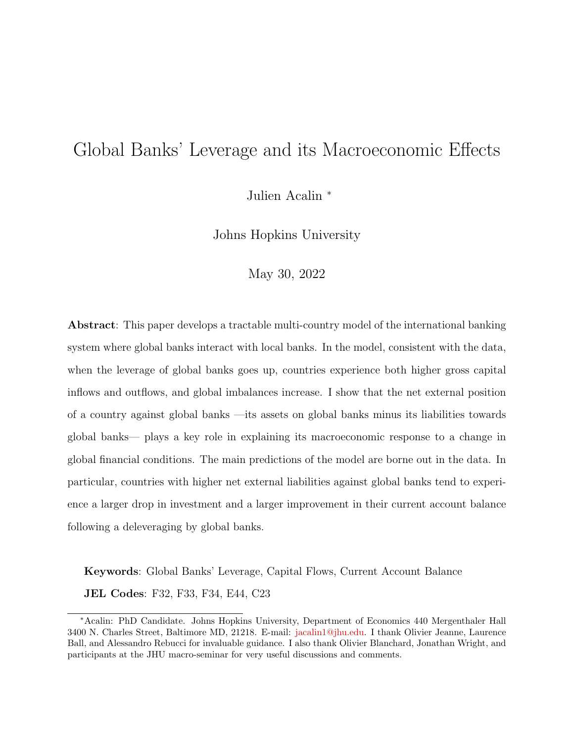# Global Banks' Leverage and its Macroeconomic Effects

Julien Acalin [*]

Johns Hopkins University

May 30, 2022

**Abstract**: This paper develops a tractable multi-country model of the international banking system where global banks interact with local banks. In the model, consistent with the data, when the leverage of global banks goes up, countries experience both higher gross capital inflows and outflows, and global imbalances increase. I show that the net external position of a country against global banks —its assets on global banks minus its liabilities towards global banks— plays a key role in explaining its macroeconomic response to a change in global financial conditions. The main predictions of the model are borne out in the data. In particular, countries with higher net external liabilities against global banks tend to experience a larger drop in investment and a larger improvement in their current account balance following a deleveraging by global banks.

**Keywords**: Global Banks' Leverage, Capital Flows, Current Account Balance

**JEL Codes**: F32, F33, F34, E44, C23

---

[*] Acalin: PhD Candidate. Johns Hopkins University, Department of Economics 440 Mergenthaler Hall 3400 N. Charles Street, Baltimore MD, 21218. E-mail: jacalin1@jhu.edu. I thank Olivier Jeanne, Laurence Ball, and Alessandro Rebucci for invaluable guidance. I also thank Olivier Blanchard, Jonathan Wright, and participants at the JHU macro-seminar for very useful discussions and comments.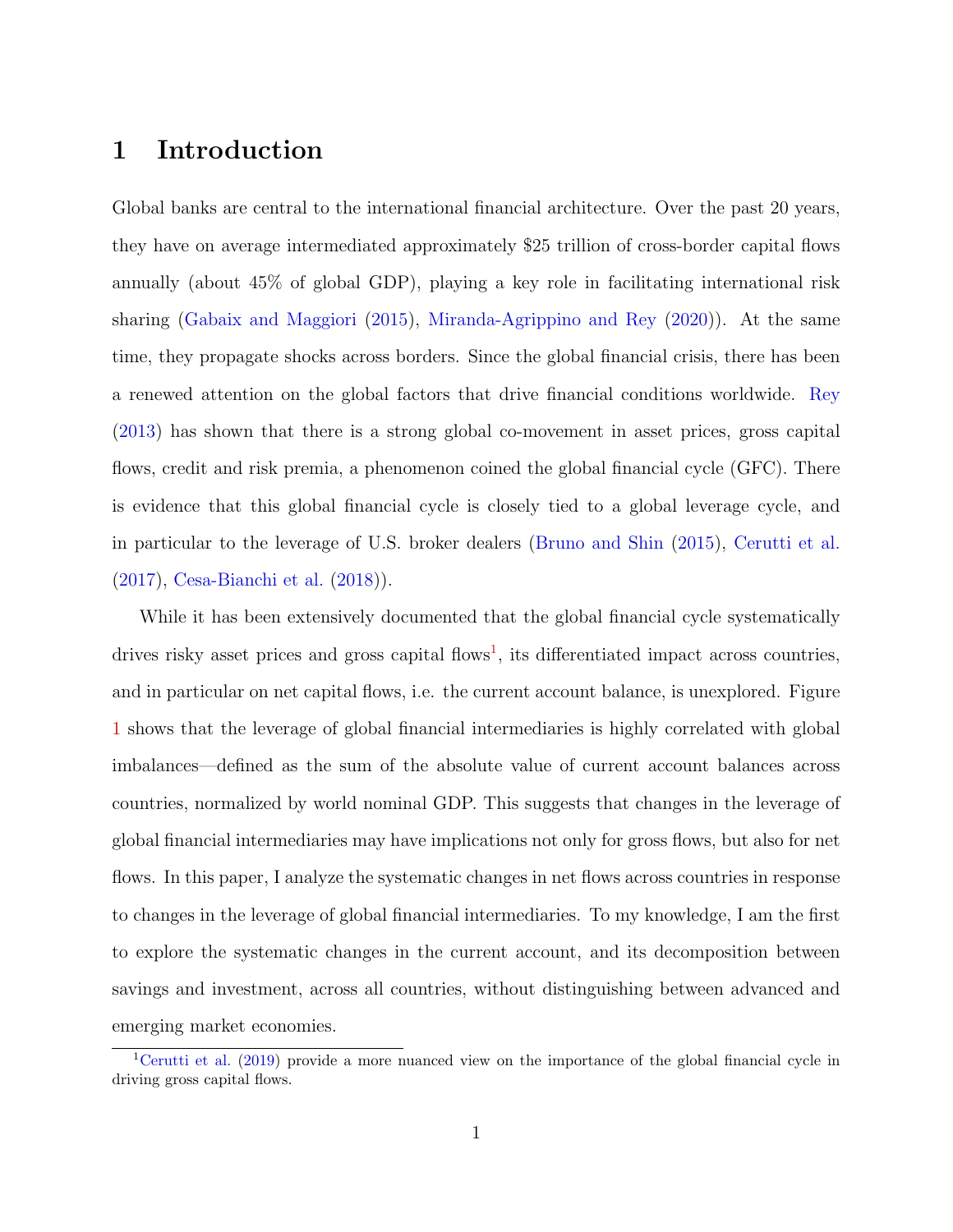# 1 Introduction

Global banks are central to the international financial architecture. Over the past 20 years, they have on average intermediated approximately $25 trillion of cross-border capital flows annually (about 45% of global GDP), playing a key role in facilitating international risk sharing (Gabaix and Maggiori (2015), Miranda-Agrippino and Rey (2020)). At the same time, they propagate shocks across borders. Since the global financial crisis, there has been a renewed attention on the global factors that drive financial conditions worldwide. Rey (2013) has shown that there is a strong global co-movement in asset prices, gross capital flows, credit and risk premia, a phenomenon coined the global financial cycle (GFC). There is evidence that this global financial cycle is closely tied to a global leverage cycle, and in particular to the leverage of U.S. broker dealers (Bruno and Shin (2015), Cerutti et al. (2017), Cesa-Bianchi et al. (2018)).

While it has been extensively documented that the global financial cycle systematically drives risky asset prices and gross capital flows[1], its differentiated impact across countries, and in particular on net capital flows, i.e. the current account balance, is unexplored. Figure 1 shows that the leverage of global financial intermediaries is highly correlated with global imbalances—defined as the sum of the absolute value of current account balances across countries, normalized by world nominal GDP. This suggests that changes in the leverage of global financial intermediaries may have implications not only for gross flows, but also for net flows. In this paper, I analyze the systematic changes in net flows across countries in response to changes in the leverage of global financial intermediaries. To my knowledge, I am the first to explore the systematic changes in the current account, and its decomposition between savings and investment, across all countries, without distinguishing between advanced and emerging market economies.

[1] Cerutti et al. (2019) provide a more nuanced view on the importance of the global financial cycle in driving gross capital flows.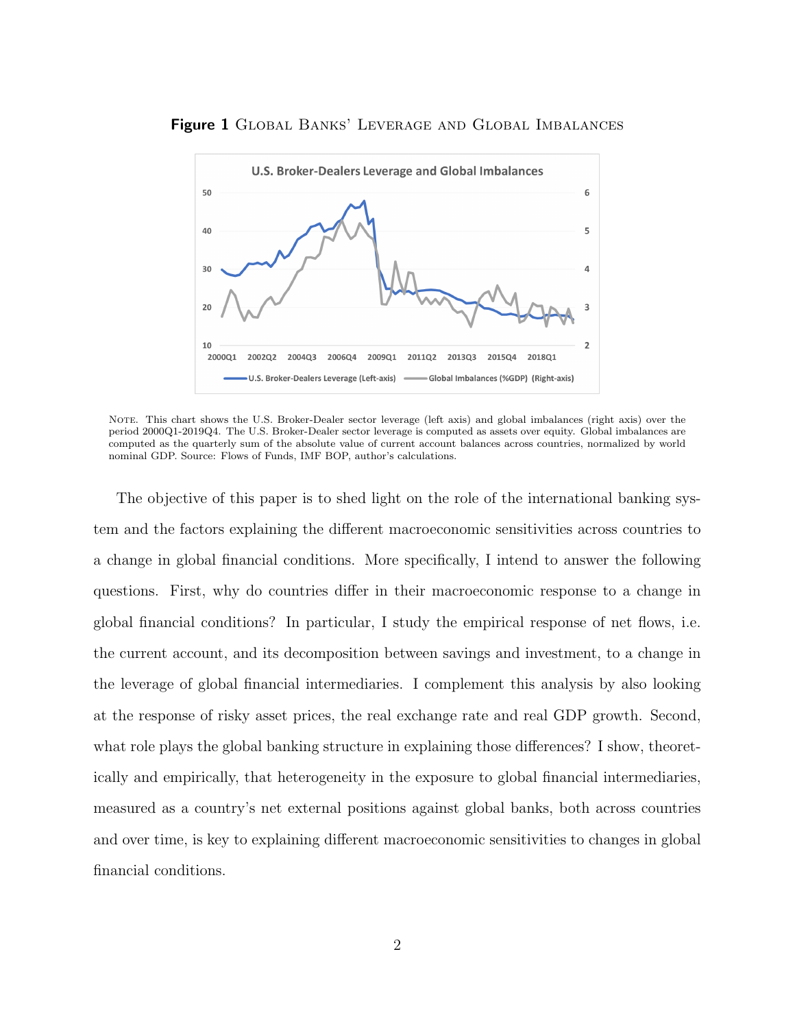**Figure 1** Global Banks' Leverage and Global Imbalances

Note. This chart shows the U.S. Broker-Dealer sector leverage (left axis) and global imbalances (right axis) over the period 2000Q1-2019Q4. The U.S. Broker-Dealer sector leverage is computed as assets over equity. Global imbalances are computed as the quarterly sum of the absolute value of current account balances across countries, normalized by world nominal GDP. Source: Flows of Funds, IMF BOP, author's calculations.

The objective of this paper is to shed light on the role of the international banking system and the factors explaining the different macroeconomic sensitivities across countries to a change in global financial conditions. More specifically, I intend to answer the following questions. First, why do countries differ in their macroeconomic response to a change in global financial conditions? In particular, I study the empirical response of net flows, i.e. the current account, and its decomposition between savings and investment, to a change in the leverage of global financial intermediaries. I complement this analysis by also looking at the response of risky asset prices, the real exchange rate and real GDP growth. Second, what role plays the global banking structure in explaining those differences? I show, theoretically and empirically, that heterogeneity in the exposure to global financial intermediaries, measured as a country's net external positions against global banks, both across countries and over time, is key to explaining different macroeconomic sensitivities to changes in global financial conditions.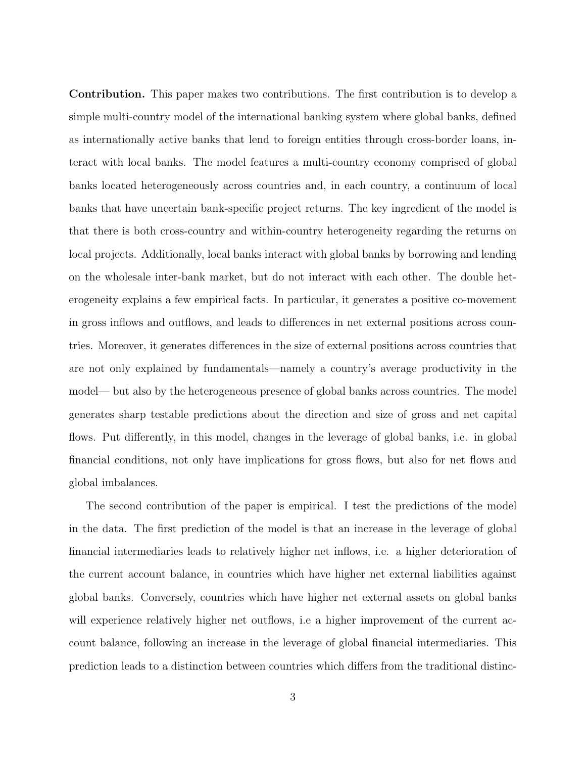**Contribution.** This paper makes two contributions. The first contribution is to develop a simple multi-country model of the international banking system where global banks, defined as internationally active banks that lend to foreign entities through cross-border loans, interact with local banks. The model features a multi-country economy comprised of global banks located heterogeneously across countries and, in each country, a continuum of local banks that have uncertain bank-specific project returns. The key ingredient of the model is that there is both cross-country and within-country heterogeneity regarding the returns on local projects. Additionally, local banks interact with global banks by borrowing and lending on the wholesale inter-bank market, but do not interact with each other. The double heterogeneity explains a few empirical facts. In particular, it generates a positive co-movement in gross inflows and outflows, and leads to differences in net external positions across countries. Moreover, it generates differences in the size of external positions across countries that are not only explained by fundamentals—namely a country's average productivity in the model— but also by the heterogeneous presence of global banks across countries. The model generates sharp testable predictions about the direction and size of gross and net capital flows. Put differently, in this model, changes in the leverage of global banks, i.e. in global financial conditions, not only have implications for gross flows, but also for net flows and global imbalances.

The second contribution of the paper is empirical. I test the predictions of the model in the data. The first prediction of the model is that an increase in the leverage of global financial intermediaries leads to relatively higher net inflows, i.e. a higher deterioration of the current account balance, in countries which have higher net external liabilities against global banks. Conversely, countries which have higher net external assets on global banks will experience relatively higher net outflows, i.e a higher improvement of the current account balance, following an increase in the leverage of global financial intermediaries. This prediction leads to a distinction between countries which differs from the traditional distinc-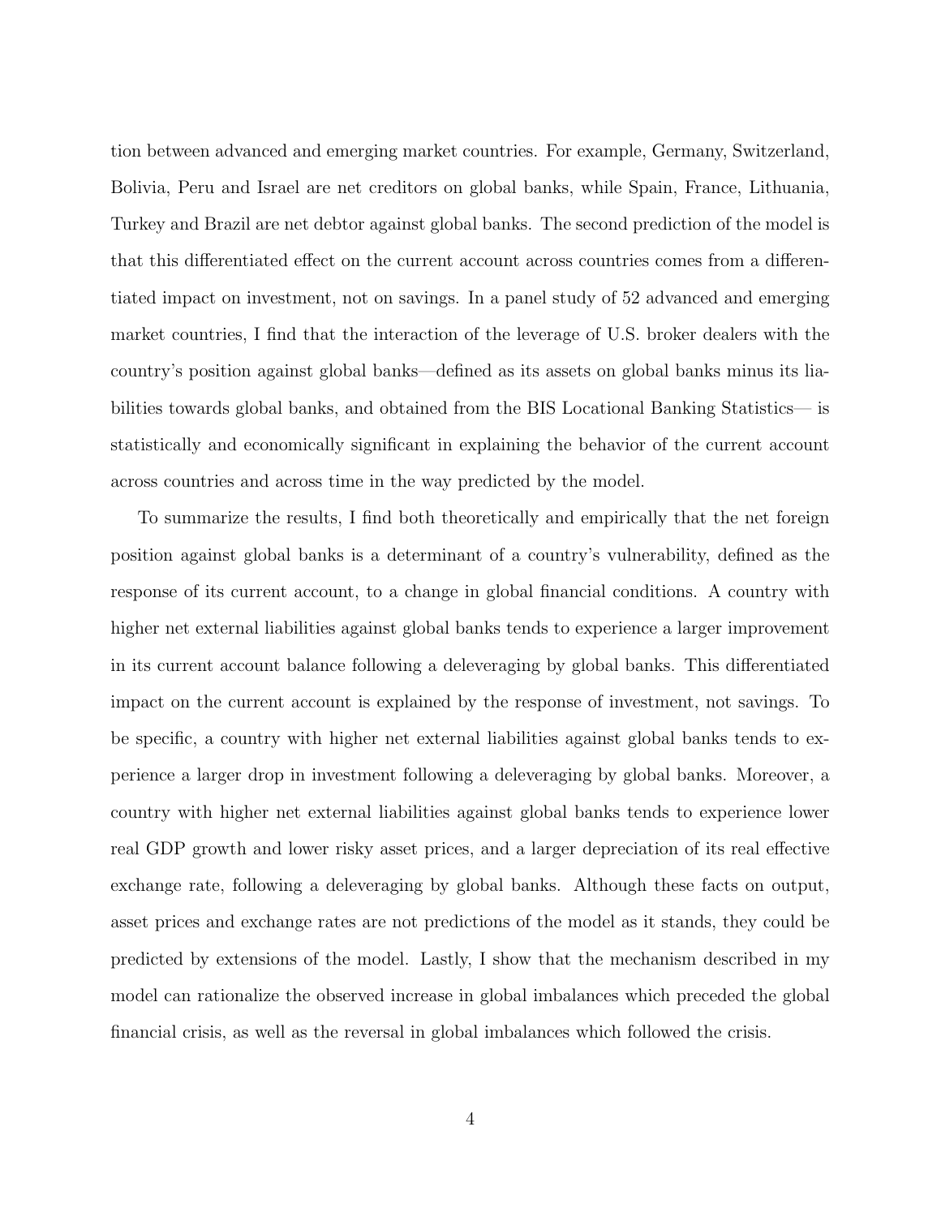tion between advanced and emerging market countries. For example, Germany, Switzerland, Bolivia, Peru and Israel are net creditors on global banks, while Spain, France, Lithuania, Turkey and Brazil are net debtor against global banks. The second prediction of the model is that this differentiated effect on the current account across countries comes from a differentiated impact on investment, not on savings. In a panel study of 52 advanced and emerging market countries, I find that the interaction of the leverage of U.S. broker dealers with the country's position against global banks—defined as its assets on global banks minus its liabilities towards global banks, and obtained from the BIS Locational Banking Statistics— is statistically and economically significant in explaining the behavior of the current account across countries and across time in the way predicted by the model.

To summarize the results, I find both theoretically and empirically that the net foreign position against global banks is a determinant of a country's vulnerability, defined as the response of its current account, to a change in global financial conditions. A country with higher net external liabilities against global banks tends to experience a larger improvement in its current account balance following a deleveraging by global banks. This differentiated impact on the current account is explained by the response of investment, not savings. To be specific, a country with higher net external liabilities against global banks tends to experience a larger drop in investment following a deleveraging by global banks. Moreover, a country with higher net external liabilities against global banks tends to experience lower real GDP growth and lower risky asset prices, and a larger depreciation of its real effective exchange rate, following a deleveraging by global banks. Although these facts on output, asset prices and exchange rates are not predictions of the model as it stands, they could be predicted by extensions of the model. Lastly, I show that the mechanism described in my model can rationalize the observed increase in global imbalances which preceded the global financial crisis, as well as the reversal in global imbalances which followed the crisis.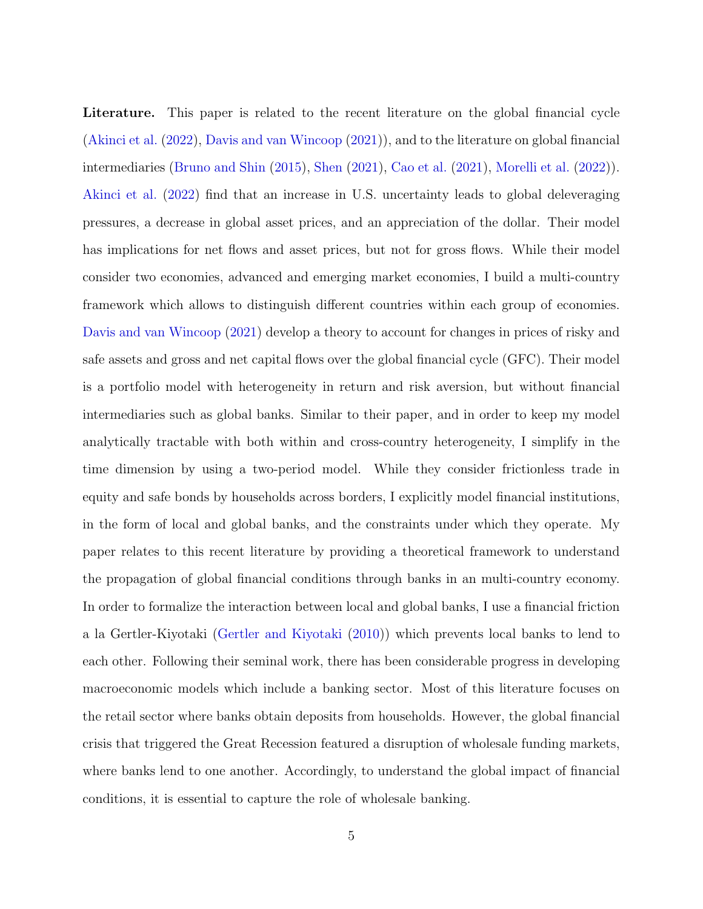**Literature.** This paper is related to the recent literature on the global financial cycle (Akinci et al. (2022), Davis and van Wincoop (2021)), and to the literature on global financial intermediaries (Bruno and Shin (2015), Shen (2021), Cao et al. (2021), Morelli et al. (2022)). Akinci et al. (2022) find that an increase in U.S. uncertainty leads to global deleveraging pressures, a decrease in global asset prices, and an appreciation of the dollar. Their model has implications for net flows and asset prices, but not for gross flows. While their model consider two economies, advanced and emerging market economies, I build a multi-country framework which allows to distinguish different countries within each group of economies. Davis and van Wincoop (2021) develop a theory to account for changes in prices of risky and safe assets and gross and net capital flows over the global financial cycle (GFC). Their model is a portfolio model with heterogeneity in return and risk aversion, but without financial intermediaries such as global banks. Similar to their paper, and in order to keep my model analytically tractable with both within and cross-country heterogeneity, I simplify in the time dimension by using a two-period model. While they consider frictionless trade in equity and safe bonds by households across borders, I explicitly model financial institutions, in the form of local and global banks, and the constraints under which they operate. My paper relates to this recent literature by providing a theoretical framework to understand the propagation of global financial conditions through banks in an multi-country economy. In order to formalize the interaction between local and global banks, I use a financial friction a la Gertler-Kiyotaki (Gertler and Kiyotaki (2010)) which prevents local banks to lend to each other. Following their seminal work, there has been considerable progress in developing macroeconomic models which include a banking sector. Most of this literature focuses on the retail sector where banks obtain deposits from households. However, the global financial crisis that triggered the Great Recession featured a disruption of wholesale funding markets, where banks lend to one another. Accordingly, to understand the global impact of financial conditions, it is essential to capture the role of wholesale banking.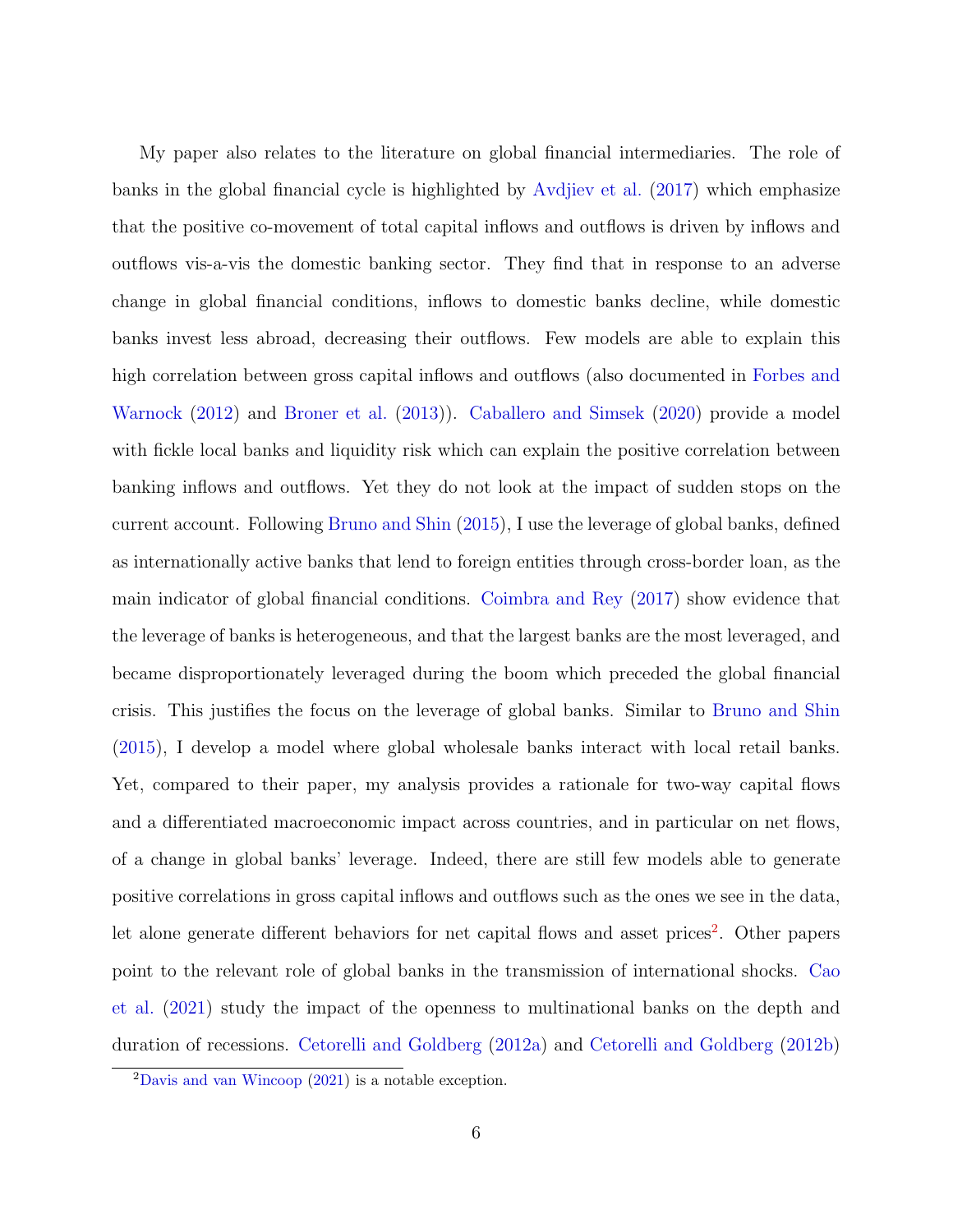My paper also relates to the literature on global financial intermediaries. The role of banks in the global financial cycle is highlighted by Avdjiev et al. (2017) which emphasize that the positive co-movement of total capital inflows and outflows is driven by inflows and outflows vis-a-vis the domestic banking sector. They find that in response to an adverse change in global financial conditions, inflows to domestic banks decline, while domestic banks invest less abroad, decreasing their outflows. Few models are able to explain this high correlation between gross capital inflows and outflows (also documented in Forbes and Warnock (2012) and Broner et al. (2013)). Caballero and Simsek (2020) provide a model with fickle local banks and liquidity risk which can explain the positive correlation between banking inflows and outflows. Yet they do not look at the impact of sudden stops on the current account. Following Bruno and Shin (2015), I use the leverage of global banks, defined as internationally active banks that lend to foreign entities through cross-border loan, as the main indicator of global financial conditions. Coimbra and Rey (2017) show evidence that the leverage of banks is heterogeneous, and that the largest banks are the most leveraged, and became disproportionately leveraged during the boom which preceded the global financial crisis. This justifies the focus on the leverage of global banks. Similar to Bruno and Shin (2015), I develop a model where global wholesale banks interact with local retail banks. Yet, compared to their paper, my analysis provides a rationale for two-way capital flows and a differentiated macroeconomic impact across countries, and in particular on net flows, of a change in global banks' leverage. Indeed, there are still few models able to generate positive correlations in gross capital inflows and outflows such as the ones we see in the data, let alone generate different behaviors for net capital flows and asset prices[2]. Other papers point to the relevant role of global banks in the transmission of international shocks. Cao et al. (2021) study the impact of the openness to multinational banks on the depth and duration of recessions. Cetorelli and Goldberg (2012a) and Cetorelli and Goldberg (2012b)

[2] Davis and van Wincoop (2021) is a notable exception.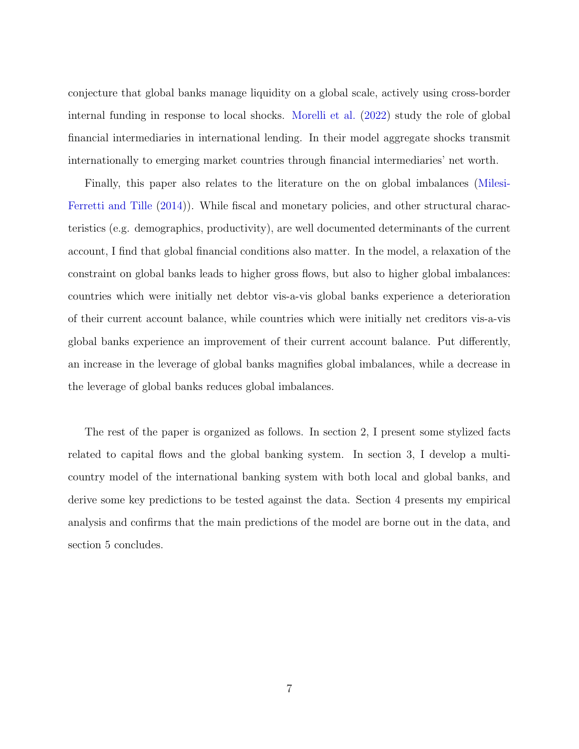conjecture that global banks manage liquidity on a global scale, actively using cross-border internal funding in response to local shocks. Morelli et al. (2022) study the role of global financial intermediaries in international lending. In their model aggregate shocks transmit internationally to emerging market countries through financial intermediaries' net worth.

Finally, this paper also relates to the literature on the on global imbalances (Milesi-Ferretti and Tille (2014)). While fiscal and monetary policies, and other structural characteristics (e.g. demographics, productivity), are well documented determinants of the current account, I find that global financial conditions also matter. In the model, a relaxation of the constraint on global banks leads to higher gross flows, but also to higher global imbalances: countries which were initially net debtor vis-a-vis global banks experience a deterioration of their current account balance, while countries which were initially net creditors vis-a-vis global banks experience an improvement of their current account balance. Put differently, an increase in the leverage of global banks magnifies global imbalances, while a decrease in the leverage of global banks reduces global imbalances.

The rest of the paper is organized as follows. In section 2, I present some stylized facts related to capital flows and the global banking system. In section 3, I develop a multi-country model of the international banking system with both local and global banks, and derive some key predictions to be tested against the data. Section 4 presents my empirical analysis and confirms that the main predictions of the model are borne out in the data, and section 5 concludes.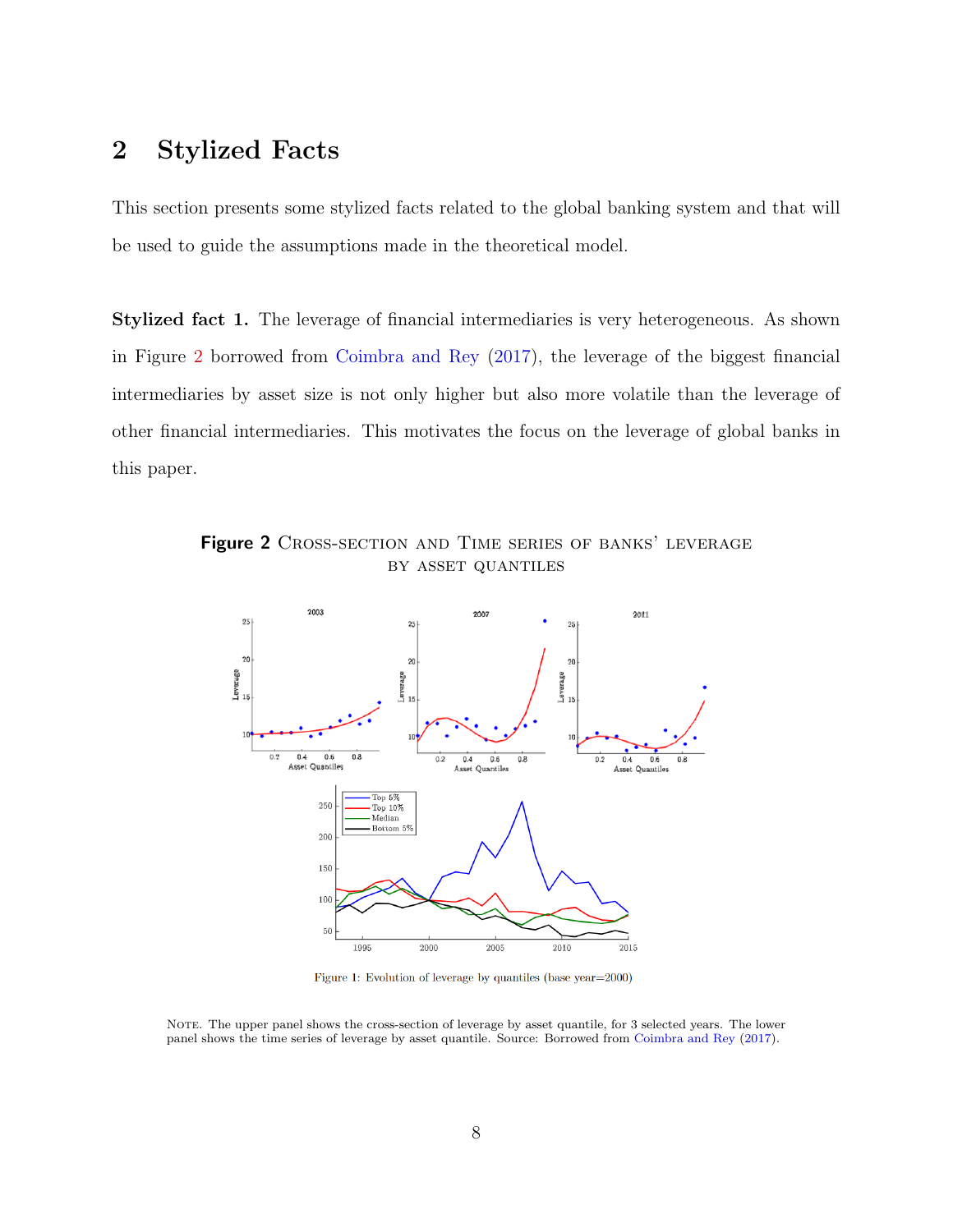# 2 Stylized Facts

This section presents some stylized facts related to the global banking system and that will be used to guide the assumptions made in the theoretical model.

**Stylized fact 1.** The leverage of financial intermediaries is very heterogeneous. As shown in Figure 2 borrowed from Coimbra and Rey (2017), the leverage of the biggest financial intermediaries by asset size is not only higher but also more volatile than the leverage of other financial intermediaries. This motivates the focus on the leverage of global banks in this paper.

**Figure 2** Cross-section and Time series of banks' leverage by asset quantiles

Figure 1: Evolution of leverage by quantiles (base year=2000)

Note. The upper panel shows the cross-section of leverage by asset quantile, for 3 selected years. The lower panel shows the time series of leverage by asset quantile. Source: Borrowed from Coimbra and Rey (2017).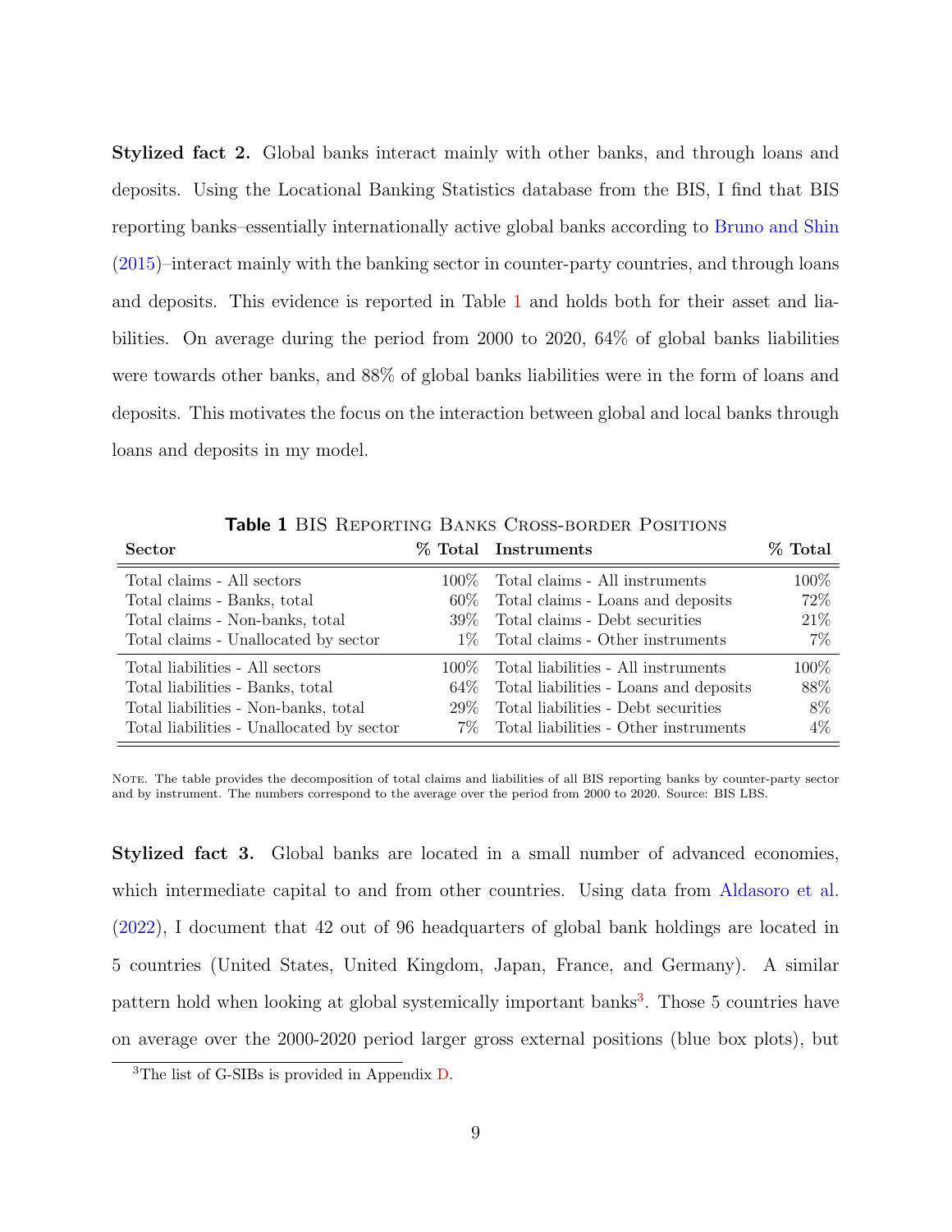**Stylized fact 2.** Global banks interact mainly with other banks, and through loans and deposits. Using the Locational Banking Statistics database from the BIS, I find that BIS reporting banks–essentially internationally active global banks according to Bruno and Shin (2015)–interact mainly with the banking sector in counter-party countries, and through loans and deposits. This evidence is reported in Table 1 and holds both for their asset and liabilities. On average during the period from 2000 to 2020, 64% of global banks liabilities were towards other banks, and 88% of global banks liabilities were in the form of loans and deposits. This motivates the focus on the interaction between global and local banks through loans and deposits in my model.

**Table 1** BIS Reporting Banks Cross-border Positions

| Sector | % Total | Instruments | % Total |
|---|---|---|---|
| Total claims - All sectors | 100% | Total claims - All instruments | 100% |
| Total claims - Banks, total | 60% | Total claims - Loans and deposits | 72% |
| Total claims - Non-banks, total | 39% | Total claims - Debt securities | 21% |
| Total claims - Unallocated by sector | 1% | Total claims - Other instruments | 7% |
| Total liabilities - All sectors | 100% | Total liabilities - All instruments | 100% |
| Total liabilities - Banks, total | 64% | Total liabilities - Loans and deposits | 88% |
| Total liabilities - Non-banks, total | 29% | Total liabilities - Debt securities | 8% |
| Total liabilities - Unallocated by sector | 7% | Total liabilities - Other instruments | 4% |

Note. The table provides the decomposition of total claims and liabilities of all BIS reporting banks by counter-party sector and by instrument. The numbers correspond to the average over the period from 2000 to 2020. Source: BIS LBS.

**Stylized fact 3.** Global banks are located in a small number of advanced economies, which intermediate capital to and from other countries. Using data from Aldasoro et al. (2022), I document that 42 out of 96 headquarters of global bank holdings are located in 5 countries (United States, United Kingdom, Japan, France, and Germany). A similar pattern hold when looking at global systemically important banks[3]. Those 5 countries have on average over the 2000-2020 period larger gross external positions (blue box plots), but

[3] The list of G-SIBs is provided in Appendix D.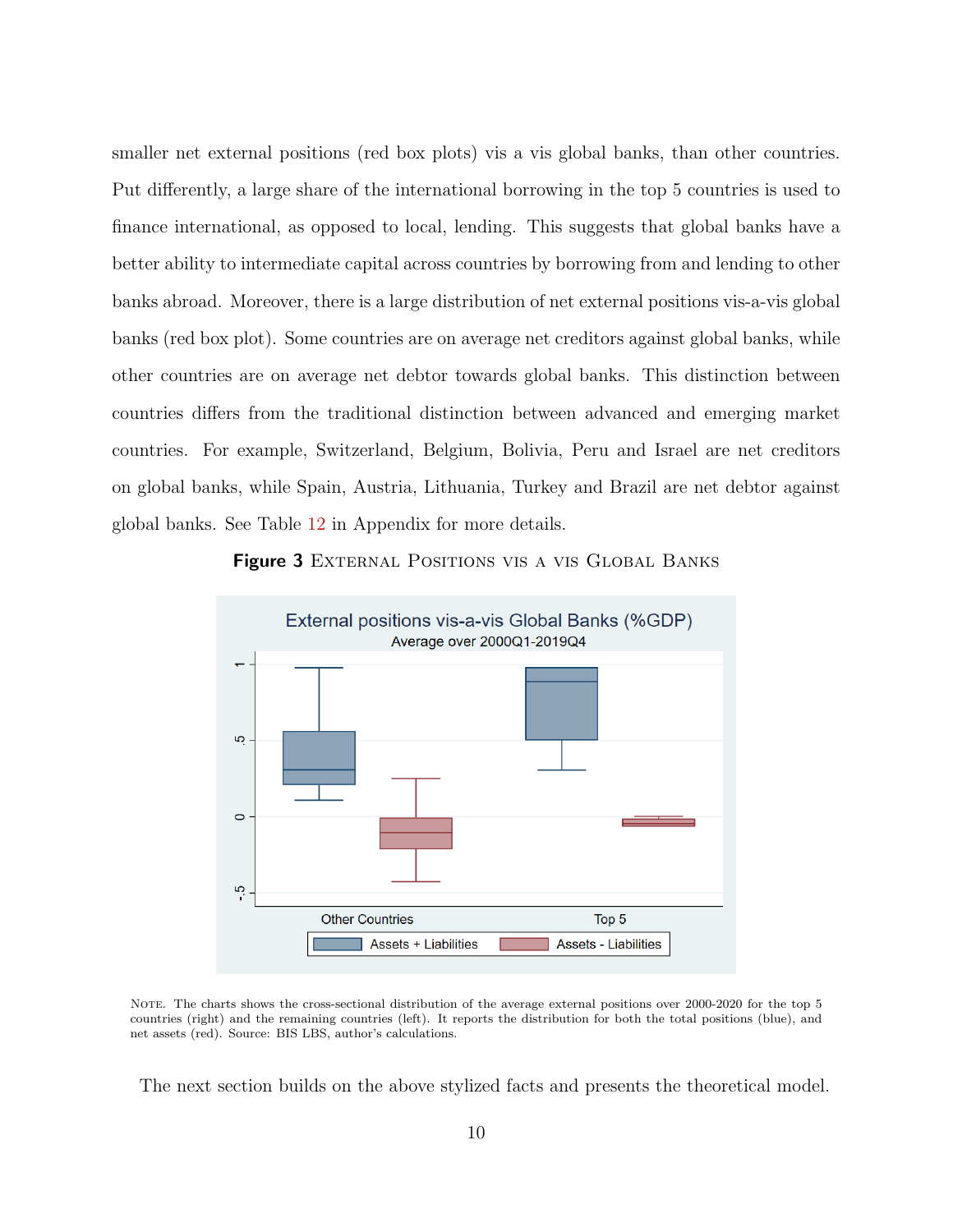smaller net external positions (red box plots) vis a vis global banks, than other countries. Put differently, a large share of the international borrowing in the top 5 countries is used to finance international, as opposed to local, lending. This suggests that global banks have a better ability to intermediate capital across countries by borrowing from and lending to other banks abroad. Moreover, there is a large distribution of net external positions vis-a-vis global banks (red box plot). Some countries are on average net creditors against global banks, while other countries are on average net debtor towards global banks. This distinction between countries differs from the traditional distinction between advanced and emerging market countries. For example, Switzerland, Belgium, Bolivia, Peru and Israel are net creditors on global banks, while Spain, Austria, Lithuania, Turkey and Brazil are net debtor against global banks. See Table 12 in Appendix for more details.

**Figure 3** External Positions vis a vis Global Banks

Note. The charts shows the cross-sectional distribution of the average external positions over 2000-2020 for the top 5 countries (right) and the remaining countries (left). It reports the distribution for both the total positions (blue), and net assets (red). Source: BIS LBS, author's calculations.

The next section builds on the above stylized facts and presents the theoretical model.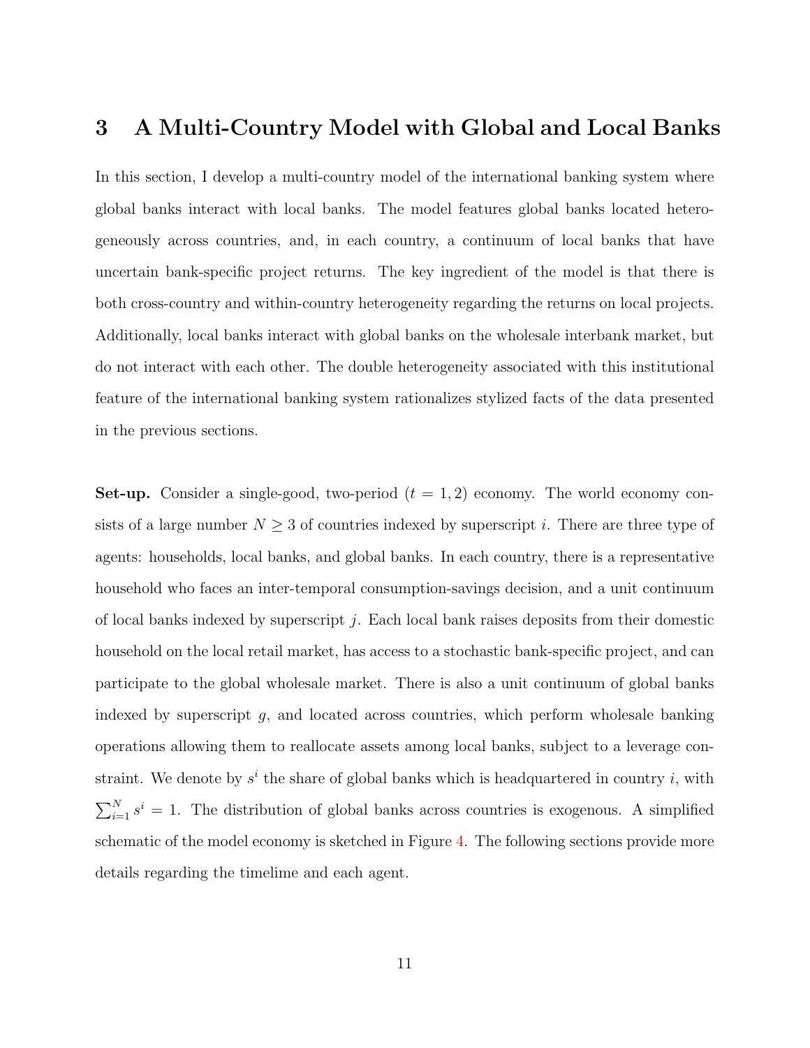# 3 A Multi-Country Model with Global and Local Banks

In this section, I develop a multi-country model of the international banking system where global banks interact with local banks. The model features global banks located heterogeneously across countries, and, in each country, a continuum of local banks that have uncertain bank-specific project returns. The key ingredient of the model is that there is both cross-country and within-country heterogeneity regarding the returns on local projects. Additionally, local banks interact with global banks on the wholesale interbank market, but do not interact with each other. The double heterogeneity associated with this institutional feature of the international banking system rationalizes stylized facts of the data presented in the previous sections.

**Set-up.** Consider a single-good, two-period ($t = 1, 2$) economy. The world economy consists of a large number $N \geq 3$ of countries indexed by superscript $i$. There are three type of agents: households, local banks, and global banks. In each country, there is a representative household who faces an inter-temporal consumption-savings decision, and a unit continuum of local banks indexed by superscript $j$. Each local bank raises deposits from their domestic household on the local retail market, has access to a stochastic bank-specific project, and can participate to the global wholesale market. There is also a unit continuum of global banks indexed by superscript $g$, and located across countries, which perform wholesale banking operations allowing them to reallocate assets among local banks, subject to a leverage constraint. We denote by $s^i$ the share of global banks which is headquartered in country $i$, with $\sum_{i=1}^{N} s^i = 1$. The distribution of global banks across countries is exogenous. A simplified schematic of the model economy is sketched in Figure 4. The following sections provide more details regarding the timelime and each agent.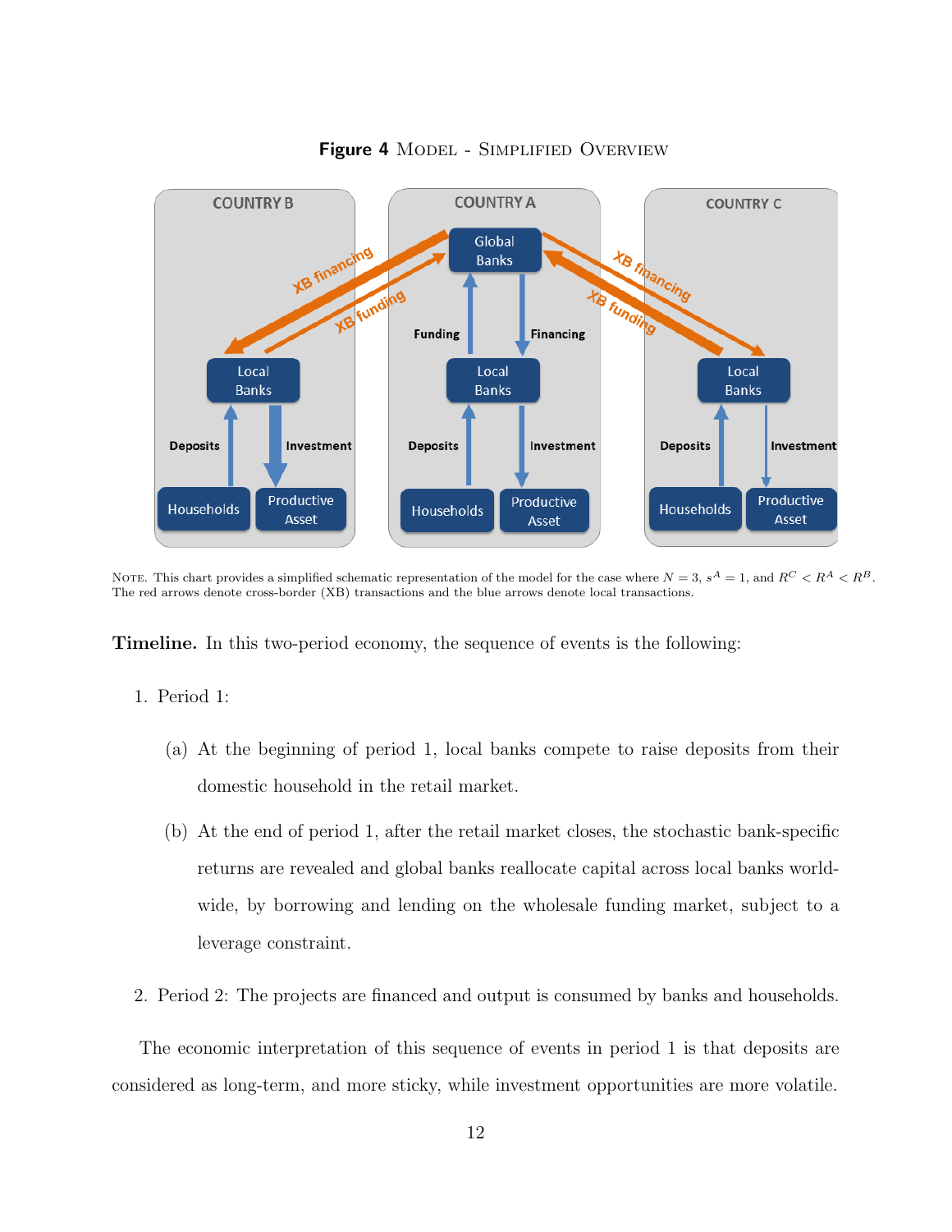**Figure 4** Model - Simplified Overview

Note. This chart provides a simplified schematic representation of the model for the case where $N = 3$, $s^A = 1$, and $R^C < R^A < R^B$. The red arrows denote cross-border (XB) transactions and the blue arrows denote local transactions.

**Timeline.** In this two-period economy, the sequence of events is the following:

1. Period 1:
   (a) At the beginning of period 1, local banks compete to raise deposits from their domestic household in the retail market.
   (b) At the end of period 1, after the retail market closes, the stochastic bank-specific returns are revealed and global banks reallocate capital across local banks worldwide, by borrowing and lending on the wholesale funding market, subject to a leverage constraint.
2. Period 2: The projects are financed and output is consumed by banks and households.

The economic interpretation of this sequence of events in period 1 is that deposits are considered as long-term, and more sticky, while investment opportunities are more volatile.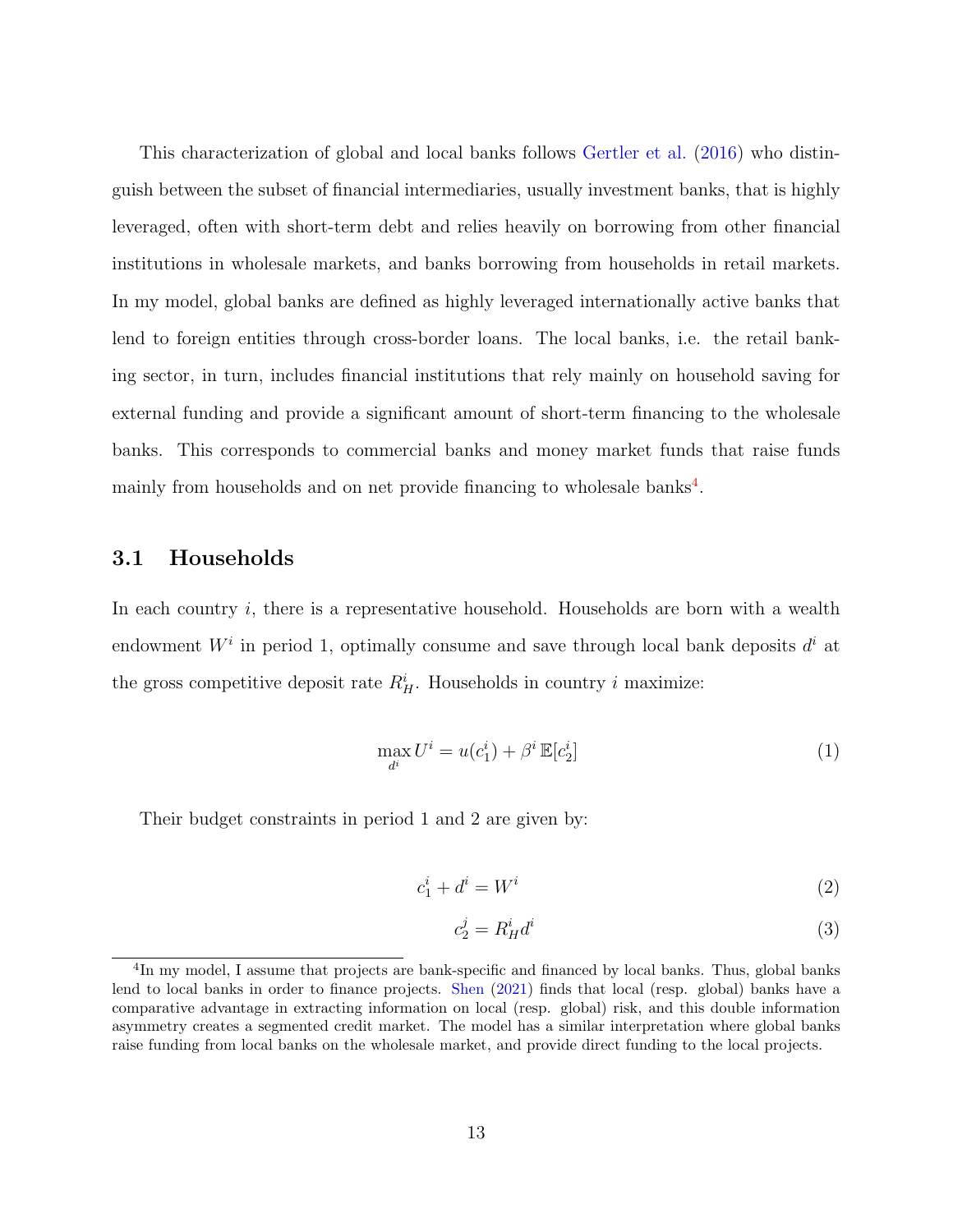This characterization of global and local banks follows Gertler et al. (2016) who distinguish between the subset of financial intermediaries, usually investment banks, that is highly leveraged, often with short-term debt and relies heavily on borrowing from other financial institutions in wholesale markets, and banks borrowing from households in retail markets. In my model, global banks are defined as highly leveraged internationally active banks that lend to foreign entities through cross-border loans. The local banks, i.e. the retail banking sector, in turn, includes financial institutions that rely mainly on household saving for external funding and provide a significant amount of short-term financing to the wholesale banks. This corresponds to commercial banks and money market funds that raise funds mainly from households and on net provide financing to wholesale banks[4].

### 3.1 Households

In each country $i$, there is a representative household. Households are born with a wealth endowment $W^i$ in period 1, optimally consume and save through local bank deposits $d^i$ at the gross competitive deposit rate $R_H^i$. Households in country $i$ maximize:

$$\max_{d^i} U^i = u(c_1^i) + \beta^i \, \mathbb{E}[c_2^i] \tag{1}$$

Their budget constraints in period 1 and 2 are given by:

$$c_1^i + d^i = W^i \tag{2}$$

$$c_2^j = R_H^i d^i \tag{3}$$

[4] In my model, I assume that projects are bank-specific and financed by local banks. Thus, global banks lend to local banks in order to finance projects. Shen (2021) finds that local (resp. global) banks have a comparative advantage in extracting information on local (resp. global) risk, and this double information asymmetry creates a segmented credit market. The model has a similar interpretation where global banks raise funding from local banks on the wholesale market, and provide direct funding to the local projects.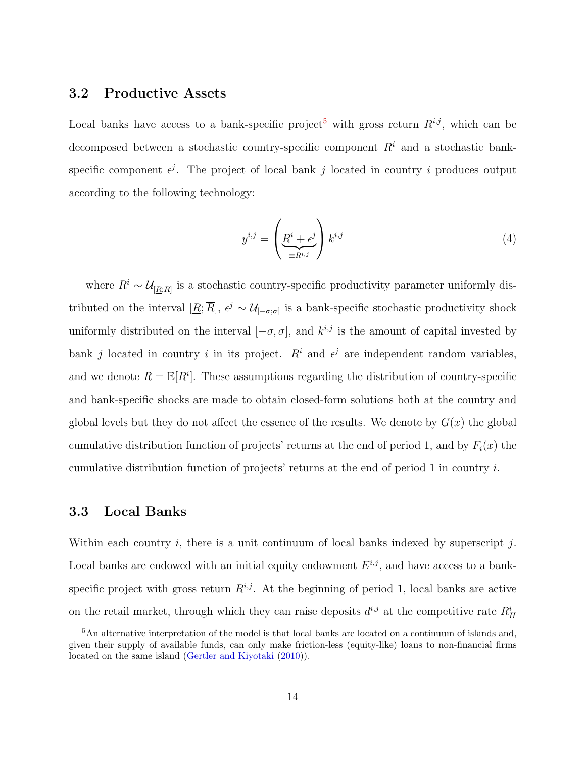### 3.2 Productive Assets

Local banks have access to a bank-specific project[5] with gross return $R^{i,j}$, which can be decomposed between a stochastic country-specific component $R^i$ and a stochastic bank-specific component $\epsilon^j$. The project of local bank $j$ located in country $i$ produces output according to the following technology:

$$y^{i,j} = \left( \underbrace{R^i + \epsilon^j}_{\equiv R^{i,j}} \right) k^{i,j} \tag{4}$$

where $R^i \sim \mathcal{U}_{[\underline{R};\overline{R}]}$ is a stochastic country-specific productivity parameter uniformly distributed on the interval $[\underline{R};\overline{R}]$, $\epsilon^j \sim \mathcal{U}_{[-\sigma;\sigma]}$ is a bank-specific stochastic productivity shock uniformly distributed on the interval $[-\sigma, \sigma]$, and $k^{i,j}$ is the amount of capital invested by bank $j$ located in country $i$ in its project. $R^i$ and $\epsilon^j$ are independent random variables, and we denote $R = \mathbb{E}[R^i]$. These assumptions regarding the distribution of country-specific and bank-specific shocks are made to obtain closed-form solutions both at the country and global levels but they do not affect the essence of the results. We denote by $G(x)$ the global cumulative distribution function of projects' returns at the end of period 1, and by $F_i(x)$ the cumulative distribution function of projects' returns at the end of period 1 in country $i$.

### 3.3 Local Banks

Within each country $i$, there is a unit continuum of local banks indexed by superscript $j$. Local banks are endowed with an initial equity endowment $E^{i,j}$, and have access to a bank-specific project with gross return $R^{i,j}$. At the beginning of period 1, local banks are active on the retail market, through which they can raise deposits $d^{i,j}$ at the competitive rate $R^i_H$

[5] An alternative interpretation of the model is that local banks are located on a continuum of islands and, given their supply of available funds, can only make friction-less (equity-like) loans to non-financial firms located on the same island (Gertler and Kiyotaki (2010)).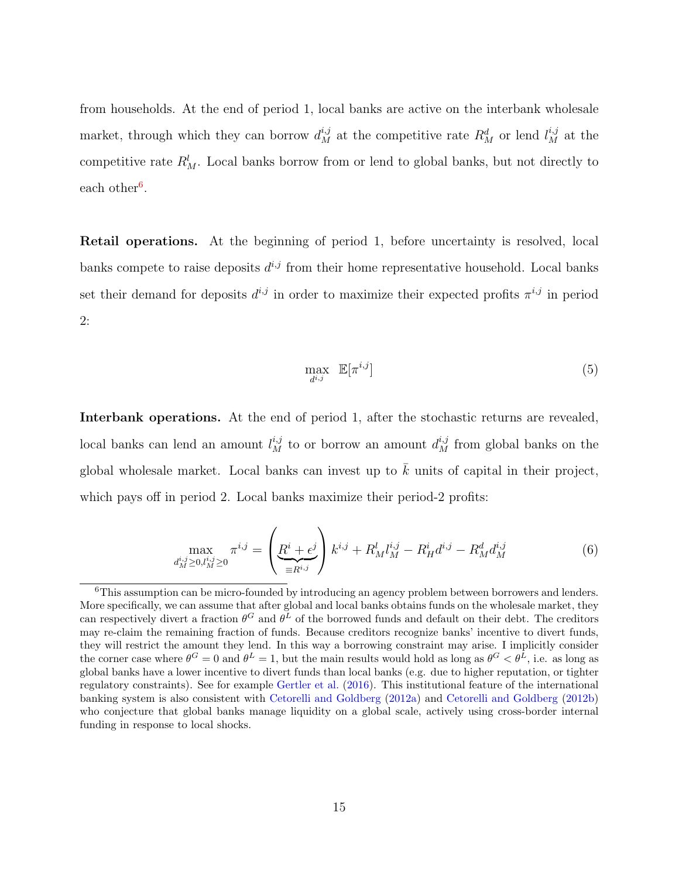from households. At the end of period 1, local banks are active on the interbank wholesale market, through which they can borrow $d_M^{i,j}$ at the competitive rate $R_M^d$ or lend $l_M^{i,j}$ at the competitive rate $R_M^l$. Local banks borrow from or lend to global banks, but not directly to each other[6].

**Retail operations.** At the beginning of period 1, before uncertainty is resolved, local banks compete to raise deposits $d^{i,j}$ from their home representative household. Local banks set their demand for deposits $d^{i,j}$ in order to maximize their expected profits $\pi^{i,j}$ in period 2:

$$\max_{d^{i,j}} \; \mathbb{E}[\pi^{i,j}] \tag{5}$$

**Interbank operations.** At the end of period 1, after the stochastic returns are revealed, local banks can lend an amount $l_M^{i,j}$ to or borrow an amount $d_M^{i,j}$ from global banks on the global wholesale market. Local banks can invest up to $\bar{k}$ units of capital in their project, which pays off in period 2. Local banks maximize their period-2 profits:

$$\max_{d_M^{i,j} \geq 0, l_M^{i,j} \geq 0} \pi^{i,j} = \left( \underbrace{R^i + \epsilon^j}_{\equiv R^{i,j}} \right) k^{i,j} + R_M^l l_M^{i,j} - R_H^i d^{i,j} - R_M^d d_M^{i,j} \tag{6}$$

[6]This assumption can be micro-founded by introducing an agency problem between borrowers and lenders. More specifically, we can assume that after global and local banks obtains funds on the wholesale market, they can respectively divert a fraction $\theta^G$ and $\theta^L$ of the borrowed funds and default on their debt. The creditors may re-claim the remaining fraction of funds. Because creditors recognize banks' incentive to divert funds, they will restrict the amount they lend. In this way a borrowing constraint may arise. I implicitly consider the corner case where $\theta^G = 0$ and $\theta^L = 1$, but the main results would hold as long as $\theta^G < \theta^L$, i.e. as long as global banks have a lower incentive to divert funds than local banks (e.g. due to higher reputation, or tighter regulatory constraints). See for example Gertler et al. (2016). This institutional feature of the international banking system is also consistent with Cetorelli and Goldberg (2012a) and Cetorelli and Goldberg (2012b) who conjecture that global banks manage liquidity on a global scale, actively using cross-border internal funding in response to local shocks.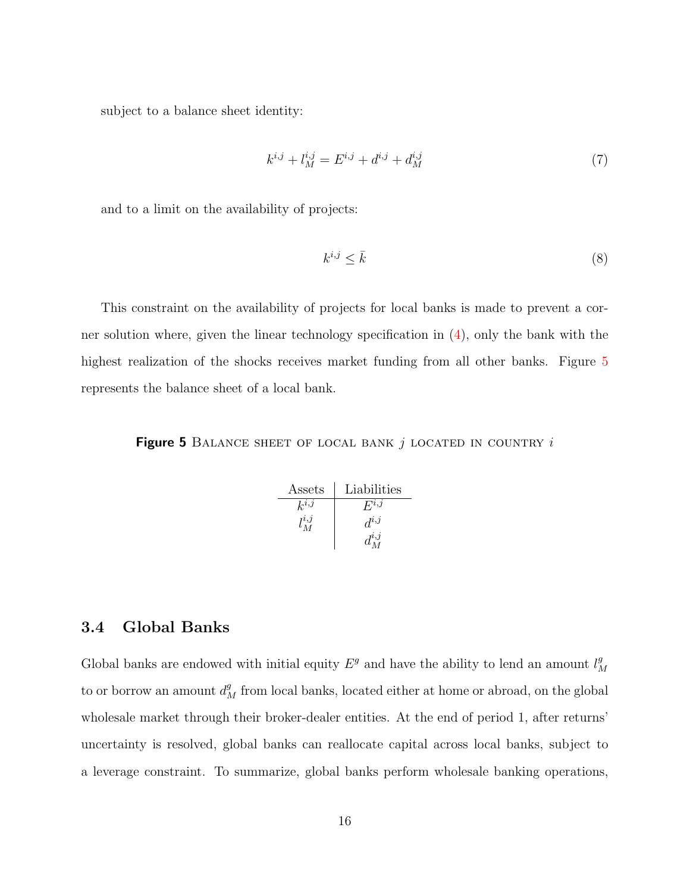subject to a balance sheet identity:

$$k^{i,j} + l_M^{i,j} = E^{i,j} + d^{i,j} + d_M^{i,j} \tag{7}$$

and to a limit on the availability of projects:

$$k^{i,j} \leq \bar{k} \tag{8}$$

This constraint on the availability of projects for local banks is made to prevent a corner solution where, given the linear technology specification in (4), only the bank with the highest realization of the shocks receives market funding from all other banks. Figure 5 represents the balance sheet of a local bank.

**Figure 5** BALANCE SHEET OF LOCAL BANK $j$ LOCATED IN COUNTRY $i$

| Assets | Liabilities |
|---|---|
| $k^{i,j}$ | $E^{i,j}$ |
| $l_M^{i,j}$ | $d^{i,j}$ |
| | $d_M^{i,j}$ |

## 3.4 Global Banks

Global banks are endowed with initial equity $E^g$ and have the ability to lend an amount $l_M^g$ to or borrow an amount $d_M^g$ from local banks, located either at home or abroad, on the global wholesale market through their broker-dealer entities. At the end of period 1, after returns' uncertainty is resolved, global banks can reallocate capital across local banks, subject to a leverage constraint. To summarize, global banks perform wholesale banking operations,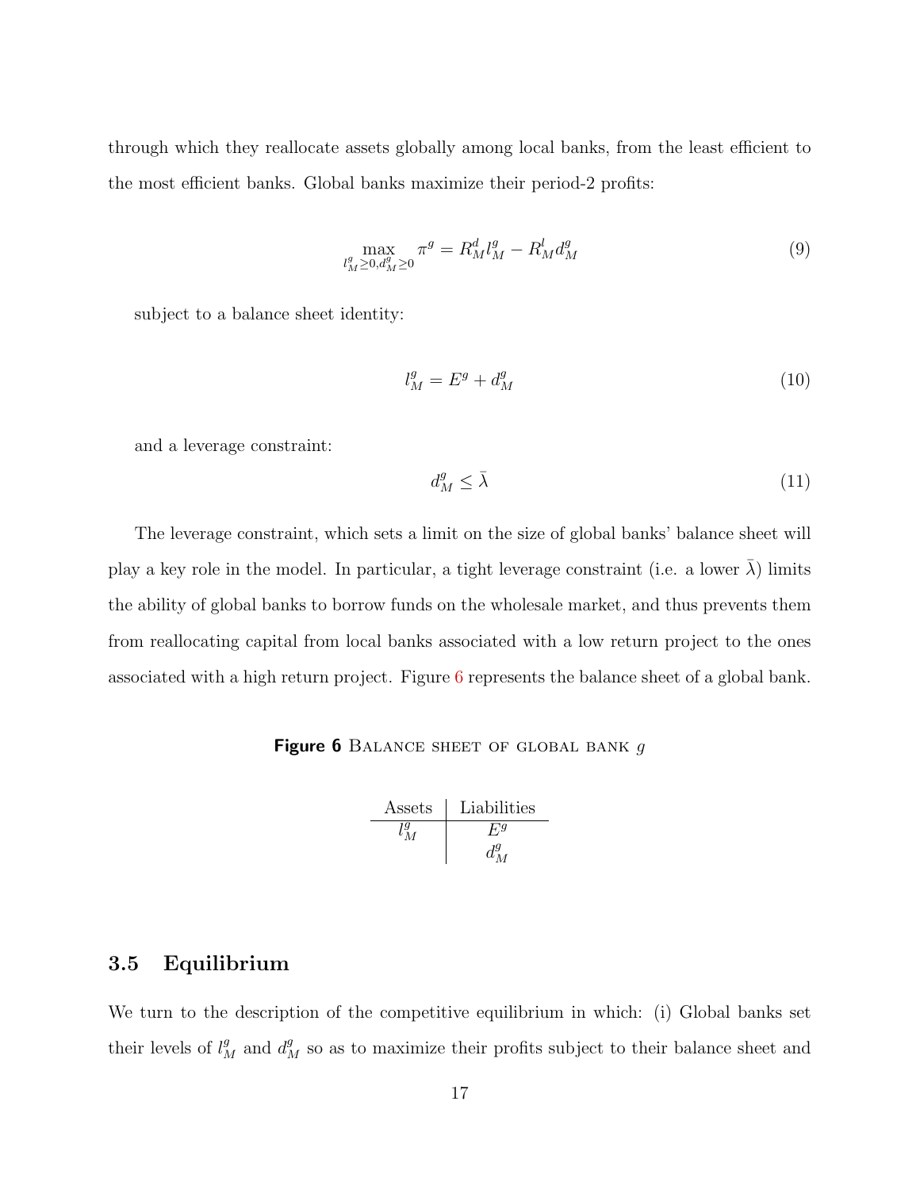through which they reallocate assets globally among local banks, from the least efficient to the most efficient banks. Global banks maximize their period-2 profits:

$$\max_{l^g_M \geq 0, d^g_M \geq 0} \pi^g = R^d_M l^g_M - R^l_M d^g_M \tag{9}$$

subject to a balance sheet identity:

$$l^g_M = E^g + d^g_M \tag{10}$$

and a leverage constraint:

$$d^g_M \leq \bar{\lambda} \tag{11}$$

The leverage constraint, which sets a limit on the size of global banks' balance sheet will play a key role in the model. In particular, a tight leverage constraint (i.e. a lower $\bar{\lambda}$) limits the ability of global banks to borrow funds on the wholesale market, and thus prevents them from reallocating capital from local banks associated with a low return project to the ones associated with a high return project. Figure 6 represents the balance sheet of a global bank.

**Figure 6** BALANCE SHEET OF GLOBAL BANK $g$

| Assets | Liabilities |
|---|---|
| $l^g_M$ | $E^g$ |
| | $d^g_M$ |

## 3.5 Equilibrium

We turn to the description of the competitive equilibrium in which: (i) Global banks set their levels of $l^g_M$ and $d^g_M$ so as to maximize their profits subject to their balance sheet and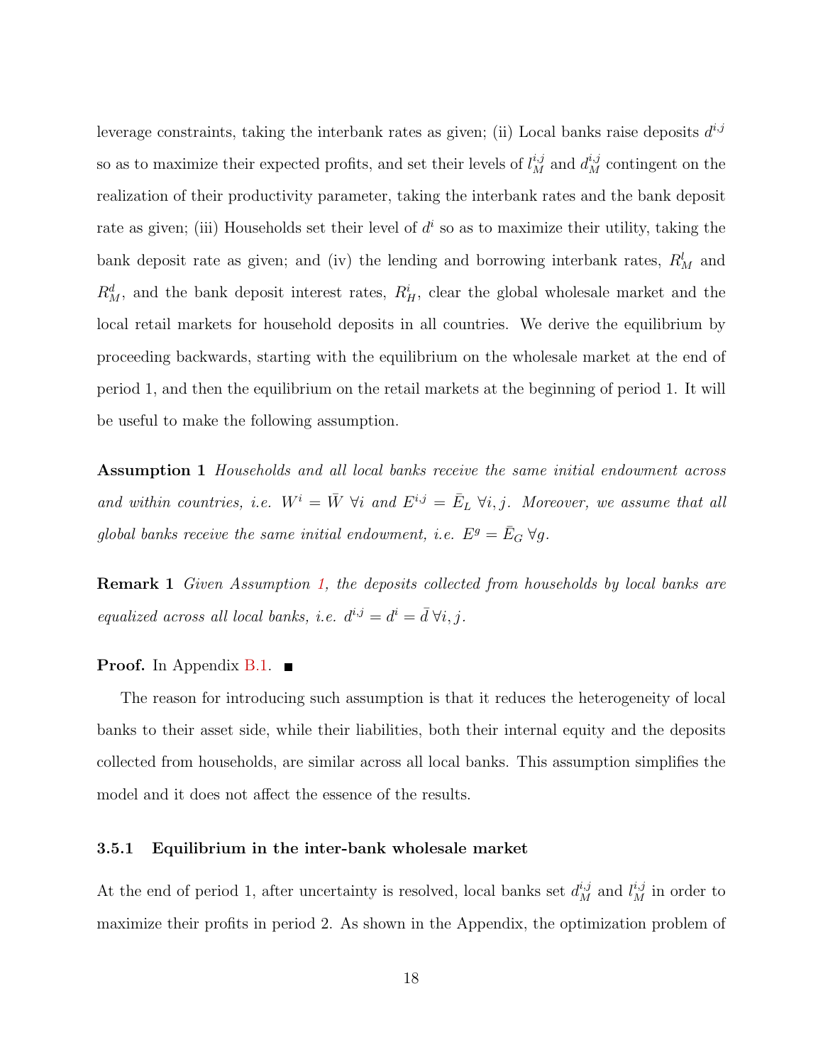leverage constraints, taking the interbank rates as given; (ii) Local banks raise deposits $d^{i,j}$ so as to maximize their expected profits, and set their levels of $l_M^{i,j}$ and $d_M^{i,j}$ contingent on the realization of their productivity parameter, taking the interbank rates and the bank deposit rate as given; (iii) Households set their level of $d^i$ so as to maximize their utility, taking the bank deposit rate as given; and (iv) the lending and borrowing interbank rates, $R_M^l$ and $R_M^d$, and the bank deposit interest rates, $R_H^i$, clear the global wholesale market and the local retail markets for household deposits in all countries. We derive the equilibrium by proceeding backwards, starting with the equilibrium on the wholesale market at the end of period 1, and then the equilibrium on the retail markets at the beginning of period 1. It will be useful to make the following assumption.

**Assumption 1** *Households and all local banks receive the same initial endowment across and within countries, i.e.* $W^i = \bar{W}\ \forall i$ *and* $E^{i,j} = \bar{E}_L\ \forall i, j$. *Moreover, we assume that all global banks receive the same initial endowment, i.e.* $E^g = \bar{E}_G\ \forall g$.

**Remark 1** *Given Assumption 1, the deposits collected from households by local banks are equalized across all local banks, i.e.* $d^{i,j} = d^i = \bar{d}\ \forall i, j$.

**Proof.** In Appendix B.1. ■

The reason for introducing such assumption is that it reduces the heterogeneity of local banks to their asset side, while their liabilities, both their internal equity and the deposits collected from households, are similar across all local banks. This assumption simplifies the model and it does not affect the essence of the results.

### 3.5.1 Equilibrium in the inter-bank wholesale market

At the end of period 1, after uncertainty is resolved, local banks set $d_M^{i,j}$ and $l_M^{i,j}$ in order to maximize their profits in period 2. As shown in the Appendix, the optimization problem of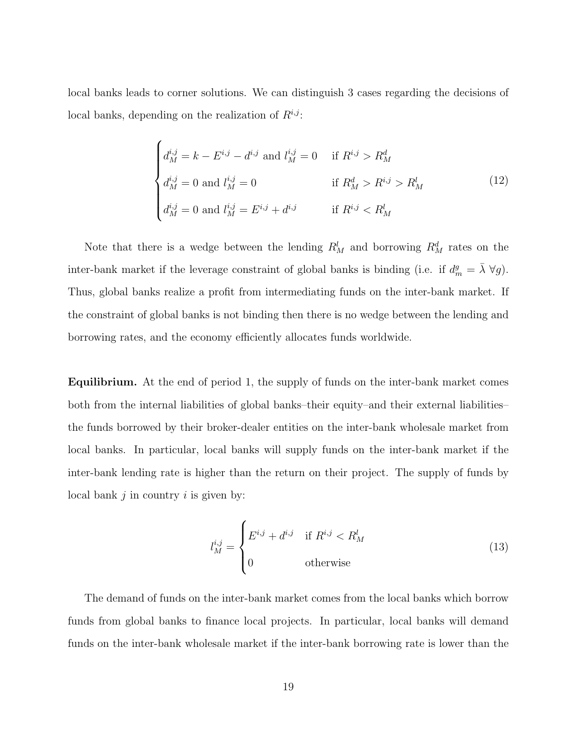local banks leads to corner solutions. We can distinguish 3 cases regarding the decisions of local banks, depending on the realization of $R^{i,j}$:

$$
\begin{cases}
d_M^{i,j} = k - E^{i,j} - d^{i,j} \text{ and } l_M^{i,j} = 0 & \text{if } R^{i,j} > R_M^d \\
d_M^{i,j} = 0 \text{ and } l_M^{i,j} = 0 & \text{if } R_M^d > R^{i,j} > R_M^l \\
d_M^{i,j} = 0 \text{ and } l_M^{i,j} = E^{i,j} + d^{i,j} & \text{if } R^{i,j} < R_M^l
\end{cases}
\tag{12}
$$

Note that there is a wedge between the lending $R_M^l$ and borrowing $R_M^d$ rates on the inter-bank market if the leverage constraint of global banks is binding (i.e. if $d_m^g = \bar{\lambda} \; \forall g$). Thus, global banks realize a profit from intermediating funds on the inter-bank market. If the constraint of global banks is not binding then there is no wedge between the lending and borrowing rates, and the economy efficiently allocates funds worldwide.

**Equilibrium.** At the end of period 1, the supply of funds on the inter-bank market comes both from the internal liabilities of global banks–their equity–and their external liabilities–the funds borrowed by their broker-dealer entities on the inter-bank wholesale market from local banks. In particular, local banks will supply funds on the inter-bank market if the inter-bank lending rate is higher than the return on their project. The supply of funds by local bank $j$ in country $i$ is given by:

$$
l_M^{i,j} =
\begin{cases}
E^{i,j} + d^{i,j} & \text{if } R^{i,j} < R_M^l \\
0 & \text{otherwise}
\end{cases}
\tag{13}
$$

The demand of funds on the inter-bank market comes from the local banks which borrow funds from global banks to finance local projects. In particular, local banks will demand funds on the inter-bank wholesale market if the inter-bank borrowing rate is lower than the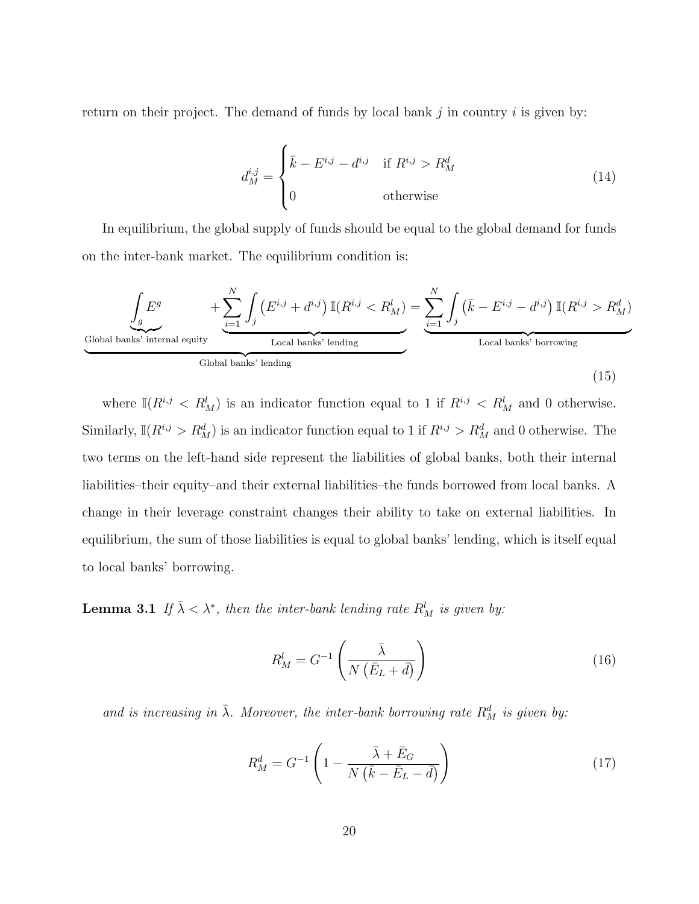return on their project. The demand of funds by local bank $j$ in country $i$ is given by:

$$d_M^{i,j} = \begin{cases} \bar{k} - E^{i,j} - d^{i,j} & \text{if } R^{i,j} > R_M^d \\ 0 & \text{otherwise} \end{cases} \tag{14}$$

In equilibrium, the global supply of funds should be equal to the global demand for funds on the inter-bank market. The equilibrium condition is:

$$\underbrace{\underbrace{\int_g E^g}_{\text{Global banks' internal equity}} + \underbrace{\sum_{i=1}^{N} \int_j \left(E^{i,j} + d^{i,j}\right) \mathbb{I}(R^{i,j} < R_M^l)}_{\text{Local banks' lending}}}_{\text{Global banks' lending}} = \underbrace{\sum_{i=1}^{N} \int_j \left(\bar{k} - E^{i,j} - d^{i,j}\right) \mathbb{I}(R^{i,j} > R_M^d)}_{\text{Local banks' borrowing}} \tag{15}$$

where $\mathbb{I}(R^{i,j} < R_M^l)$ is an indicator function equal to 1 if $R^{i,j} < R_M^l$ and 0 otherwise. Similarly, $\mathbb{I}(R^{i,j} > R_M^d)$ is an indicator function equal to 1 if $R^{i,j} > R_M^d$ and 0 otherwise. The two terms on the left-hand side represent the liabilities of global banks, both their internal liabilities–their equity–and their external liabilities–the funds borrowed from local banks. A change in their leverage constraint changes their ability to take on external liabilities. In equilibrium, the sum of those liabilities is equal to global banks' lending, which is itself equal to local banks' borrowing.

**Lemma 3.1** *If $\bar{\lambda} < \lambda^*$, then the inter-bank lending rate $R_M^l$ is given by:*

$$R_M^l = G^{-1}\left(\frac{\bar{\lambda}}{N\left(\bar{E}_L + \bar{d}\right)}\right) \tag{16}$$

*and is increasing in $\bar{\lambda}$. Moreover, the inter-bank borrowing rate $R_M^d$ is given by:*

$$R_M^d = G^{-1}\left(1 - \frac{\bar{\lambda} + \bar{E}_G}{N\left(\bar{k} - \bar{E}_L - \bar{d}\right)}\right) \tag{17}$$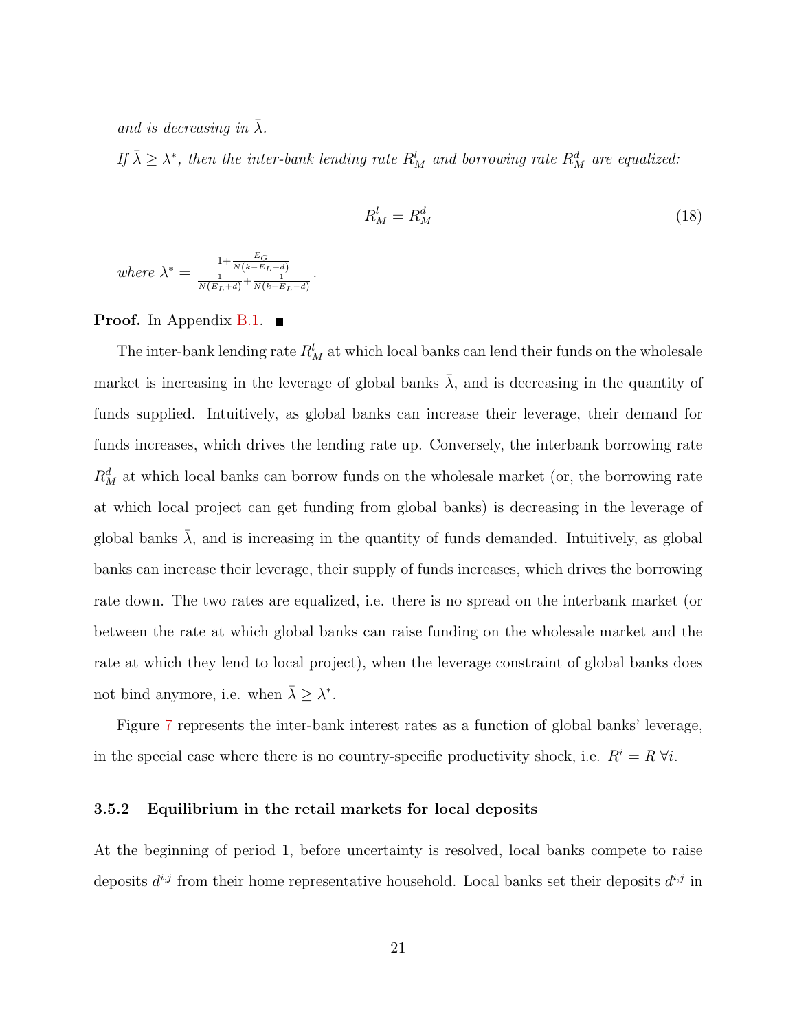*and is decreasing in $\bar{\lambda}$.*

*If $\bar{\lambda} \geq \lambda^*$, then the inter-bank lending rate $R_M^l$ and borrowing rate $R_M^d$ are equalized:*

$$R_M^l = R_M^d \tag{18}$$

*where* $\lambda^* = \frac{1+\frac{E_G}{N(k-E_L-d)}}{\frac{1}{N(E_L+d)}+\frac{1}{N(k-E_L-d)}}$.

**Proof.** In Appendix B.1. ∎

The inter-bank lending rate $R_M^l$ at which local banks can lend their funds on the wholesale market is increasing in the leverage of global banks $\bar{\lambda}$, and is decreasing in the quantity of funds supplied. Intuitively, as global banks can increase their leverage, their demand for funds increases, which drives the lending rate up. Conversely, the interbank borrowing rate $R_M^d$ at which local banks can borrow funds on the wholesale market (or, the borrowing rate at which local project can get funding from global banks) is decreasing in the leverage of global banks $\bar{\lambda}$, and is increasing in the quantity of funds demanded. Intuitively, as global banks can increase their leverage, their supply of funds increases, which drives the borrowing rate down. The two rates are equalized, i.e. there is no spread on the interbank market (or between the rate at which global banks can raise funding on the wholesale market and the rate at which they lend to local project), when the leverage constraint of global banks does not bind anymore, i.e. when $\bar{\lambda} \geq \lambda^*$.

Figure 7 represents the inter-bank interest rates as a function of global banks' leverage, in the special case where there is no country-specific productivity shock, i.e. $R^i = R \; \forall i$.

### 3.5.2 Equilibrium in the retail markets for local deposits

At the beginning of period 1, before uncertainty is resolved, local banks compete to raise deposits $d^{i,j}$ from their home representative household. Local banks set their deposits $d^{i,j}$ in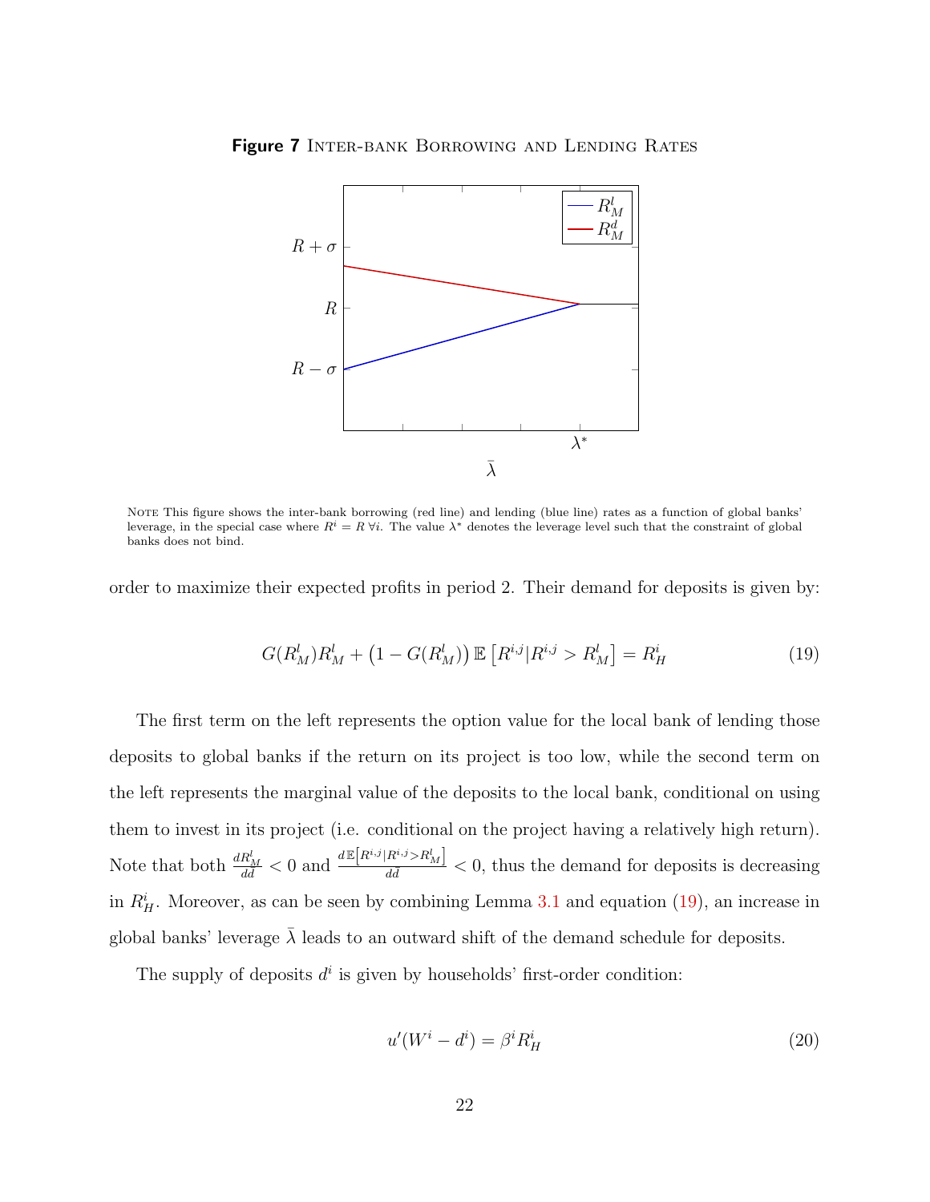**Figure 7** Inter-bank Borrowing and Lending Rates

NOTE This figure shows the inter-bank borrowing (red line) and lending (blue line) rates as a function of global banks' leverage, in the special case where $R^i = R \; \forall i$. The value $\lambda^*$ denotes the leverage level such that the constraint of global banks does not bind.

order to maximize their expected profits in period 2. Their demand for deposits is given by:

$$G(R_M^l)R_M^l + \left(1 - G(R_M^l)\right) \mathbb{E}\left[R^{i,j}|R^{i,j} > R_M^l\right] = R_H^i \tag{19}$$

The first term on the left represents the option value for the local bank of lending those deposits to global banks if the return on its project is too low, while the second term on the left represents the marginal value of the deposits to the local bank, conditional on using them to invest in its project (i.e. conditional on the project having a relatively high return). Note that both $\frac{dR_M^l}{dd} < 0$ and $\frac{d\mathbb{E}\left[R^{i,j}|R^{i,j}>R_M^l\right]}{dd} < 0$, thus the demand for deposits is decreasing in $R_H^i$. Moreover, as can be seen by combining Lemma 3.1 and equation (19), an increase in global banks' leverage $\bar{\lambda}$ leads to an outward shift of the demand schedule for deposits.

The supply of deposits $d^i$ is given by households' first-order condition:

$$u'(W^i - d^i) = \beta^i R_H^i \tag{20}$$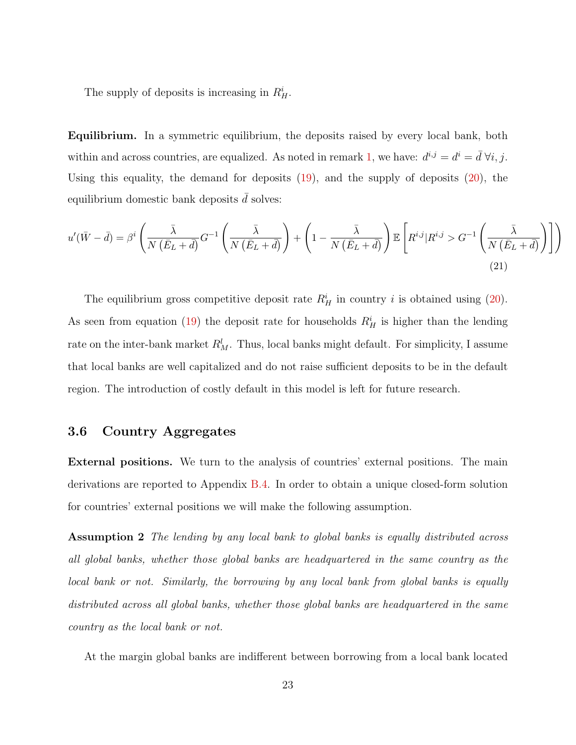The supply of deposits is increasing in $R_H^i$.

**Equilibrium.** In a symmetric equilibrium, the deposits raised by every local bank, both within and across countries, are equalized. As noted in remark 1, we have: $d^{i,j} = d^i = \bar{d} \; \forall i, j$. Using this equality, the demand for deposits (19), and the supply of deposits (20), the equilibrium domestic bank deposits $\bar{d}$ solves:

$$u'(\bar{W} - \bar{d}) = \beta^i \left( \frac{\bar{\lambda}}{N\left(\bar{E}_L + \bar{d}\right)} G^{-1}\left(\frac{\bar{\lambda}}{N\left(\bar{E}_L + \bar{d}\right)}\right) + \left(1 - \frac{\bar{\lambda}}{N\left(\bar{E}_L + \bar{d}\right)}\right) \mathbb{E}\left[R^{i,j} | R^{i,j} > G^{-1}\left(\frac{\bar{\lambda}}{N\left(\bar{E}_L + \bar{d}\right)}\right)\right]\right) \tag{21}$$

The equilibrium gross competitive deposit rate $R_H^i$ in country $i$ is obtained using (20). As seen from equation (19) the deposit rate for households $R_H^i$ is higher than the lending rate on the inter-bank market $R_M^l$. Thus, local banks might default. For simplicity, I assume that local banks are well capitalized and do not raise sufficient deposits to be in the default region. The introduction of costly default in this model is left for future research.

### 3.6 Country Aggregates

**External positions.** We turn to the analysis of countries' external positions. The main derivations are reported to Appendix B.4. In order to obtain a unique closed-form solution for countries' external positions we will make the following assumption.

**Assumption 2** *The lending by any local bank to global banks is equally distributed across all global banks, whether those global banks are headquartered in the same country as the local bank or not. Similarly, the borrowing by any local bank from global banks is equally distributed across all global banks, whether those global banks are headquartered in the same country as the local bank or not.*

At the margin global banks are indifferent between borrowing from a local bank located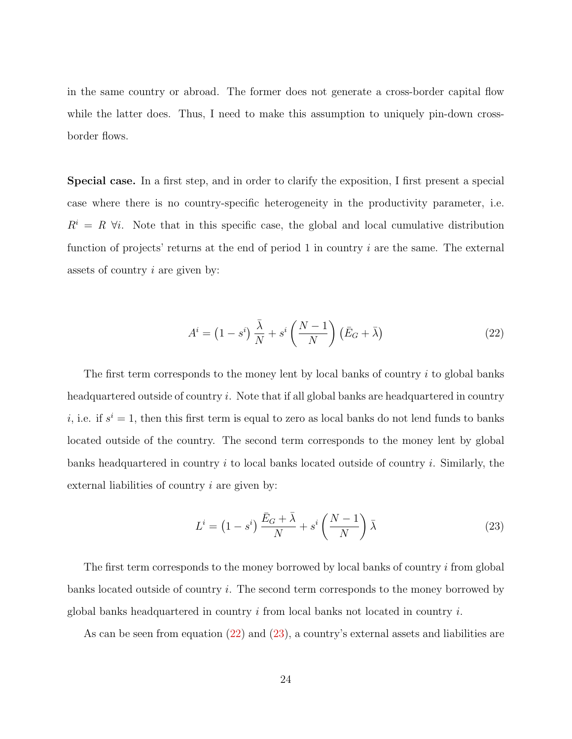in the same country or abroad. The former does not generate a cross-border capital flow while the latter does. Thus, I need to make this assumption to uniquely pin-down cross-border flows.

**Special case.** In a first step, and in order to clarify the exposition, I first present a special case where there is no country-specific heterogeneity in the productivity parameter, i.e. $R^i = R \ \forall i$. Note that in this specific case, the global and local cumulative distribution function of projects' returns at the end of period 1 in country $i$ are the same. The external assets of country $i$ are given by:

$$A^i = \left(1 - s^i\right) \frac{\bar{\lambda}}{N} + s^i \left(\frac{N-1}{N}\right) \left(\bar{E}_G + \bar{\lambda}\right) \tag{22}$$

The first term corresponds to the money lent by local banks of country $i$ to global banks headquartered outside of country $i$. Note that if all global banks are headquartered in country $i$, i.e. if $s^i = 1$, then this first term is equal to zero as local banks do not lend funds to banks located outside of the country. The second term corresponds to the money lent by global banks headquartered in country $i$ to local banks located outside of country $i$. Similarly, the external liabilities of country $i$ are given by:

$$L^i = \left(1 - s^i\right) \frac{\bar{E}_G + \bar{\lambda}}{N} + s^i \left(\frac{N-1}{N}\right) \bar{\lambda} \tag{23}$$

The first term corresponds to the money borrowed by local banks of country $i$ from global banks located outside of country $i$. The second term corresponds to the money borrowed by global banks headquartered in country $i$ from local banks not located in country $i$.

As can be seen from equation (22) and (23), a country's external assets and liabilities are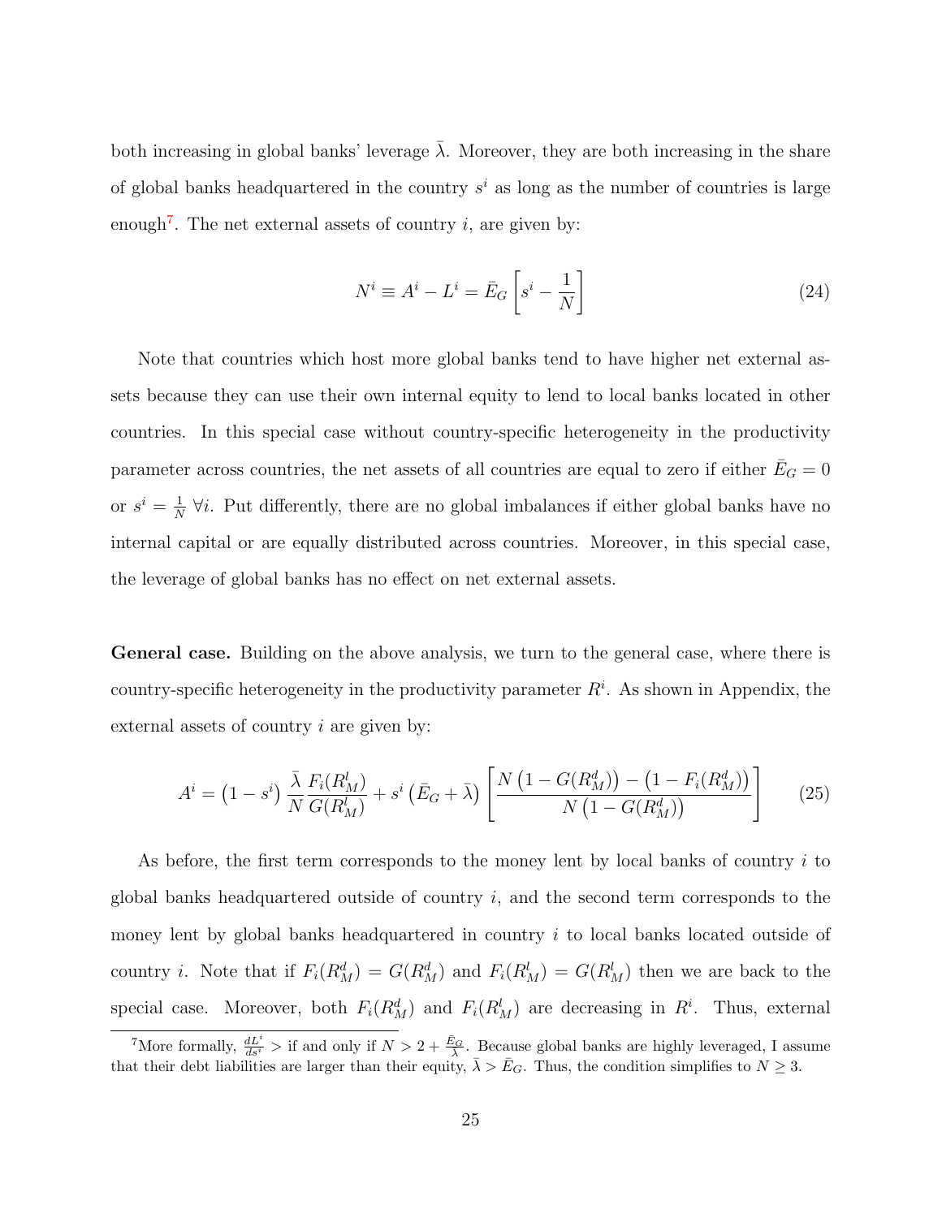both increasing in global banks' leverage $\bar{\lambda}$. Moreover, they are both increasing in the share of global banks headquartered in the country $s^i$ as long as the number of countries is large enough[7]. The net external assets of country $i$, are given by:

$$N^i \equiv A^i - L^i = \bar{E}_G \left[ s^i - \frac{1}{N} \right] \tag{24}$$

Note that countries which host more global banks tend to have higher net external assets because they can use their own internal equity to lend to local banks located in other countries. In this special case without country-specific heterogeneity in the productivity parameter across countries, the net assets of all countries are equal to zero if either $\bar{E}_G = 0$ or $s^i = \frac{1}{N}$ $\forall i$. Put differently, there are no global imbalances if either global banks have no internal capital or are equally distributed across countries. Moreover, in this special case, the leverage of global banks has no effect on net external assets.

**General case.** Building on the above analysis, we turn to the general case, where there is country-specific heterogeneity in the productivity parameter $R^i$. As shown in Appendix, the external assets of country $i$ are given by:

$$A^i = \left(1 - s^i\right) \frac{\bar{\lambda}}{N} \frac{F_i(R_M^l)}{G(R_M^l)} + s^i \left(\bar{E}_G + \bar{\lambda}\right) \left[ \frac{N\left(1 - G(R_M^d)\right) - \left(1 - F_i(R_M^d)\right)}{N\left(1 - G(R_M^d)\right)} \right] \tag{25}$$

As before, the first term corresponds to the money lent by local banks of country $i$ to global banks headquartered outside of country $i$, and the second term corresponds to the money lent by global banks headquartered in country $i$ to local banks located outside of country $i$. Note that if $F_i(R_M^d) = G(R_M^d)$ and $F_i(R_M^l) = G(R_M^l)$ then we are back to the special case. Moreover, both $F_i(R_M^d)$ and $F_i(R_M^l)$ are decreasing in $R^i$. Thus, external

[7]More formally, $\frac{dL^i}{ds^i} >$ if and only if $N > 2 + \frac{\bar{E}_G}{\bar{\lambda}}$. Because global banks are highly leveraged, I assume that their debt liabilities are larger than their equity, $\bar{\lambda} > \bar{E}_G$. Thus, the condition simplifies to $N \geq 3$.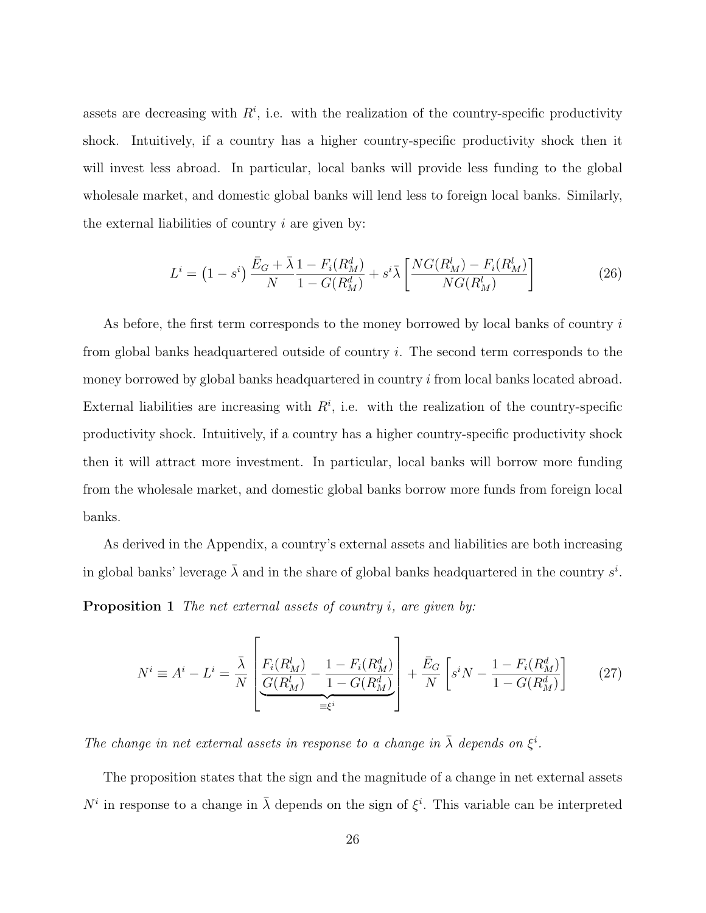assets are decreasing with $R^i$, i.e. with the realization of the country-specific productivity shock. Intuitively, if a country has a higher country-specific productivity shock then it will invest less abroad. In particular, local banks will provide less funding to the global wholesale market, and domestic global banks will lend less to foreign local banks. Similarly, the external liabilities of country $i$ are given by:

$$L^i = \left(1 - s^i\right) \frac{\bar{E}_G + \bar{\lambda}}{N} \frac{1 - F_i(R_M^d)}{1 - G(R_M^d)} + s^i \bar{\lambda} \left[ \frac{NG(R_M^l) - F_i(R_M^l)}{NG(R_M^l)} \right] \tag{26}$$

As before, the first term corresponds to the money borrowed by local banks of country $i$ from global banks headquartered outside of country $i$. The second term corresponds to the money borrowed by global banks headquartered in country $i$ from local banks located abroad. External liabilities are increasing with $R^i$, i.e. with the realization of the country-specific productivity shock. Intuitively, if a country has a higher country-specific productivity shock then it will attract more investment. In particular, local banks will borrow more funding from the wholesale market, and domestic global banks borrow more funds from foreign local banks.

As derived in the Appendix, a country's external assets and liabilities are both increasing in global banks' leverage $\bar{\lambda}$ and in the share of global banks headquartered in the country $s^i$.

**Proposition 1** *The net external assets of country $i$, are given by:*

$$N^i \equiv A^i - L^i = \frac{\bar{\lambda}}{N} \left[ \underbrace{\frac{F_i(R_M^l)}{G(R_M^l)} - \frac{1 - F_i(R_M^d)}{1 - G(R_M^d)}}_{\equiv \xi^i} \right] + \frac{\bar{E}_G}{N} \left[ s^i N - \frac{1 - F_i(R_M^d)}{1 - G(R_M^d)} \right] \tag{27}$$

*The change in net external assets in response to a change in $\bar{\lambda}$ depends on $\xi^i$.*

The proposition states that the sign and the magnitude of a change in net external assets $N^i$ in response to a change in $\bar{\lambda}$ depends on the sign of $\xi^i$. This variable can be interpreted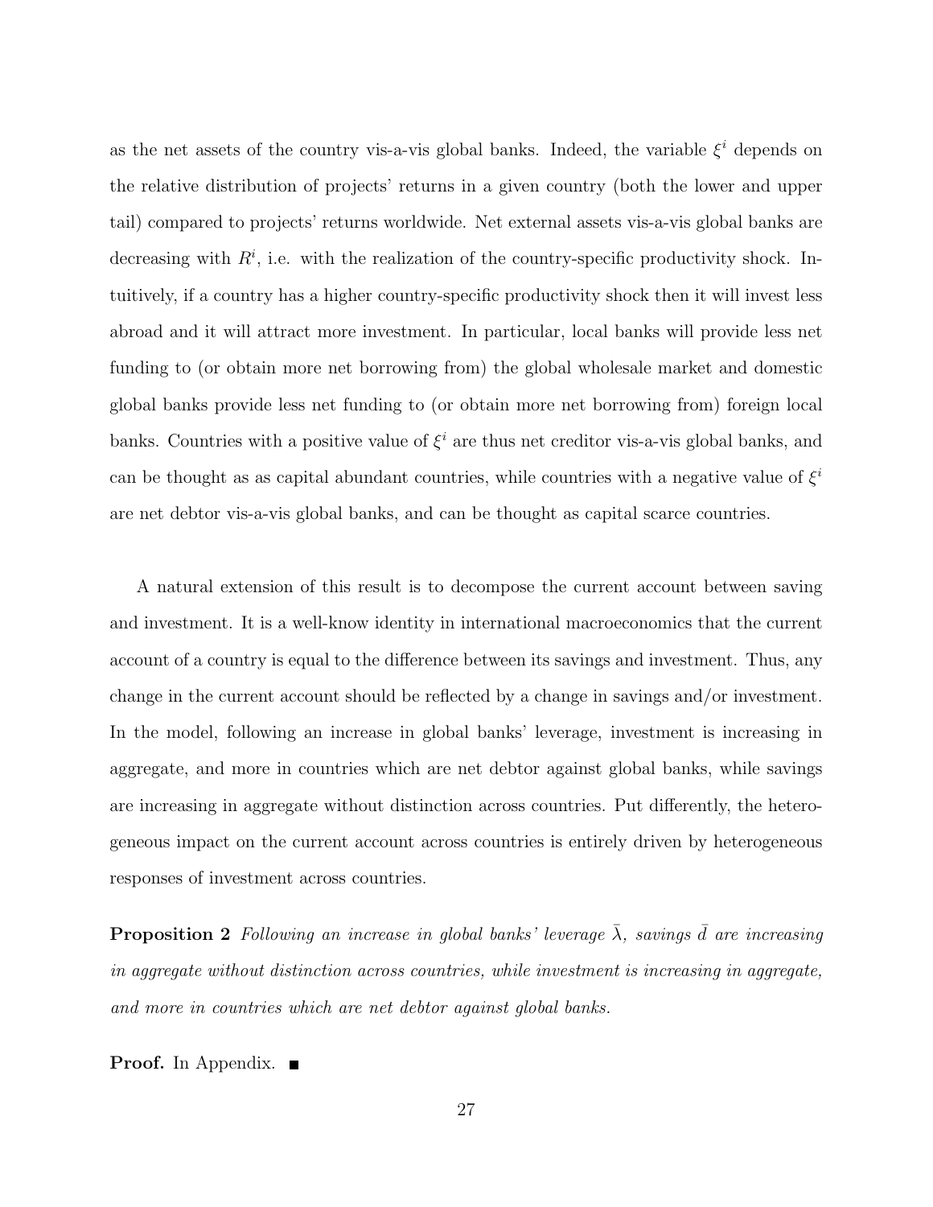as the net assets of the country vis-a-vis global banks. Indeed, the variable $\xi^i$ depends on the relative distribution of projects' returns in a given country (both the lower and upper tail) compared to projects' returns worldwide. Net external assets vis-a-vis global banks are decreasing with $R^i$, i.e. with the realization of the country-specific productivity shock. Intuitively, if a country has a higher country-specific productivity shock then it will invest less abroad and it will attract more investment. In particular, local banks will provide less net funding to (or obtain more net borrowing from) the global wholesale market and domestic global banks provide less net funding to (or obtain more net borrowing from) foreign local banks. Countries with a positive value of $\xi^i$ are thus net creditor vis-a-vis global banks, and can be thought as as capital abundant countries, while countries with a negative value of $\xi^i$ are net debtor vis-a-vis global banks, and can be thought as capital scarce countries.

A natural extension of this result is to decompose the current account between saving and investment. It is a well-know identity in international macroeconomics that the current account of a country is equal to the difference between its savings and investment. Thus, any change in the current account should be reflected by a change in savings and/or investment. In the model, following an increase in global banks' leverage, investment is increasing in aggregate, and more in countries which are net debtor against global banks, while savings are increasing in aggregate without distinction across countries. Put differently, the heterogeneous impact on the current account across countries is entirely driven by heterogeneous responses of investment across countries.

**Proposition 2** *Following an increase in global banks' leverage $\bar{\lambda}$, savings $\bar{d}$ are increasing in aggregate without distinction across countries, while investment is increasing in aggregate, and more in countries which are net debtor against global banks.*

**Proof.** In Appendix. ■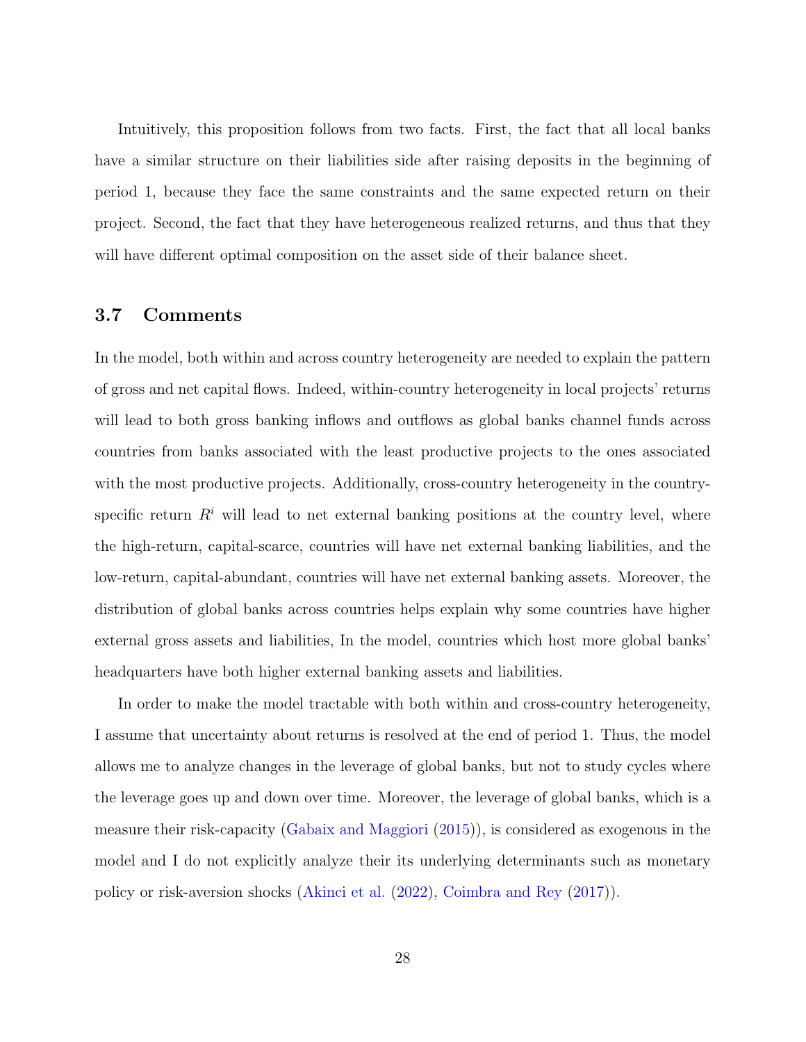Intuitively, this proposition follows from two facts. First, the fact that all local banks have a similar structure on their liabilities side after raising deposits in the beginning of period 1, because they face the same constraints and the same expected return on their project. Second, the fact that they have heterogeneous realized returns, and thus that they will have different optimal composition on the asset side of their balance sheet.

### 3.7 Comments

In the model, both within and across country heterogeneity are needed to explain the pattern of gross and net capital flows. Indeed, within-country heterogeneity in local projects' returns will lead to both gross banking inflows and outflows as global banks channel funds across countries from banks associated with the least productive projects to the ones associated with the most productive projects. Additionally, cross-country heterogeneity in the country-specific return $R^i$ will lead to net external banking positions at the country level, where the high-return, capital-scarce, countries will have net external banking liabilities, and the low-return, capital-abundant, countries will have net external banking assets. Moreover, the distribution of global banks across countries helps explain why some countries have higher external gross assets and liabilities, In the model, countries which host more global banks' headquarters have both higher external banking assets and liabilities.

In order to make the model tractable with both within and cross-country heterogeneity, I assume that uncertainty about returns is resolved at the end of period 1. Thus, the model allows me to analyze changes in the leverage of global banks, but not to study cycles where the leverage goes up and down over time. Moreover, the leverage of global banks, which is a measure their risk-capacity (Gabaix and Maggiori (2015)), is considered as exogenous in the model and I do not explicitly analyze their its underlying determinants such as monetary policy or risk-aversion shocks (Akinci et al. (2022), Coimbra and Rey (2017)).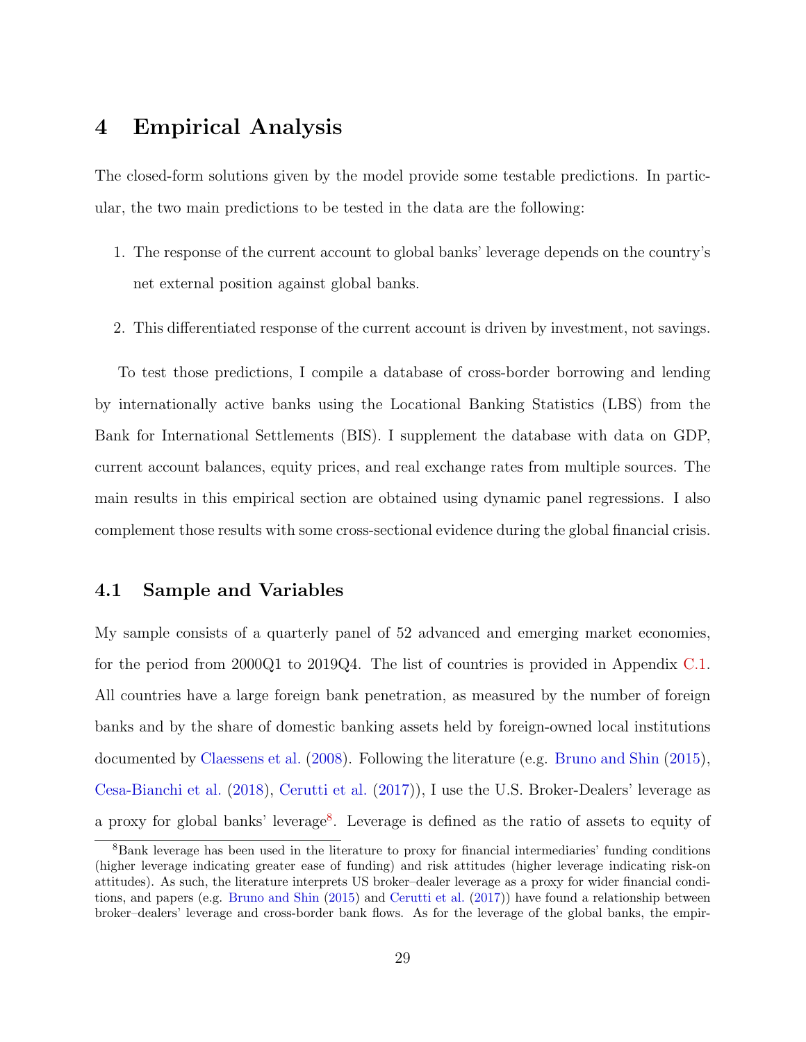# 4 Empirical Analysis

The closed-form solutions given by the model provide some testable predictions. In particular, the two main predictions to be tested in the data are the following:

1. The response of the current account to global banks' leverage depends on the country's net external position against global banks.
2. This differentiated response of the current account is driven by investment, not savings.

To test those predictions, I compile a database of cross-border borrowing and lending by internationally active banks using the Locational Banking Statistics (LBS) from the Bank for International Settlements (BIS). I supplement the database with data on GDP, current account balances, equity prices, and real exchange rates from multiple sources. The main results in this empirical section are obtained using dynamic panel regressions. I also complement those results with some cross-sectional evidence during the global financial crisis.

## 4.1 Sample and Variables

My sample consists of a quarterly panel of 52 advanced and emerging market economies, for the period from 2000Q1 to 2019Q4. The list of countries is provided in Appendix C.1. All countries have a large foreign bank penetration, as measured by the number of foreign banks and by the share of domestic banking assets held by foreign-owned local institutions documented by Claessens et al. (2008). Following the literature (e.g. Bruno and Shin (2015), Cesa-Bianchi et al. (2018), Cerutti et al. (2017)), I use the U.S. Broker-Dealers' leverage as a proxy for global banks' leverage[8]. Leverage is defined as the ratio of assets to equity of

[8] Bank leverage has been used in the literature to proxy for financial intermediaries' funding conditions (higher leverage indicating greater ease of funding) and risk attitudes (higher leverage indicating risk-on attitudes). As such, the literature interprets US broker–dealer leverage as a proxy for wider financial conditions, and papers (e.g. Bruno and Shin (2015) and Cerutti et al. (2017)) have found a relationship between broker–dealers' leverage and cross-border bank flows. As for the leverage of the global banks, the empir-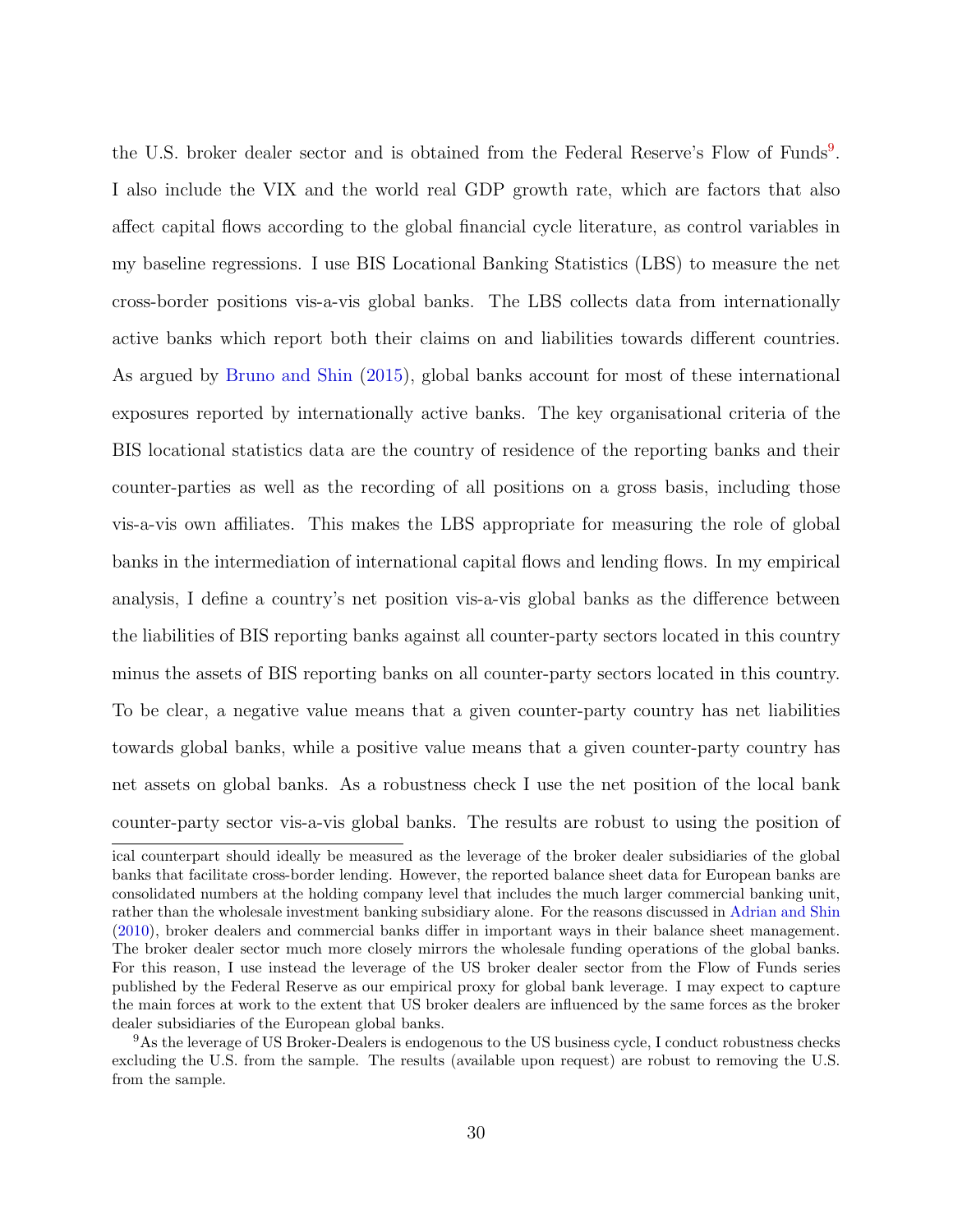the U.S. broker dealer sector and is obtained from the Federal Reserve's Flow of Funds[9]. I also include the VIX and the world real GDP growth rate, which are factors that also affect capital flows according to the global financial cycle literature, as control variables in my baseline regressions. I use BIS Locational Banking Statistics (LBS) to measure the net cross-border positions vis-a-vis global banks. The LBS collects data from internationally active banks which report both their claims on and liabilities towards different countries. As argued by Bruno and Shin (2015), global banks account for most of these international exposures reported by internationally active banks. The key organisational criteria of the BIS locational statistics data are the country of residence of the reporting banks and their counter-parties as well as the recording of all positions on a gross basis, including those vis-a-vis own affiliates. This makes the LBS appropriate for measuring the role of global banks in the intermediation of international capital flows and lending flows. In my empirical analysis, I define a country's net position vis-a-vis global banks as the difference between the liabilities of BIS reporting banks against all counter-party sectors located in this country minus the assets of BIS reporting banks on all counter-party sectors located in this country. To be clear, a negative value means that a given counter-party country has net liabilities towards global banks, while a positive value means that a given counter-party country has net assets on global banks. As a robustness check I use the net position of the local bank counter-party sector vis-a-vis global banks. The results are robust to using the position of

ical counterpart should ideally be measured as the leverage of the broker dealer subsidiaries of the global banks that facilitate cross-border lending. However, the reported balance sheet data for European banks are consolidated numbers at the holding company level that includes the much larger commercial banking unit, rather than the wholesale investment banking subsidiary alone. For the reasons discussed in Adrian and Shin (2010), broker dealers and commercial banks differ in important ways in their balance sheet management. The broker dealer sector much more closely mirrors the wholesale funding operations of the global banks. For this reason, I use instead the leverage of the US broker dealer sector from the Flow of Funds series published by the Federal Reserve as our empirical proxy for global bank leverage. I may expect to capture the main forces at work to the extent that US broker dealers are influenced by the same forces as the broker dealer subsidiaries of the European global banks.

[9] As the leverage of US Broker-Dealers is endogenous to the US business cycle, I conduct robustness checks excluding the U.S. from the sample. The results (available upon request) are robust to removing the U.S. from the sample.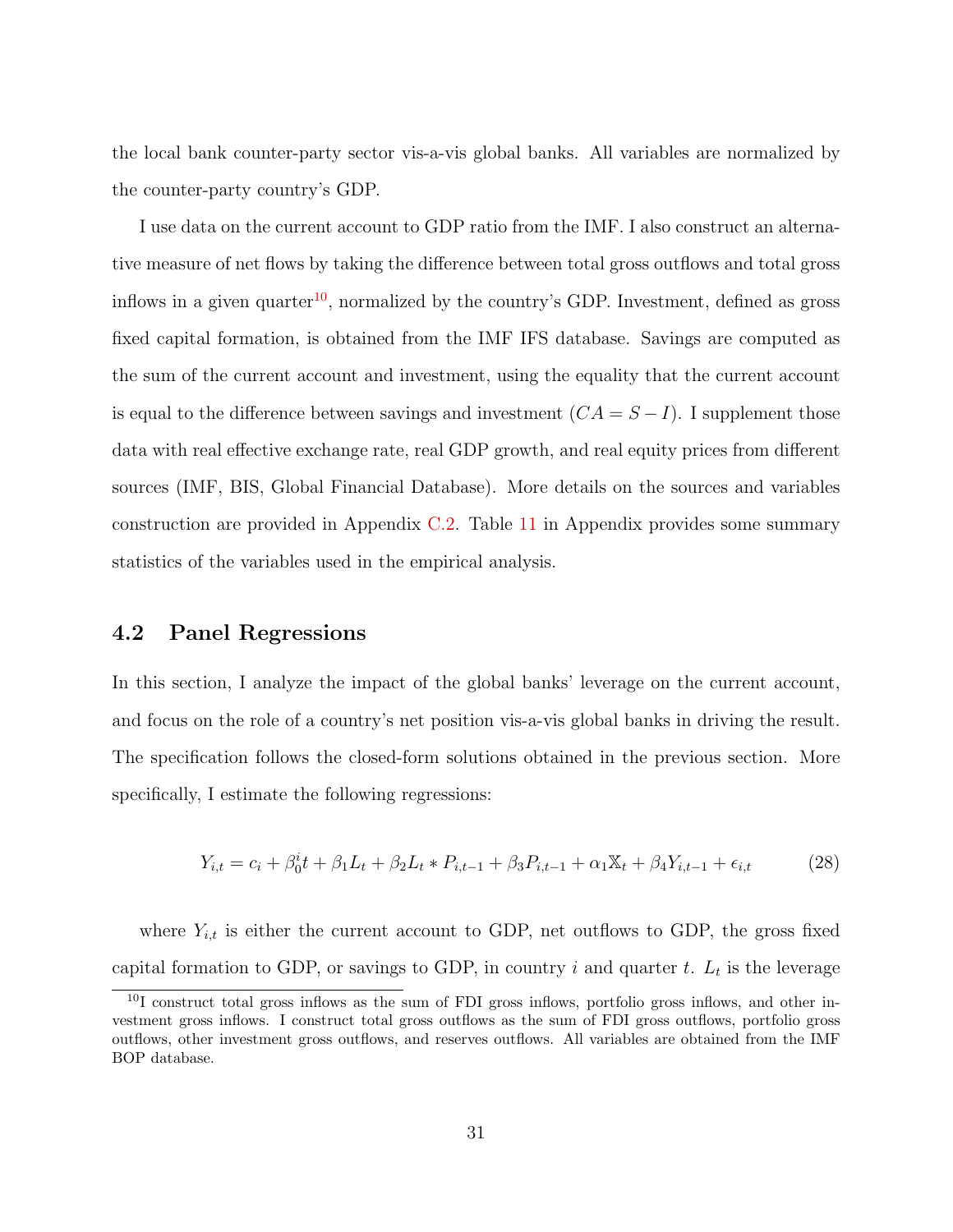the local bank counter-party sector vis-a-vis global banks. All variables are normalized by the counter-party country's GDP.

I use data on the current account to GDP ratio from the IMF. I also construct an alternative measure of net flows by taking the difference between total gross outflows and total gross inflows in a given quarter[10], normalized by the country's GDP. Investment, defined as gross fixed capital formation, is obtained from the IMF IFS database. Savings are computed as the sum of the current account and investment, using the equality that the current account is equal to the difference between savings and investment ($CA = S - I$). I supplement those data with real effective exchange rate, real GDP growth, and real equity prices from different sources (IMF, BIS, Global Financial Database). More details on the sources and variables construction are provided in Appendix C.2. Table 11 in Appendix provides some summary statistics of the variables used in the empirical analysis.

## 4.2 Panel Regressions

In this section, I analyze the impact of the global banks' leverage on the current account, and focus on the role of a country's net position vis-a-vis global banks in driving the result. The specification follows the closed-form solutions obtained in the previous section. More specifically, I estimate the following regressions:

$$Y_{i,t} = c_i + \beta_0^i t + \beta_1 L_t + \beta_2 L_t * P_{i,t-1} + \beta_3 P_{i,t-1} + \alpha_1 \mathbb{X}_t + \beta_4 Y_{i,t-1} + \epsilon_{i,t} \tag{28}$$

where $Y_{i,t}$ is either the current account to GDP, net outflows to GDP, the gross fixed capital formation to GDP, or savings to GDP, in country $i$ and quarter $t$. $L_t$ is the leverage

[10] I construct total gross inflows as the sum of FDI gross inflows, portfolio gross inflows, and other investment gross inflows. I construct total gross outflows as the sum of FDI gross outflows, portfolio gross outflows, other investment gross outflows, and reserves outflows. All variables are obtained from the IMF BOP database.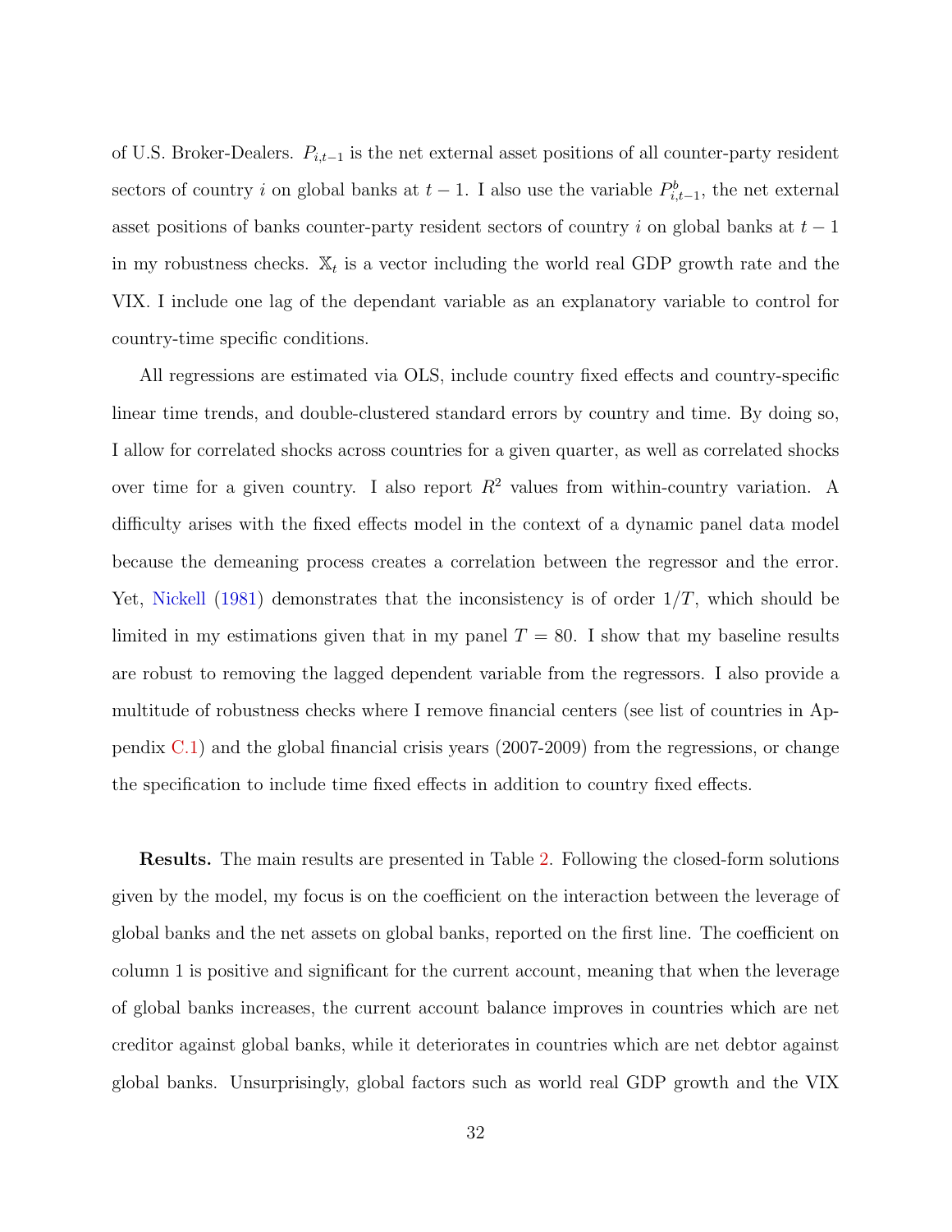of U.S. Broker-Dealers. $P_{i,t-1}$ is the net external asset positions of all counter-party resident sectors of country $i$ on global banks at $t-1$. I also use the variable $P^b_{i,t-1}$, the net external asset positions of banks counter-party resident sectors of country $i$ on global banks at $t-1$ in my robustness checks. $\mathbb{X}_t$ is a vector including the world real GDP growth rate and the VIX. I include one lag of the dependant variable as an explanatory variable to control for country-time specific conditions.

All regressions are estimated via OLS, include country fixed effects and country-specific linear time trends, and double-clustered standard errors by country and time. By doing so, I allow for correlated shocks across countries for a given quarter, as well as correlated shocks over time for a given country. I also report $R^2$ values from within-country variation. A difficulty arises with the fixed effects model in the context of a dynamic panel data model because the demeaning process creates a correlation between the regressor and the error. Yet, Nickell (1981) demonstrates that the inconsistency is of order $1/T$, which should be limited in my estimations given that in my panel $T = 80$. I show that my baseline results are robust to removing the lagged dependent variable from the regressors. I also provide a multitude of robustness checks where I remove financial centers (see list of countries in Appendix C.1) and the global financial crisis years (2007-2009) from the regressions, or change the specification to include time fixed effects in addition to country fixed effects.

**Results.** The main results are presented in Table 2. Following the closed-form solutions given by the model, my focus is on the coefficient on the interaction between the leverage of global banks and the net assets on global banks, reported on the first line. The coefficient on column 1 is positive and significant for the current account, meaning that when the leverage of global banks increases, the current account balance improves in countries which are net creditor against global banks, while it deteriorates in countries which are net debtor against global banks. Unsurprisingly, global factors such as world real GDP growth and the VIX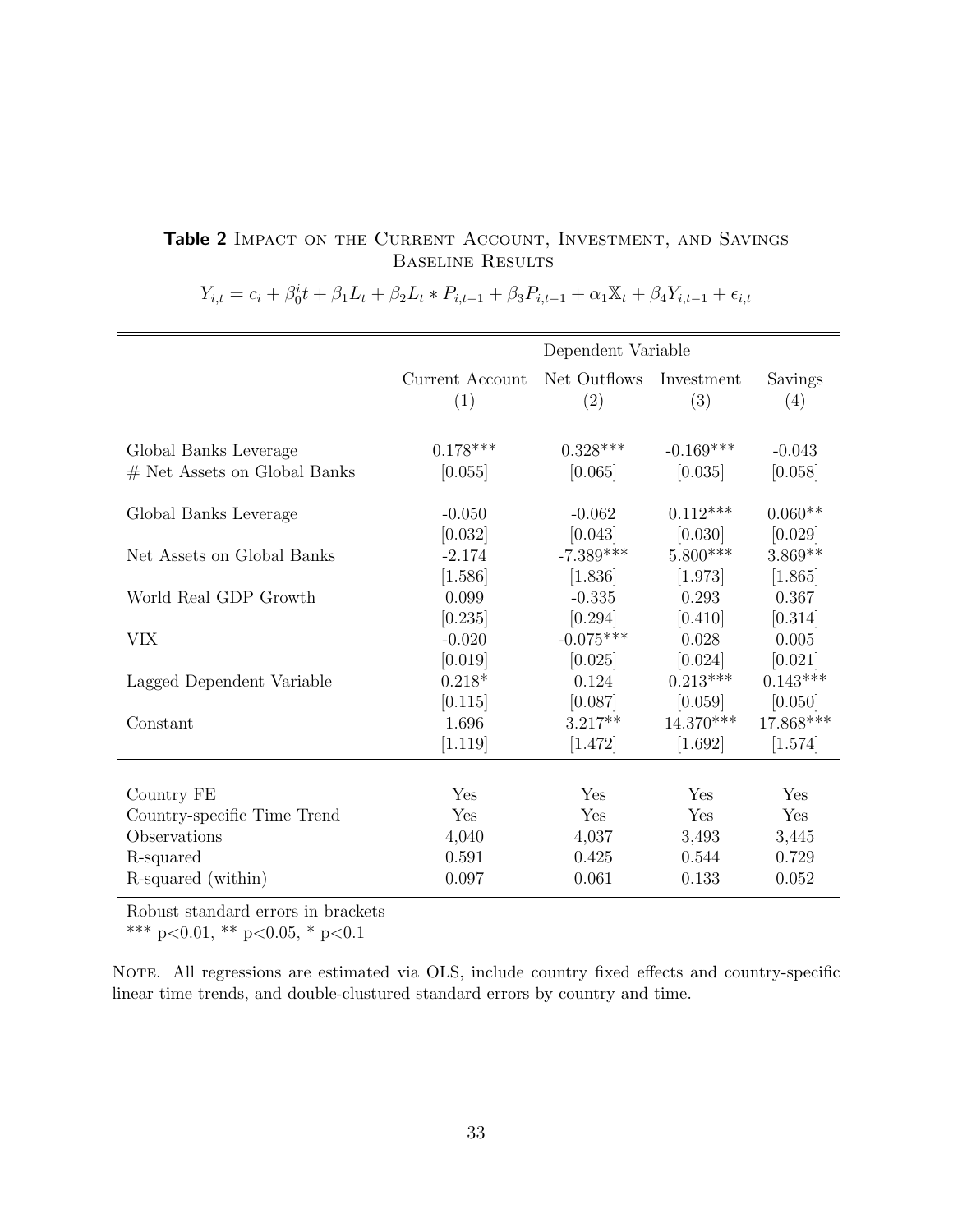**Table 2** IMPACT ON THE CURRENT ACCOUNT, INVESTMENT, AND SAVINGS
BASELINE RESULTS

$$Y_{i,t} = c_i + \beta_0^i t + \beta_1 L_t + \beta_2 L_t * P_{i,t-1} + \beta_3 P_{i,t-1} + \alpha_1 \mathbb{X}_t + \beta_4 Y_{i,t-1} + \epsilon_{i,t}$$

| | Dependent Variable | | | |
|---|---|---|---|---|
| | Current Account (1) | Net Outflows (2) | Investment (3) | Savings (4) |
| Global Banks Leverage | 0.178*** | 0.328*** | -0.169*** | -0.043 |
| # Net Assets on Global Banks | [0.055] | [0.065] | [0.035] | [0.058] |
| Global Banks Leverage | -0.050 | -0.062 | 0.112*** | 0.060** |
| | [0.032] | [0.043] | [0.030] | [0.029] |
| Net Assets on Global Banks | -2.174 | -7.389*** | 5.800*** | 3.869** |
| | [1.586] | [1.836] | [1.973] | [1.865] |
| World Real GDP Growth | 0.099 | -0.335 | 0.293 | 0.367 |
| | [0.235] | [0.294] | [0.410] | [0.314] |
| VIX | -0.020 | -0.075*** | 0.028 | 0.005 |
| | [0.019] | [0.025] | [0.024] | [0.021] |
| Lagged Dependent Variable | 0.218* | 0.124 | 0.213*** | 0.143*** |
| | [0.115] | [0.087] | [0.059] | [0.050] |
| Constant | 1.696 | 3.217** | 14.370*** | 17.868*** |
| | [1.119] | [1.472] | [1.692] | [1.574] |
| Country FE | Yes | Yes | Yes | Yes |
| Country-specific Time Trend | Yes | Yes | Yes | Yes |
| Observations | 4,040 | 4,037 | 3,493 | 3,445 |
| R-squared | 0.591 | 0.425 | 0.544 | 0.729 |
| R-squared (within) | 0.097 | 0.061 | 0.133 | 0.052 |

Robust standard errors in brackets
*** p<0.01, ** p<0.05, * p<0.1

NOTE. All regressions are estimated via OLS, include country fixed effects and country-specific linear time trends, and double-clustured standard errors by country and time.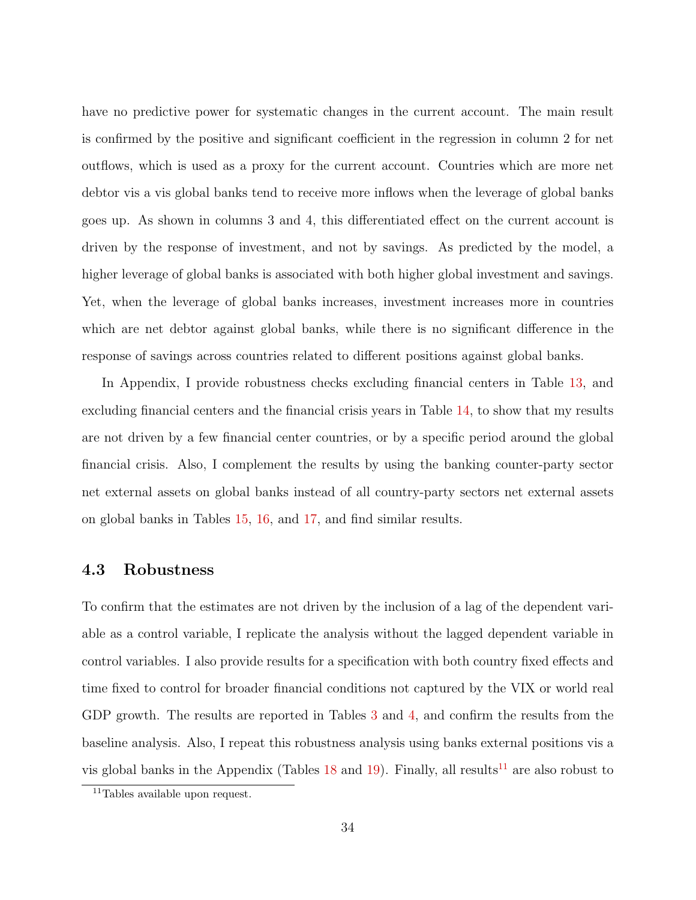have no predictive power for systematic changes in the current account. The main result is confirmed by the positive and significant coefficient in the regression in column 2 for net outflows, which is used as a proxy for the current account. Countries which are more net debtor vis a vis global banks tend to receive more inflows when the leverage of global banks goes up. As shown in columns 3 and 4, this differentiated effect on the current account is driven by the response of investment, and not by savings. As predicted by the model, a higher leverage of global banks is associated with both higher global investment and savings. Yet, when the leverage of global banks increases, investment increases more in countries which are net debtor against global banks, while there is no significant difference in the response of savings across countries related to different positions against global banks.

In Appendix, I provide robustness checks excluding financial centers in Table 13, and excluding financial centers and the financial crisis years in Table 14, to show that my results are not driven by a few financial center countries, or by a specific period around the global financial crisis. Also, I complement the results by using the banking counter-party sector net external assets on global banks instead of all country-party sectors net external assets on global banks in Tables 15, 16, and 17, and find similar results.

### 4.3 Robustness

To confirm that the estimates are not driven by the inclusion of a lag of the dependent variable as a control variable, I replicate the analysis without the lagged dependent variable in control variables. I also provide results for a specification with both country fixed effects and time fixed to control for broader financial conditions not captured by the VIX or world real GDP growth. The results are reported in Tables 3 and 4, and confirm the results from the baseline analysis. Also, I repeat this robustness analysis using banks external positions vis a vis global banks in the Appendix (Tables 18 and 19). Finally, all results[11] are also robust to

[11] Tables available upon request.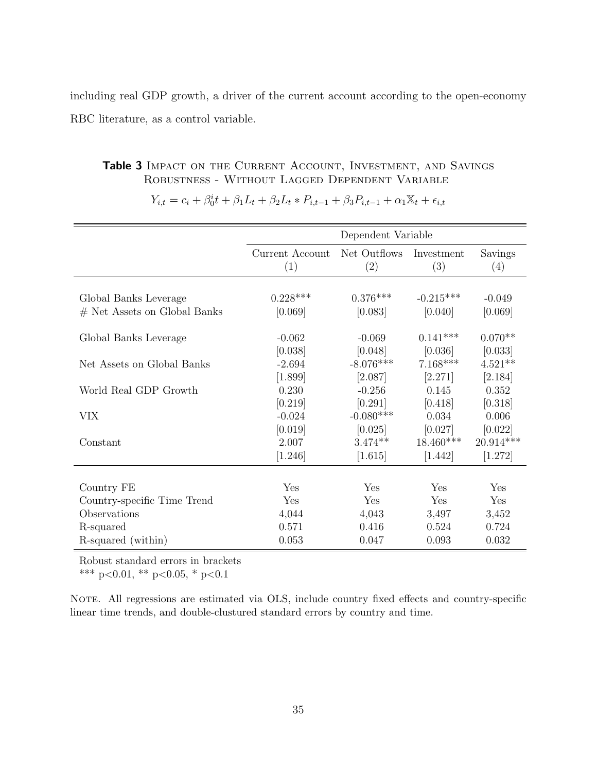including real GDP growth, a driver of the current account according to the open-economy RBC literature, as a control variable.

**Table 3** IMPACT ON THE CURRENT ACCOUNT, INVESTMENT, AND SAVINGS ROBUSTNESS - WITHOUT LAGGED DEPENDENT VARIABLE

$$Y_{i,t} = c_i + \beta_0^i t + \beta_1 L_t + \beta_2 L_t * P_{i,t-1} + \beta_3 P_{i,t-1} + \alpha_1 \mathbb{X}_t + \epsilon_{i,t}$$

| | Dependent Variable | | | |
|---|---|---|---|---|
| | Current Account (1) | Net Outflows (2) | Investment (3) | Savings (4) |
| Global Banks Leverage | 0.228*** | 0.376*** | -0.215*** | -0.049 |
| # Net Assets on Global Banks | [0.069] | [0.083] | [0.040] | [0.069] |
| Global Banks Leverage | -0.062 | -0.069 | 0.141*** | 0.070** |
| | [0.038] | [0.048] | [0.036] | [0.033] |
| Net Assets on Global Banks | -2.694 | -8.076*** | 7.168*** | 4.521** |
| | [1.899] | [2.087] | [2.271] | [2.184] |
| World Real GDP Growth | 0.230 | -0.256 | 0.145 | 0.352 |
| | [0.219] | [0.291] | [0.418] | [0.318] |
| VIX | -0.024 | -0.080*** | 0.034 | 0.006 |
| | [0.019] | [0.025] | [0.027] | [0.022] |
| Constant | 2.007 | 3.474** | 18.460*** | 20.914*** |
| | [1.246] | [1.615] | [1.442] | [1.272] |
| Country FE | Yes | Yes | Yes | Yes |
| Country-specific Time Trend | Yes | Yes | Yes | Yes |
| Observations | 4,044 | 4,043 | 3,497 | 3,452 |
| R-squared | 0.571 | 0.416 | 0.524 | 0.724 |
| R-squared (within) | 0.053 | 0.047 | 0.093 | 0.032 |

Robust standard errors in brackets
*** p<0.01, ** p<0.05, * p<0.1

NOTE. All regressions are estimated via OLS, include country fixed effects and country-specific linear time trends, and double-clustured standard errors by country and time.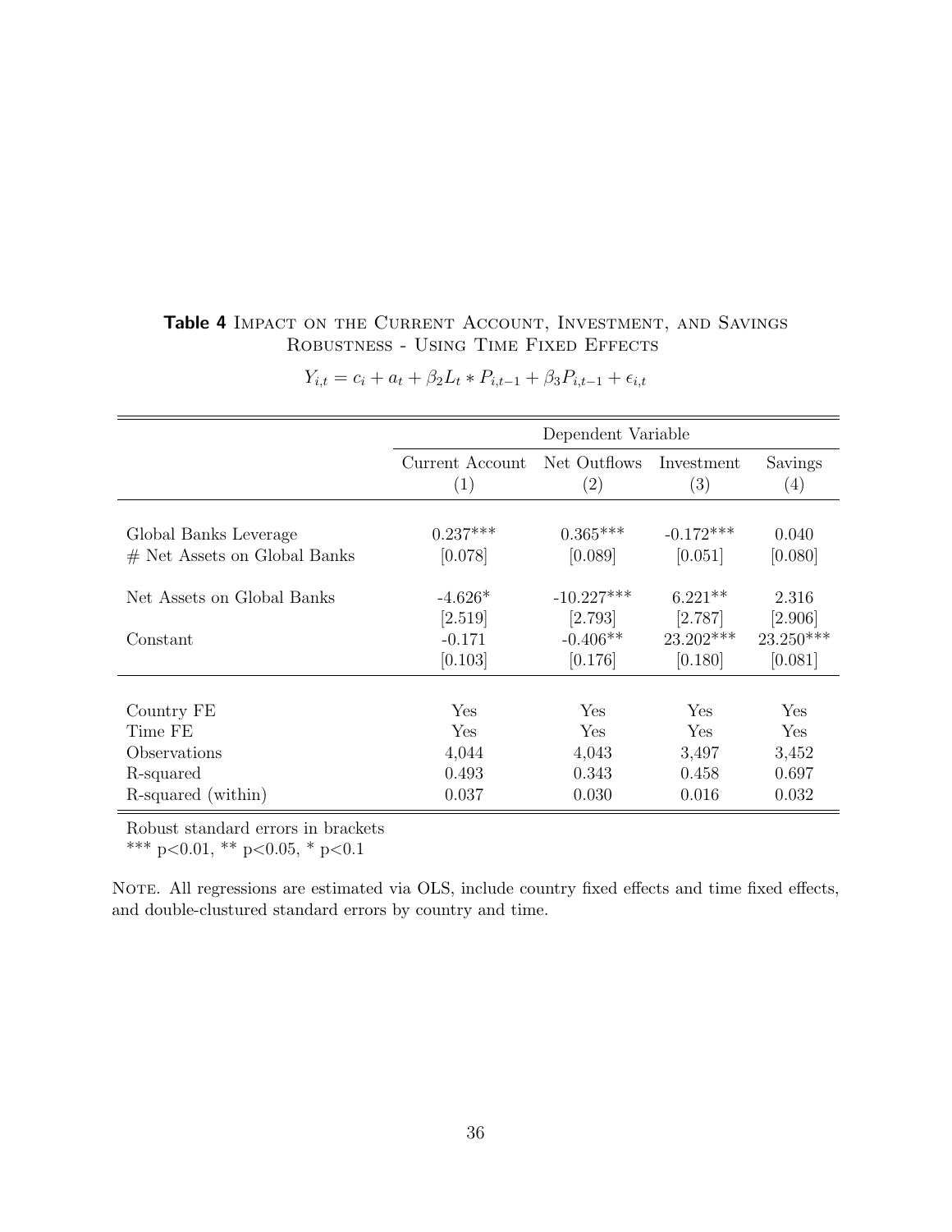**Table 4** Impact on the Current Account, Investment, and Savings
Robustness - Using Time Fixed Effects

$$Y_{i,t} = c_i + a_t + \beta_2 L_t * P_{i,t-1} + \beta_3 P_{i,t-1} + \epsilon_{i,t}$$

| | Dependent Variable | | | |
|---|---|---|---|---|
| | Current Account (1) | Net Outflows (2) | Investment (3) | Savings (4) |
| Global Banks Leverage | 0.237*** | 0.365*** | -0.172*** | 0.040 |
| # Net Assets on Global Banks | [0.078] | [0.089] | [0.051] | [0.080] |
| Net Assets on Global Banks | -4.626* | -10.227*** | 6.221** | 2.316 |
| | [2.519] | [2.793] | [2.787] | [2.906] |
| Constant | -0.171 | -0.406** | 23.202*** | 23.250*** |
| | [0.103] | [0.176] | [0.180] | [0.081] |
| Country FE | Yes | Yes | Yes | Yes |
| Time FE | Yes | Yes | Yes | Yes |
| Observations | 4,044 | 4,043 | 3,497 | 3,452 |
| R-squared | 0.493 | 0.343 | 0.458 | 0.697 |
| R-squared (within) | 0.037 | 0.030 | 0.016 | 0.032 |

Robust standard errors in brackets
*** p<0.01, ** p<0.05, * p<0.1

Note. All regressions are estimated via OLS, include country fixed effects and time fixed effects, and double-clustured standard errors by country and time.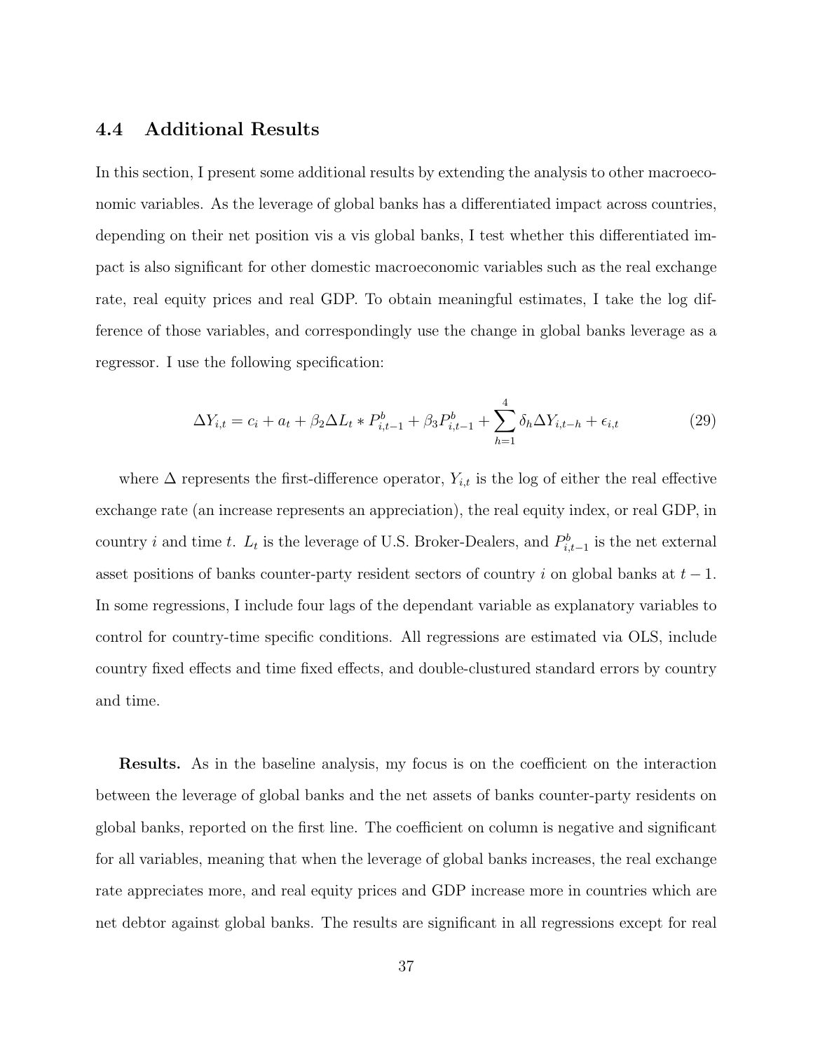### 4.4 Additional Results

In this section, I present some additional results by extending the analysis to other macroeconomic variables. As the leverage of global banks has a differentiated impact across countries, depending on their net position vis a vis global banks, I test whether this differentiated impact is also significant for other domestic macroeconomic variables such as the real exchange rate, real equity prices and real GDP. To obtain meaningful estimates, I take the log difference of those variables, and correspondingly use the change in global banks leverage as a regressor. I use the following specification:

$$\Delta Y_{i,t} = c_i + a_t + \beta_2 \Delta L_t * P^b_{i,t-1} + \beta_3 P^b_{i,t-1} + \sum_{h=1}^{4} \delta_h \Delta Y_{i,t-h} + \epsilon_{i,t} \tag{29}$$

where $\Delta$ represents the first-difference operator, $Y_{i,t}$ is the log of either the real effective exchange rate (an increase represents an appreciation), the real equity index, or real GDP, in country $i$ and time $t$. $L_t$ is the leverage of U.S. Broker-Dealers, and $P^b_{i,t-1}$ is the net external asset positions of banks counter-party resident sectors of country $i$ on global banks at $t-1$. In some regressions, I include four lags of the dependant variable as explanatory variables to control for country-time specific conditions. All regressions are estimated via OLS, include country fixed effects and time fixed effects, and double-clustured standard errors by country and time.

**Results.** As in the baseline analysis, my focus is on the coefficient on the interaction between the leverage of global banks and the net assets of banks counter-party residents on global banks, reported on the first line. The coefficient on column is negative and significant for all variables, meaning that when the leverage of global banks increases, the real exchange rate appreciates more, and real equity prices and GDP increase more in countries which are net debtor against global banks. The results are significant in all regressions except for real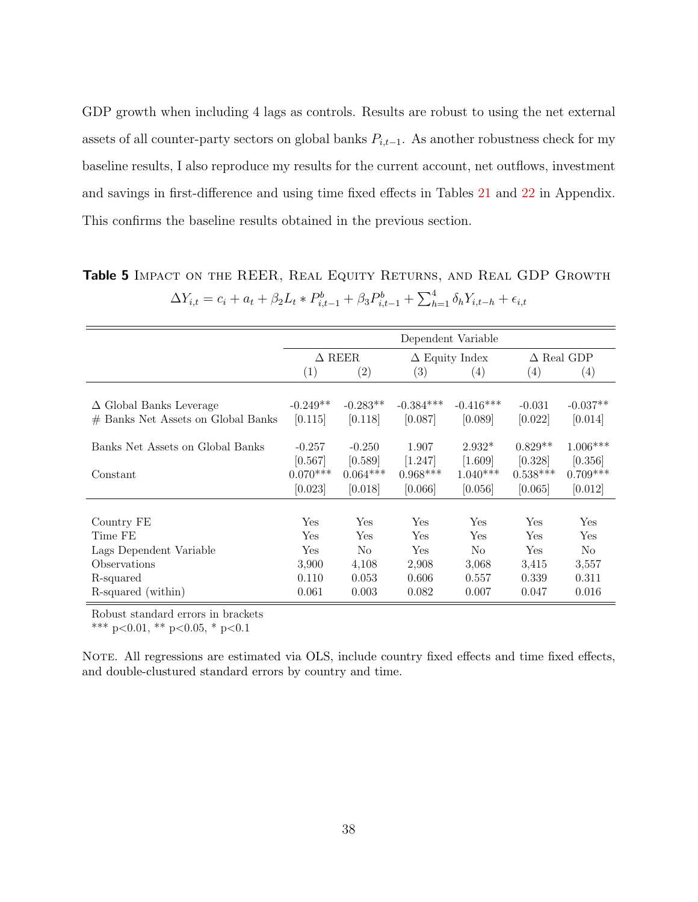GDP growth when including 4 lags as controls. Results are robust to using the net external assets of all counter-party sectors on global banks $P_{i,t-1}$. As another robustness check for my baseline results, I also reproduce my results for the current account, net outflows, investment and savings in first-difference and using time fixed effects in Tables 21 and 22 in Appendix. This confirms the baseline results obtained in the previous section.

**Table 5** Impact on the REER, Real Equity Returns, and Real GDP Growth

$$\Delta Y_{i,t} = c_i + a_t + \beta_2 L_t * P^b_{i,t-1} + \beta_3 P^b_{i,t-1} + \sum_{h=1}^{4} \delta_h Y_{i,t-h} + \epsilon_{i,t}$$

| | Dependent Variable | | | | | |
|---|---|---|---|---|---|---|
| | $\Delta$ REER | | $\Delta$ Equity Index | | $\Delta$ Real GDP | |
| | (1) | (2) | (3) | (4) | (4) | (4) |
| $\Delta$ Global Banks Leverage | -0.249** | -0.283** | -0.384*** | -0.416*** | -0.031 | -0.037** |
| # Banks Net Assets on Global Banks | [0.115] | [0.118] | [0.087] | [0.089] | [0.022] | [0.014] |
| Banks Net Assets on Global Banks | -0.257 | -0.250 | 1.907 | 2.932* | 0.829** | 1.006*** |
| | [0.567] | [0.589] | [1.247] | [1.609] | [0.328] | [0.356] |
| Constant | 0.070*** | 0.064*** | 0.968*** | 1.040*** | 0.538*** | 0.709*** |
| | [0.023] | [0.018] | [0.066] | [0.056] | [0.065] | [0.012] |
| Country FE | Yes | Yes | Yes | Yes | Yes | Yes |
| Time FE | Yes | Yes | Yes | Yes | Yes | Yes |
| Lags Dependent Variable | Yes | No | Yes | No | Yes | No |
| Observations | 3,900 | 4,108 | 2,908 | 3,068 | 3,415 | 3,557 |
| R-squared | 0.110 | 0.053 | 0.606 | 0.557 | 0.339 | 0.311 |
| R-squared (within) | 0.061 | 0.003 | 0.082 | 0.007 | 0.047 | 0.016 |

Robust standard errors in brackets

*** p<0.01, ** p<0.05, * p<0.1

Note. All regressions are estimated via OLS, include country fixed effects and time fixed effects, and double-clustured standard errors by country and time.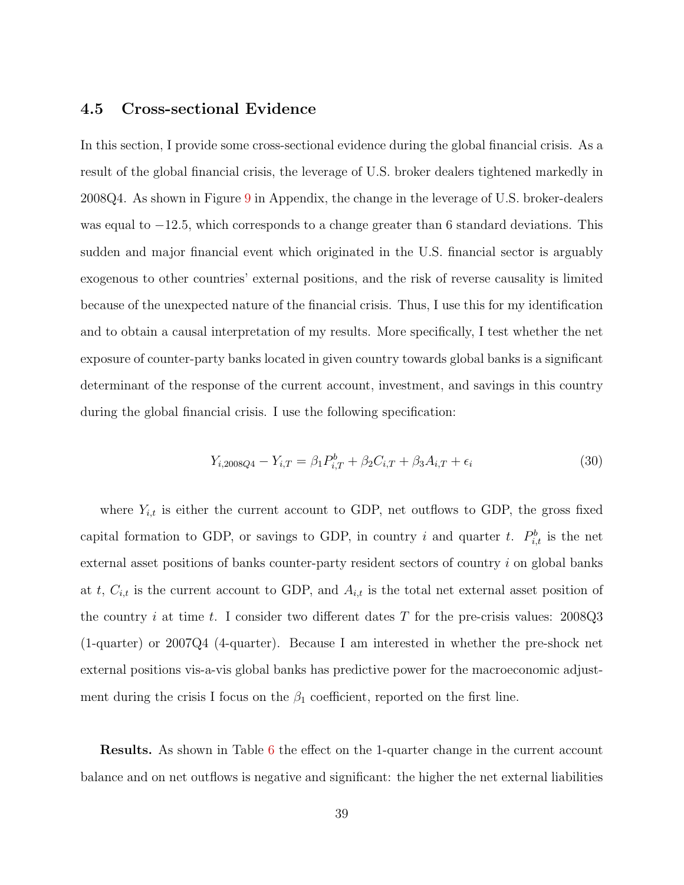### 4.5 Cross-sectional Evidence

In this section, I provide some cross-sectional evidence during the global financial crisis. As a result of the global financial crisis, the leverage of U.S. broker dealers tightened markedly in 2008Q4. As shown in Figure 9 in Appendix, the change in the leverage of U.S. broker-dealers was equal to $-12.5$, which corresponds to a change greater than 6 standard deviations. This sudden and major financial event which originated in the U.S. financial sector is arguably exogenous to other countries' external positions, and the risk of reverse causality is limited because of the unexpected nature of the financial crisis. Thus, I use this for my identification and to obtain a causal interpretation of my results. More specifically, I test whether the net exposure of counter-party banks located in given country towards global banks is a significant determinant of the response of the current account, investment, and savings in this country during the global financial crisis. I use the following specification:

$$Y_{i,2008Q4} - Y_{i,T} = \beta_1 P^b_{i,T} + \beta_2 C_{i,T} + \beta_3 A_{i,T} + \epsilon_i \tag{30}$$

where $Y_{i,t}$ is either the current account to GDP, net outflows to GDP, the gross fixed capital formation to GDP, or savings to GDP, in country $i$ and quarter $t$. $P^b_{i,t}$ is the net external asset positions of banks counter-party resident sectors of country $i$ on global banks at $t$, $C_{i,t}$ is the current account to GDP, and $A_{i,t}$ is the total net external asset position of the country $i$ at time $t$. I consider two different dates $T$ for the pre-crisis values: 2008Q3 (1-quarter) or 2007Q4 (4-quarter). Because I am interested in whether the pre-shock net external positions vis-a-vis global banks has predictive power for the macroeconomic adjustment during the crisis I focus on the $\beta_1$ coefficient, reported on the first line.

**Results.** As shown in Table 6 the effect on the 1-quarter change in the current account balance and on net outflows is negative and significant: the higher the net external liabilities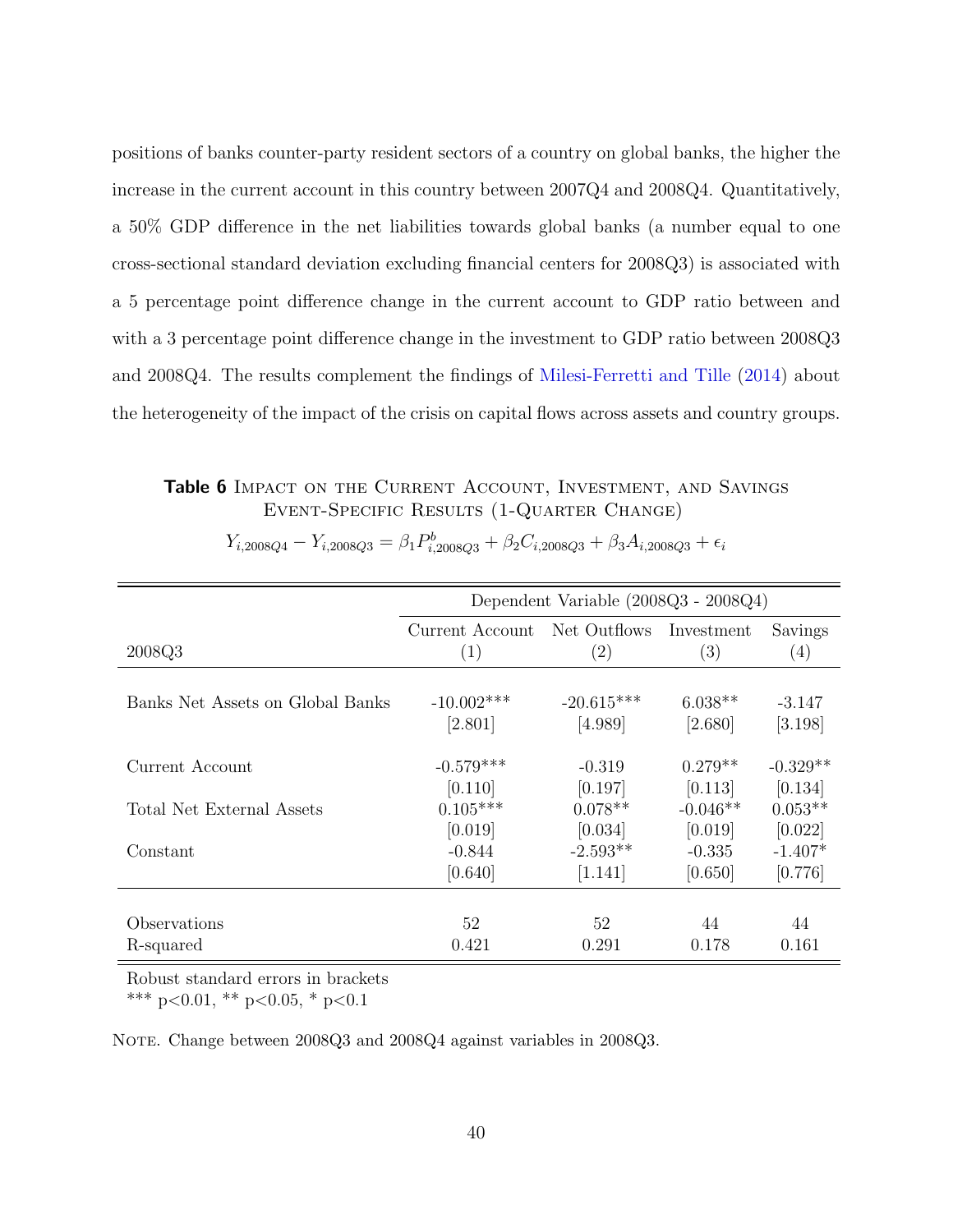positions of banks counter-party resident sectors of a country on global banks, the higher the increase in the current account in this country between 2007Q4 and 2008Q4. Quantitatively, a 50% GDP difference in the net liabilities towards global banks (a number equal to one cross-sectional standard deviation excluding financial centers for 2008Q3) is associated with a 5 percentage point difference change in the current account to GDP ratio between and with a 3 percentage point difference change in the investment to GDP ratio between 2008Q3 and 2008Q4. The results complement the findings of Milesi-Ferretti and Tille (2014) about the heterogeneity of the impact of the crisis on capital flows across assets and country groups.

**Table 6** Impact on the Current Account, Investment, and Savings Event-Specific Results (1-Quarter Change)

$$Y_{i,2008Q4} - Y_{i,2008Q3} = \beta_1 P^b_{i,2008Q3} + \beta_2 C_{i,2008Q3} + \beta_3 A_{i,2008Q3} + \epsilon_i$$

| | Dependent Variable (2008Q3 - 2008Q4) | | | |
|---|---|---|---|---|
| 2008Q3 | Current Account (1) | Net Outflows (2) | Investment (3) | Savings (4) |
| Banks Net Assets on Global Banks | -10.002*** | -20.615*** | 6.038** | -3.147 |
| | [2.801] | [4.989] | [2.680] | [3.198] |
| Current Account | -0.579*** | -0.319 | 0.279** | -0.329** |
| | [0.110] | [0.197] | [0.113] | [0.134] |
| Total Net External Assets | 0.105*** | 0.078** | -0.046** | 0.053** |
| | [0.019] | [0.034] | [0.019] | [0.022] |
| Constant | -0.844 | -2.593** | -0.335 | -1.407* |
| | [0.640] | [1.141] | [0.650] | [0.776] |
| Observations | 52 | 52 | 44 | 44 |
| R-squared | 0.421 | 0.291 | 0.178 | 0.161 |

Robust standard errors in brackets
*** p<0.01, ** p<0.05, * p<0.1

Note. Change between 2008Q3 and 2008Q4 against variables in 2008Q3.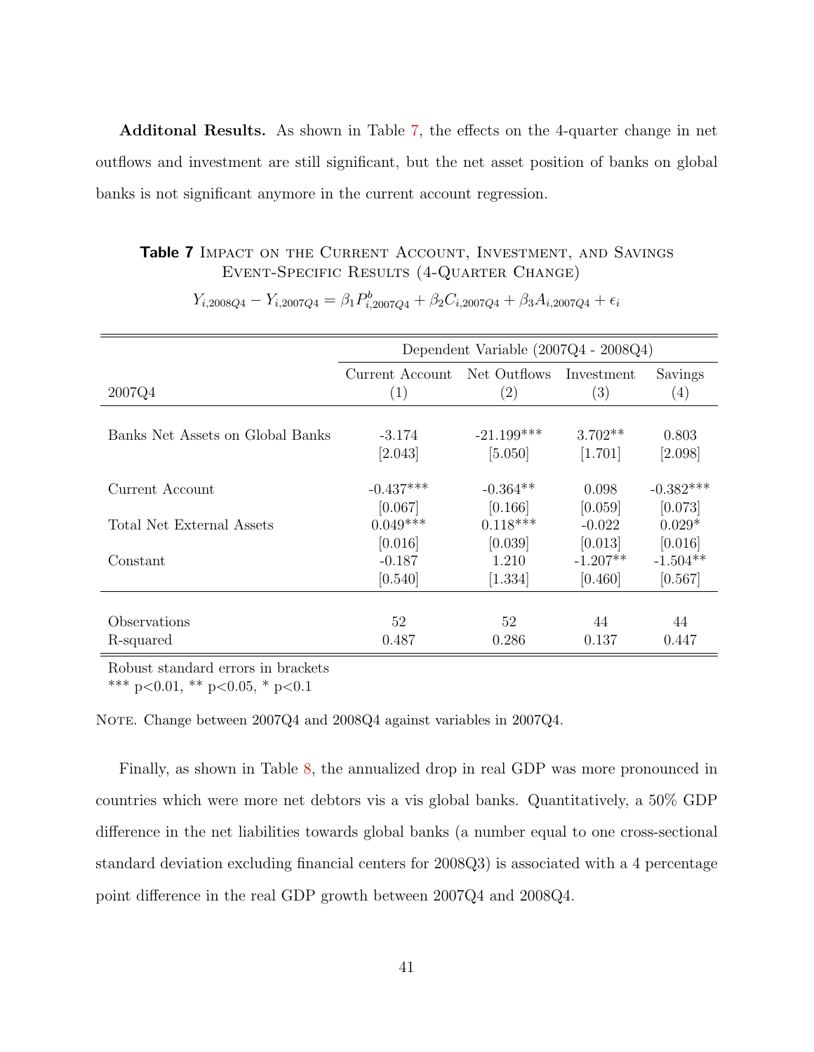**Additonal Results.** As shown in Table 7, the effects on the 4-quarter change in net outflows and investment are still significant, but the net asset position of banks on global banks is not significant anymore in the current account regression.

**Table 7** Impact on the Current Account, Investment, and Savings Event-Specific Results (4-Quarter Change)

$$Y_{i,2008Q4} - Y_{i,2007Q4} = \beta_1 P^b_{i,2007Q4} + \beta_2 C_{i,2007Q4} + \beta_3 A_{i,2007Q4} + \epsilon_i$$

| | Dependent Variable (2007Q4 - 2008Q4) | | | |
|---|---|---|---|---|
| | Current Account | Net Outflows | Investment | Savings |
| 2007Q4 | (1) | (2) | (3) | (4) |
| Banks Net Assets on Global Banks | -3.174 | -21.199*** | 3.702** | 0.803 |
| | [2.043] | [5.050] | [1.701] | [2.098] |
| Current Account | -0.437*** | -0.364** | 0.098 | -0.382*** |
| | [0.067] | [0.166] | [0.059] | [0.073] |
| Total Net External Assets | 0.049*** | 0.118*** | -0.022 | 0.029* |
| | [0.016] | [0.039] | [0.013] | [0.016] |
| Constant | -0.187 | 1.210 | -1.207** | -1.504** |
| | [0.540] | [1.334] | [0.460] | [0.567] |
| Observations | 52 | 52 | 44 | 44 |
| R-squared | 0.487 | 0.286 | 0.137 | 0.447 |

Robust standard errors in brackets
*** p<0.01, ** p<0.05, * p<0.1

Note. Change between 2007Q4 and 2008Q4 against variables in 2007Q4.

Finally, as shown in Table 8, the annualized drop in real GDP was more pronounced in countries which were more net debtors vis a vis global banks. Quantitatively, a 50% GDP difference in the net liabilities towards global banks (a number equal to one cross-sectional standard deviation excluding financial centers for 2008Q3) is associated with a 4 percentage point difference in the real GDP growth between 2007Q4 and 2008Q4.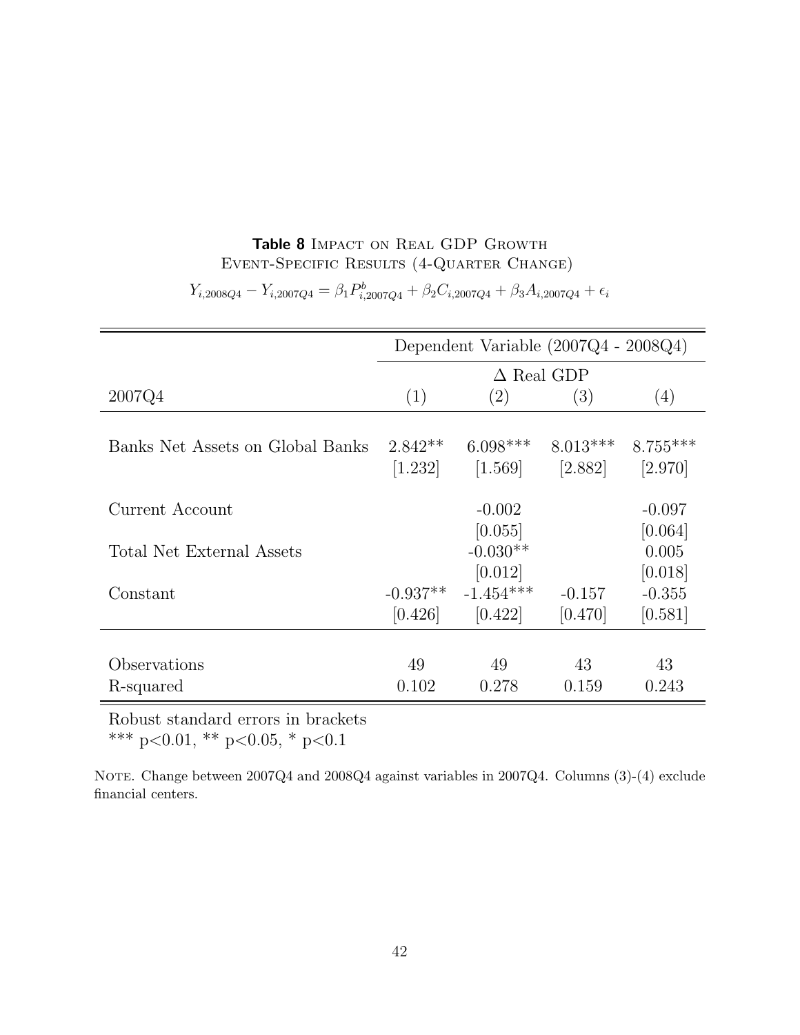**Table 8** Impact on Real GDP Growth
Event-Specific Results (4-Quarter Change)

$$Y_{i,2008Q4} - Y_{i,2007Q4} = \beta_1 P^b_{i,2007Q4} + \beta_2 C_{i,2007Q4} + \beta_3 A_{i,2007Q4} + \epsilon_i$$

| | Dependent Variable (2007Q4 - 2008Q4) | | | |
|---|---|---|---|---|
| | $\Delta$ Real GDP | | | |
| 2007Q4 | (1) | (2) | (3) | (4) |
| Banks Net Assets on Global Banks | 2.842** | 6.098*** | 8.013*** | 8.755*** |
| | [1.232] | [1.569] | [2.882] | [2.970] |
| Current Account | | -0.002 | | -0.097 |
| | | [0.055] | | [0.064] |
| Total Net External Assets | | -0.030** | | 0.005 |
| | | [0.012] | | [0.018] |
| Constant | -0.937** | -1.454*** | -0.157 | -0.355 |
| | [0.426] | [0.422] | [0.470] | [0.581] |
| Observations | 49 | 49 | 43 | 43 |
| R-squared | 0.102 | 0.278 | 0.159 | 0.243 |

Robust standard errors in brackets
*** p<0.01, ** p<0.05, * p<0.1

Note. Change between 2007Q4 and 2008Q4 against variables in 2007Q4. Columns (3)-(4) exclude financial centers.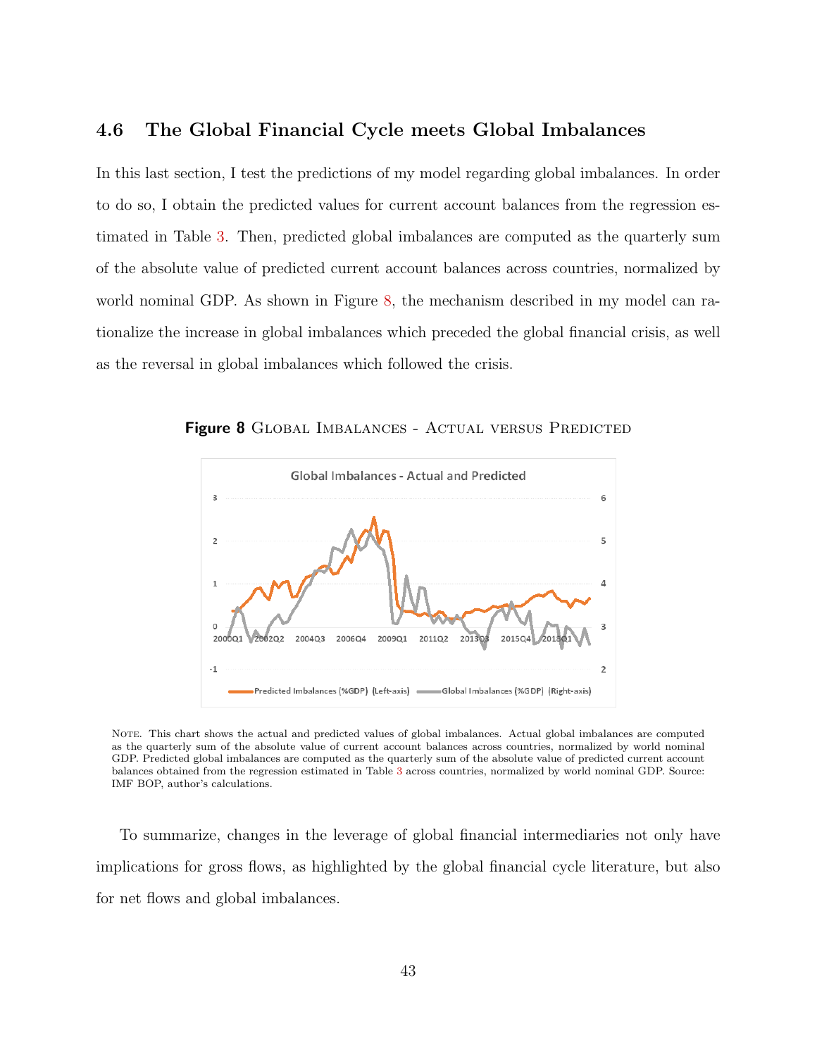## 4.6 The Global Financial Cycle meets Global Imbalances

In this last section, I test the predictions of my model regarding global imbalances. In order to do so, I obtain the predicted values for current account balances from the regression estimated in Table 3. Then, predicted global imbalances are computed as the quarterly sum of the absolute value of predicted current account balances across countries, normalized by world nominal GDP. As shown in Figure 8, the mechanism described in my model can rationalize the increase in global imbalances which preceded the global financial crisis, as well as the reversal in global imbalances which followed the crisis.

**Figure 8** Global Imbalances - Actual versus Predicted

Note. This chart shows the actual and predicted values of global imbalances. Actual global imbalances are computed as the quarterly sum of the absolute value of current account balances across countries, normalized by world nominal GDP. Predicted global imbalances are computed as the quarterly sum of the absolute value of predicted current account balances obtained from the regression estimated in Table 3 across countries, normalized by world nominal GDP. Source: IMF BOP, author's calculations.

To summarize, changes in the leverage of global financial intermediaries not only have implications for gross flows, as highlighted by the global financial cycle literature, but also for net flows and global imbalances.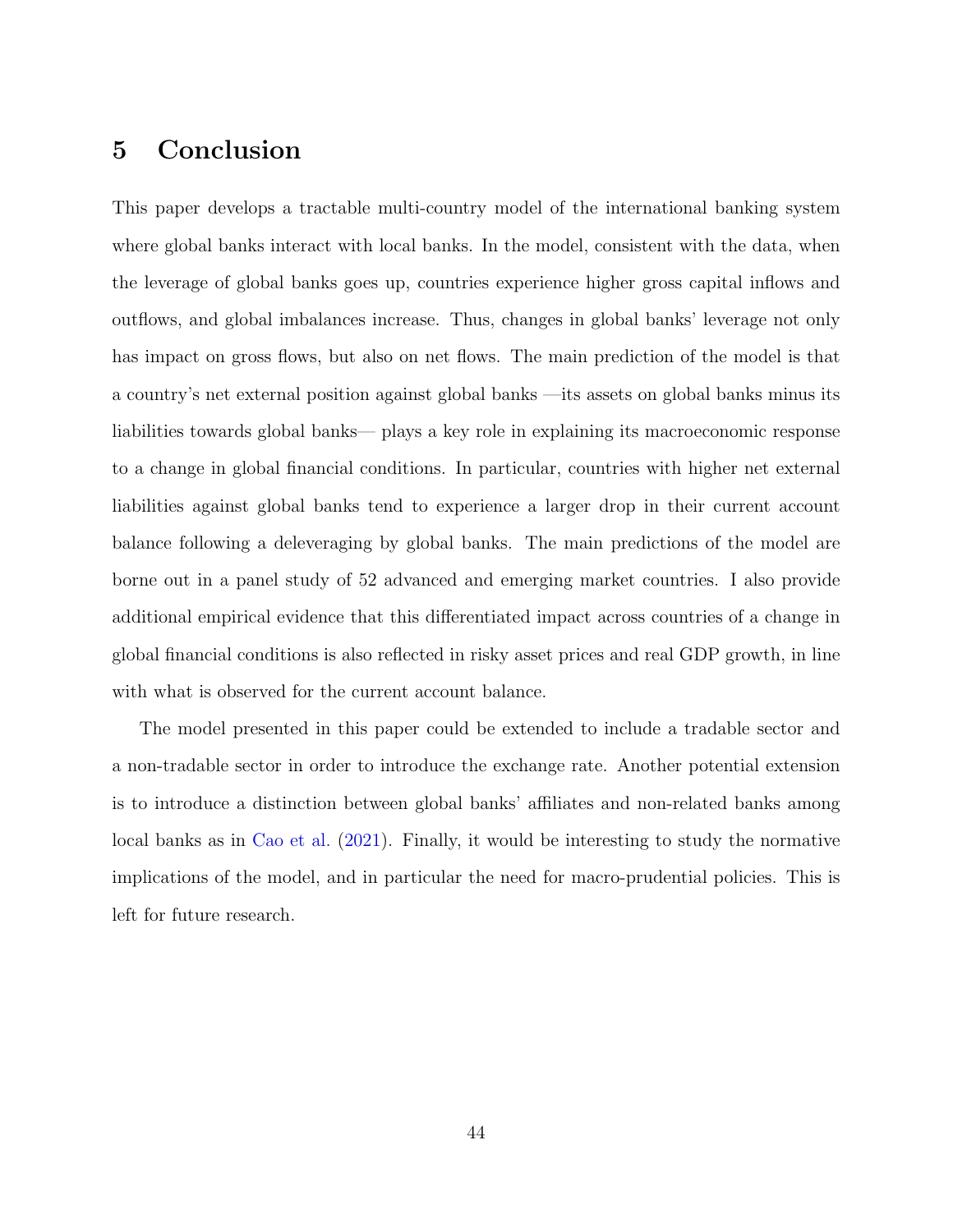## 5 Conclusion

This paper develops a tractable multi-country model of the international banking system where global banks interact with local banks. In the model, consistent with the data, when the leverage of global banks goes up, countries experience higher gross capital inflows and outflows, and global imbalances increase. Thus, changes in global banks' leverage not only has impact on gross flows, but also on net flows. The main prediction of the model is that a country's net external position against global banks —its assets on global banks minus its liabilities towards global banks— plays a key role in explaining its macroeconomic response to a change in global financial conditions. In particular, countries with higher net external liabilities against global banks tend to experience a larger drop in their current account balance following a deleveraging by global banks. The main predictions of the model are borne out in a panel study of 52 advanced and emerging market countries. I also provide additional empirical evidence that this differentiated impact across countries of a change in global financial conditions is also reflected in risky asset prices and real GDP growth, in line with what is observed for the current account balance.

The model presented in this paper could be extended to include a tradable sector and a non-tradable sector in order to introduce the exchange rate. Another potential extension is to introduce a distinction between global banks' affiliates and non-related banks among local banks as in Cao et al. (2021). Finally, it would be interesting to study the normative implications of the model, and in particular the need for macro-prudential policies. This is left for future research.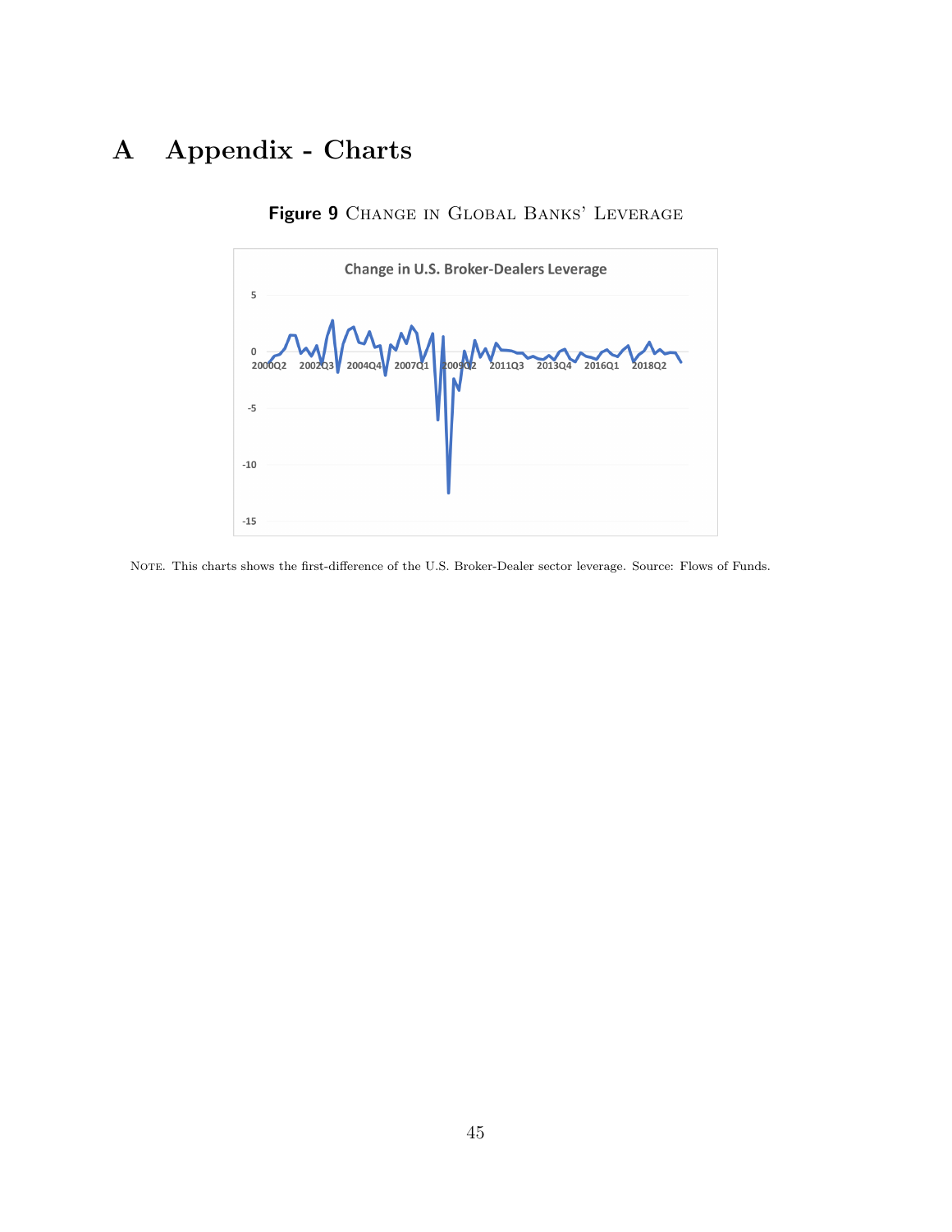# A Appendix - Charts

**Figure 9** Change in Global Banks' Leverage

Note. This charts shows the first-difference of the U.S. Broker-Dealer sector leverage. Source: Flows of Funds.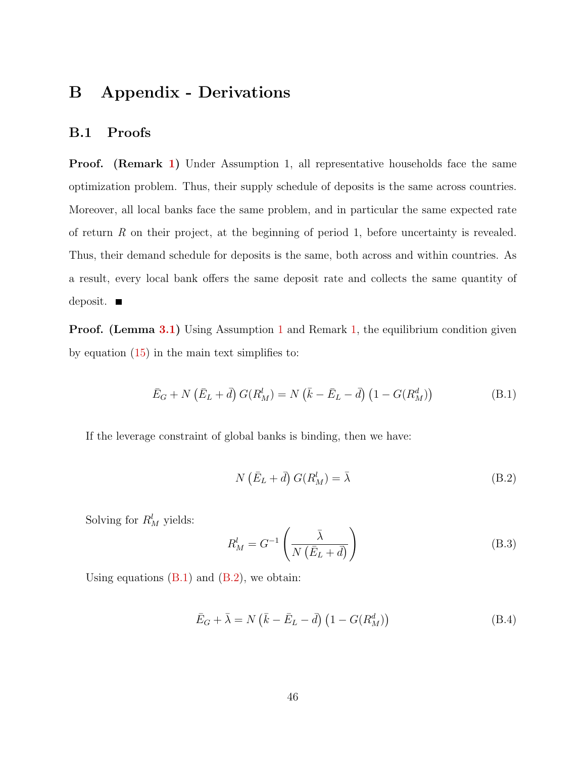# B Appendix - Derivations

## B.1 Proofs

**Proof. (Remark 1)** Under Assumption 1, all representative households face the same optimization problem. Thus, their supply schedule of deposits is the same across countries. Moreover, all local banks face the same problem, and in particular the same expected rate of return $R$ on their project, at the beginning of period 1, before uncertainty is revealed. Thus, their demand schedule for deposits is the same, both across and within countries. As a result, every local bank offers the same deposit rate and collects the same quantity of deposit. ■

**Proof. (Lemma 3.1)** Using Assumption 1 and Remark 1, the equilibrium condition given by equation (15) in the main text simplifies to:

$$\bar{E}_G + N\left(\bar{E}_L + \bar{d}\right) G(R^l_M) = N\left(\bar{k} - \bar{E}_L - \bar{d}\right)\left(1 - G(R^d_M)\right) \tag{B.1}$$

If the leverage constraint of global banks is binding, then we have:

$$N\left(\bar{E}_L + \bar{d}\right) G(R^l_M) = \bar{\lambda} \tag{B.2}$$

Solving for $R^l_M$ yields:

$$R^l_M = G^{-1}\left(\frac{\bar{\lambda}}{N\left(\bar{E}_L + \bar{d}\right)}\right) \tag{B.3}$$

Using equations (B.1) and (B.2), we obtain:

$$\bar{E}_G + \bar{\lambda} = N\left(\bar{k} - \bar{E}_L - \bar{d}\right)\left(1 - G(R^d_M)\right) \tag{B.4}$$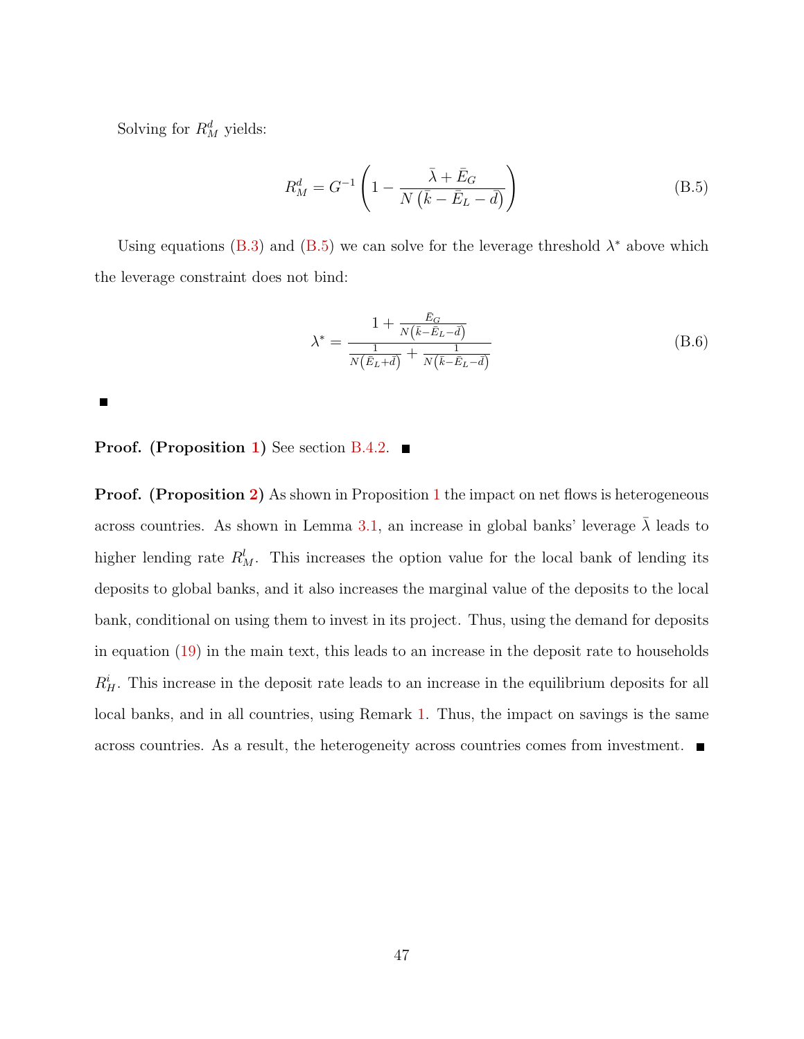Solving for $R_M^d$ yields:

$$R_M^d = G^{-1}\left(1 - \frac{\bar{\lambda} + \bar{E}_G}{N\left(\bar{k} - \bar{E}_L - \bar{d}\right)}\right) \tag{B.5}$$

Using equations (B.3) and (B.5) we can solve for the leverage threshold $\lambda^*$ above which the leverage constraint does not bind:

$$\lambda^* = \frac{1 + \frac{\bar{E}_G}{N\left(\bar{k} - \bar{E}_L - \bar{d}\right)}}{\frac{1}{N\left(\bar{E}_L + \bar{d}\right)} + \frac{1}{N\left(\bar{k} - \bar{E}_L - \bar{d}\right)}} \tag{B.6}$$

■

**Proof. (Proposition 1)** See section B.4.2. ■

**Proof. (Proposition 2)** As shown in Proposition 1 the impact on net flows is heterogeneous across countries. As shown in Lemma 3.1, an increase in global banks' leverage $\bar{\lambda}$ leads to higher lending rate $R_M^l$. This increases the option value for the local bank of lending its deposits to global banks, and it also increases the marginal value of the deposits to the local bank, conditional on using them to invest in its project. Thus, using the demand for deposits in equation (19) in the main text, this leads to an increase in the deposit rate to households $R_H^i$. This increase in the deposit rate leads to an increase in the equilibrium deposits for all local banks, and in all countries, using Remark 1. Thus, the impact on savings is the same across countries. As a result, the heterogeneity across countries comes from investment. ■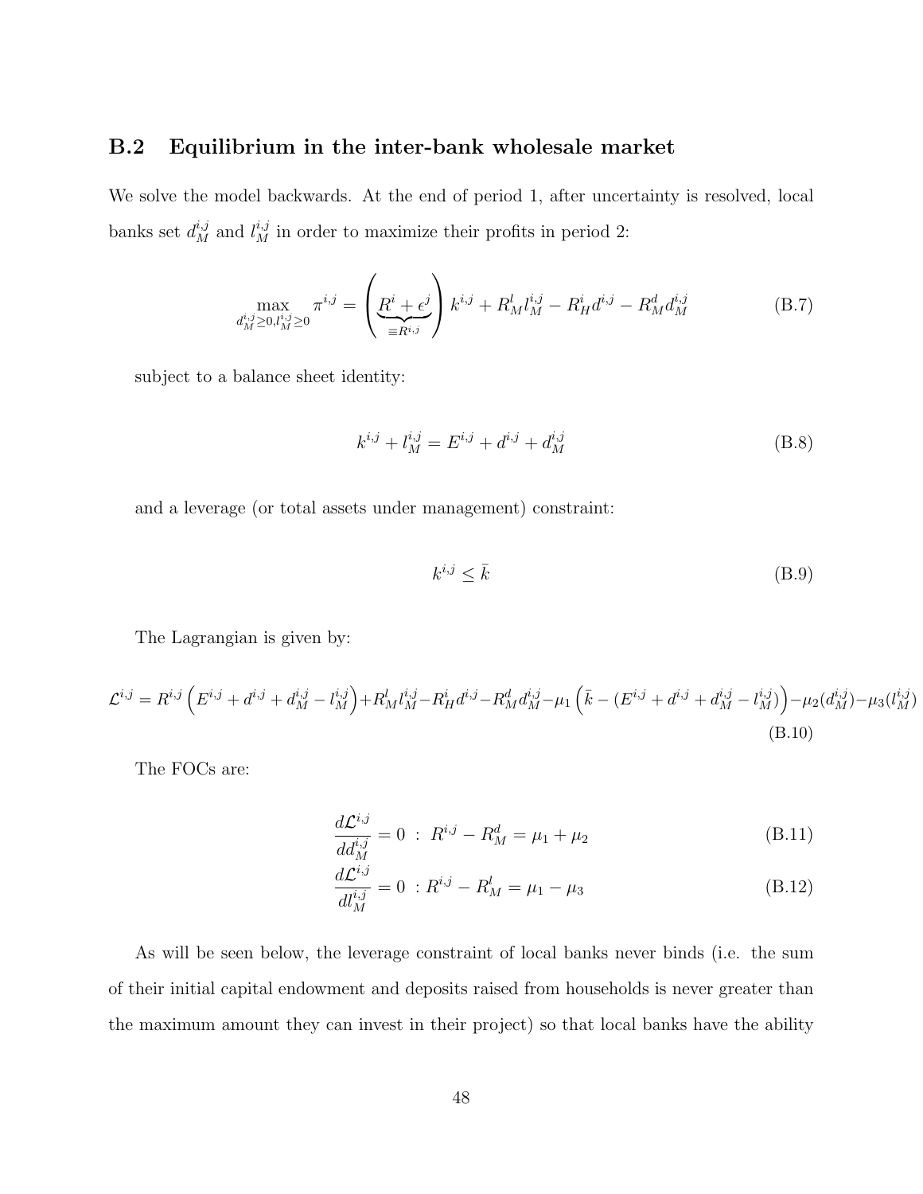## B.2 Equilibrium in the inter-bank wholesale market

We solve the model backwards. At the end of period 1, after uncertainty is resolved, local banks set $d_M^{i,j}$ and $l_M^{i,j}$ in order to maximize their profits in period 2:

$$\max_{d_M^{i,j}\geq 0, l_M^{i,j}\geq 0} \pi^{i,j} = \left( \underbrace{R^i + \epsilon^j}_{\equiv R^{i,j}} \right) k^{i,j} + R_M^l l_M^{i,j} - R_H^i d^{i,j} - R_M^d d_M^{i,j} \tag{B.7}$$

subject to a balance sheet identity:

$$k^{i,j} + l_M^{i,j} = E^{i,j} + d^{i,j} + d_M^{i,j} \tag{B.8}$$

and a leverage (or total assets under management) constraint:

$$k^{i,j} \leq \bar{k} \tag{B.9}$$

The Lagrangian is given by:

$$\mathcal{L}^{i,j} = R^{i,j}\left(E^{i,j} + d^{i,j} + d_M^{i,j} - l_M^{i,j}\right) + R_M^l l_M^{i,j} - R_H^i d^{i,j} - R_M^d d_M^{i,j} - \mu_1\left(\bar{k} - (E^{i,j} + d^{i,j} + d_M^{i,j} - l_M^{i,j})\right) - \mu_2(d_M^{i,j}) - \mu_3(l_M^{i,j}) \tag{B.10}$$

The FOCs are:

$$\frac{d\mathcal{L}^{i,j}}{dd_M^{i,j}} = 0 \ : \ R^{i,j} - R_M^d = \mu_1 + \mu_2 \tag{B.11}$$

$$\frac{d\mathcal{L}^{i,j}}{dl_M^{i,j}} = 0 \ : R^{i,j} - R_M^l = \mu_1 - \mu_3 \tag{B.12}$$

As will be seen below, the leverage constraint of local banks never binds (i.e. the sum of their initial capital endowment and deposits raised from households is never greater than the maximum amount they can invest in their project) so that local banks have the ability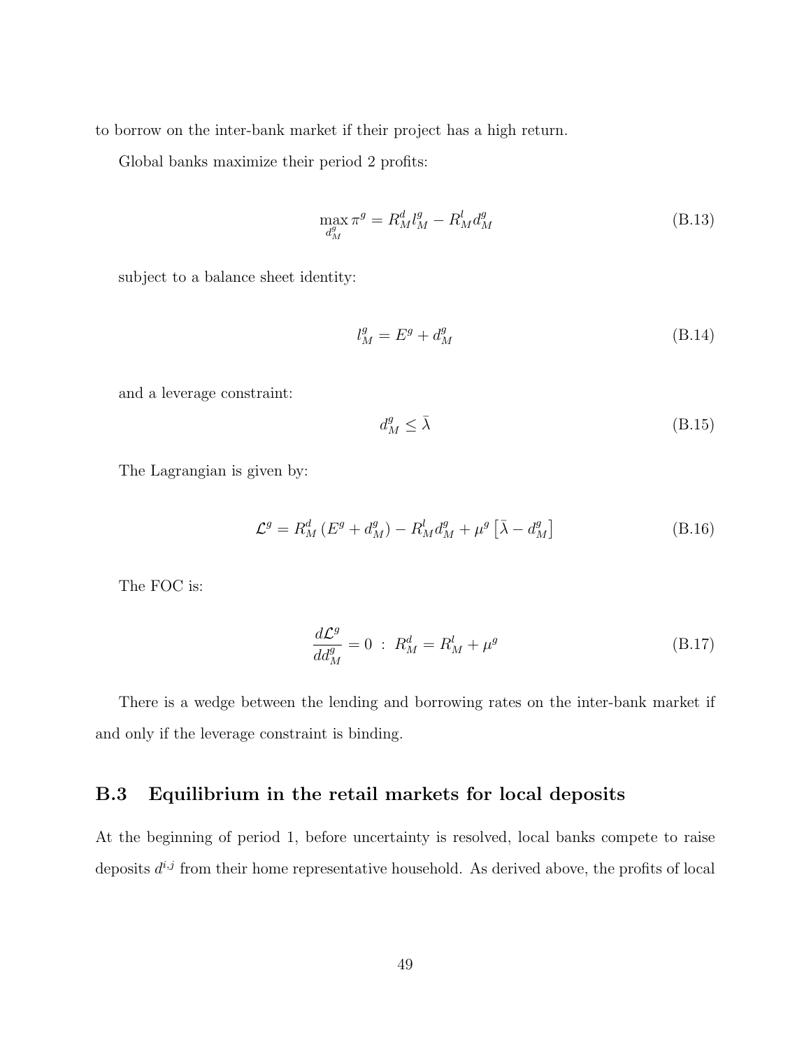to borrow on the inter-bank market if their project has a high return.

Global banks maximize their period 2 profits:

$$\max_{d_M^g} \pi^g = R_M^d l_M^g - R_M^l d_M^g \tag{B.13}$$

subject to a balance sheet identity:

$$l_M^g = E^g + d_M^g \tag{B.14}$$

and a leverage constraint:

$$d_M^g \leq \bar{\lambda} \tag{B.15}$$

The Lagrangian is given by:

$$\mathcal{L}^g = R_M^d \left(E^g + d_M^g\right) - R_M^l d_M^g + \mu^g \left[\bar{\lambda} - d_M^g\right] \tag{B.16}$$

The FOC is:

$$\frac{d\mathcal{L}^g}{dd_M^g} = 0 \; : \; R_M^d = R_M^l + \mu^g \tag{B.17}$$

There is a wedge between the lending and borrowing rates on the inter-bank market if and only if the leverage constraint is binding.

## B.3 Equilibrium in the retail markets for local deposits

At the beginning of period 1, before uncertainty is resolved, local banks compete to raise deposits $d^{i,j}$ from their home representative household. As derived above, the profits of local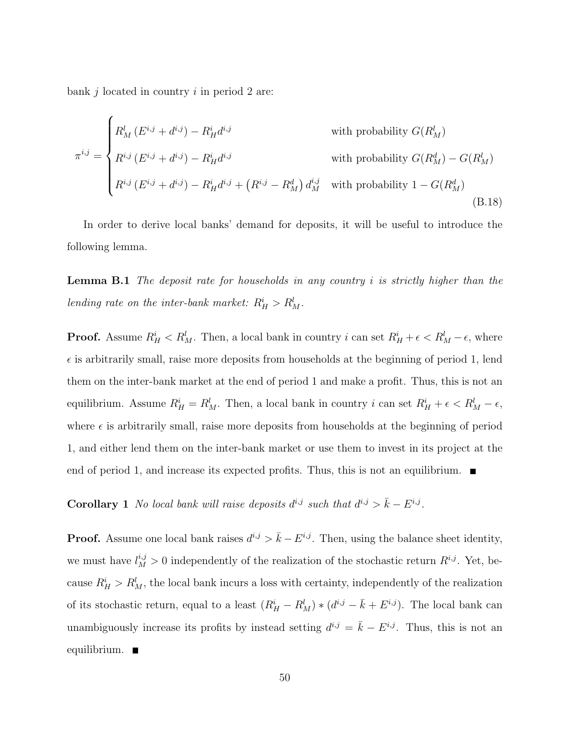bank $j$ located in country $i$ in period 2 are:

$$
\pi^{i,j} = \begin{cases} R^l_M \left(E^{i,j} + d^{i,j}\right) - R^i_H d^{i,j} & \text{with probability } G(R^l_M) \\ R^{i,j} \left(E^{i,j} + d^{i,j}\right) - R^i_H d^{i,j} & \text{with probability } G(R^d_M) - G(R^l_M) \\ R^{i,j} \left(E^{i,j} + d^{i,j}\right) - R^i_H d^{i,j} + \left(R^{i,j} - R^d_M\right) d^{i,j}_M & \text{with probability } 1 - G(R^d_M) \end{cases} \tag{B.18}
$$

In order to derive local banks' demand for deposits, it will be useful to introduce the following lemma.

**Lemma B.1** *The deposit rate for households in any country $i$ is strictly higher than the lending rate on the inter-bank market: $R^i_H > R^l_M$.*

**Proof.** Assume $R^i_H < R^l_M$. Then, a local bank in country $i$ can set $R^i_H + \epsilon < R^l_M - \epsilon$, where $\epsilon$ is arbitrarily small, raise more deposits from households at the beginning of period 1, lend them on the inter-bank market at the end of period 1 and make a profit. Thus, this is not an equilibrium. Assume $R^i_H = R^l_M$. Then, a local bank in country $i$ can set $R^i_H + \epsilon < R^l_M - \epsilon$, where $\epsilon$ is arbitrarily small, raise more deposits from households at the beginning of period 1, and either lend them on the inter-bank market or use them to invest in its project at the end of period 1, and increase its expected profits. Thus, this is not an equilibrium. ∎

**Corollary 1** *No local bank will raise deposits $d^{i,j}$ such that $d^{i,j} > \bar{k} - E^{i,j}$.*

**Proof.** Assume one local bank raises $d^{i,j} > \bar{k} - E^{i,j}$. Then, using the balance sheet identity, we must have $l^{i,j}_M > 0$ independently of the realization of the stochastic return $R^{i,j}$. Yet, because $R^i_H > R^l_M$, the local bank incurs a loss with certainty, independently of the realization of its stochastic return, equal to a least $(R^i_H - R^l_M) * (d^{i,j} - \bar{k} + E^{i,j})$. The local bank can unambiguously increase its profits by instead setting $d^{i,j} = \bar{k} - E^{i,j}$. Thus, this is not an equilibrium. ∎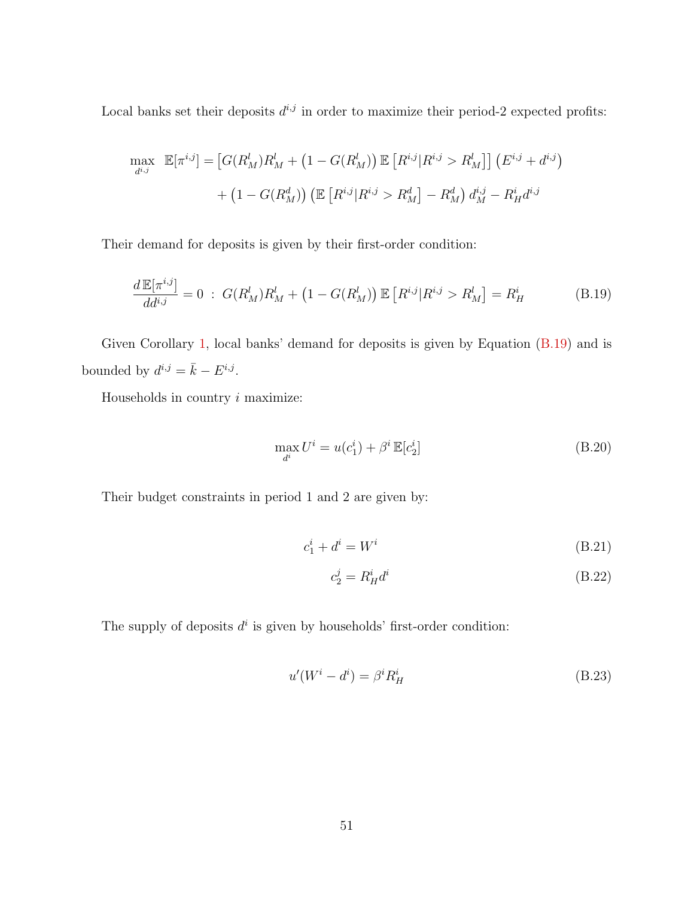Local banks set their deposits $d^{i,j}$ in order to maximize their period-2 expected profits:

$$
\begin{aligned}
\max_{d^{i,j}} \ \mathbb{E}[\pi^{i,j}] = &\left[G(R^l_M)R^l_M + \left(1 - G(R^l_M)\right)\mathbb{E}\left[R^{i,j}|R^{i,j} > R^l_M\right]\right]\left(E^{i,j} + d^{i,j}\right) \\
&+ \left(1 - G(R^d_M)\right)\left(\mathbb{E}\left[R^{i,j}|R^{i,j} > R^d_M\right] - R^d_M\right)d^{i,j}_M - R^i_H d^{i,j}
\end{aligned}
$$

Their demand for deposits is given by their first-order condition:

$$
\frac{d\,\mathbb{E}[\pi^{i,j}]}{dd^{i,j}} = 0 \ : \ G(R^l_M)R^l_M + \left(1 - G(R^l_M)\right)\mathbb{E}\left[R^{i,j}|R^{i,j} > R^l_M\right] = R^i_H \tag{B.19}
$$

Given Corollary 1, local banks' demand for deposits is given by Equation (B.19) and is bounded by $d^{i,j} = \bar{k} - E^{i,j}$.

Households in country $i$ maximize:

$$
\max_{d^i} U^i = u(c^i_1) + \beta^i\,\mathbb{E}[c^i_2] \tag{B.20}
$$

Their budget constraints in period 1 and 2 are given by:

$$
c^i_1 + d^i = W^i \tag{B.21}
$$

$$
c^j_2 = R^i_H d^i \tag{B.22}
$$

The supply of deposits $d^i$ is given by households' first-order condition:

$$
u'(W^i - d^i) = \beta^i R^i_H \tag{B.23}
$$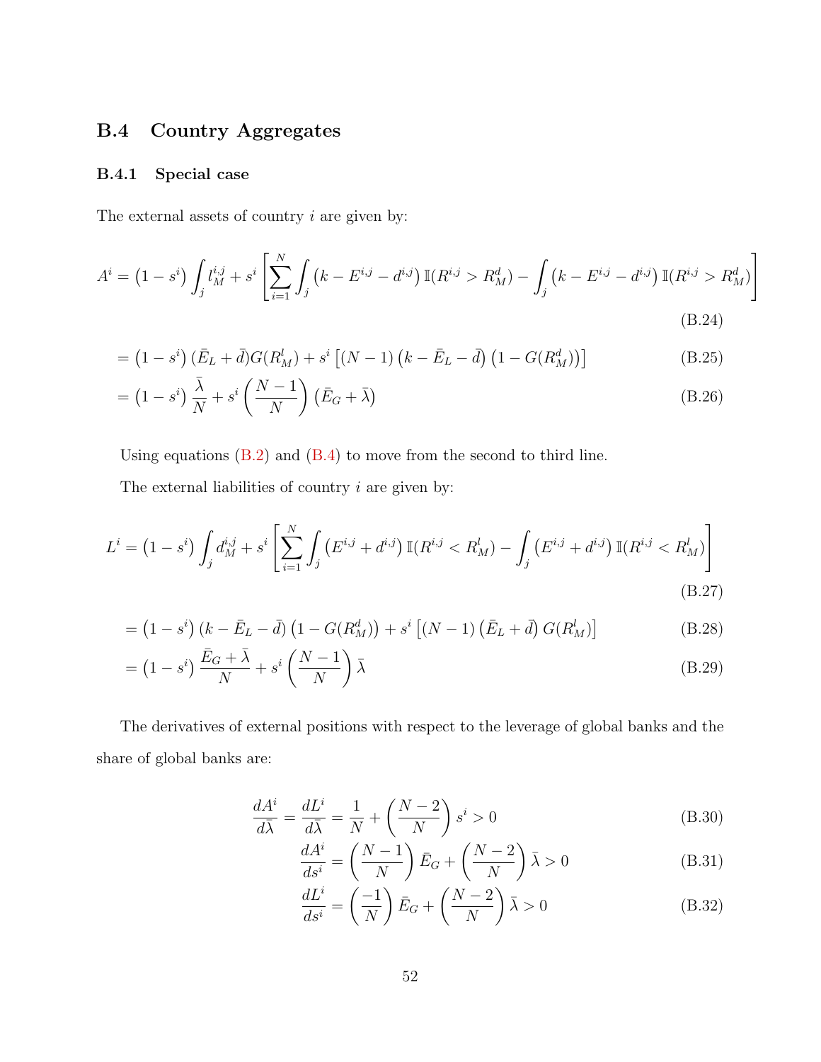## B.4 Country Aggregates

### B.4.1 Special case

The external assets of country $i$ are given by:

$$A^i = \left(1 - s^i\right) \int_j l_M^{i,j} + s^i \left[ \sum_{i=1}^{N} \int_j \left(k - E^{i,j} - d^{i,j}\right) \mathbb{I}(R^{i,j} > R_M^d) - \int_j \left(k - E^{i,j} - d^{i,j}\right) \mathbb{I}(R^{i,j} > R_M^d) \right] \tag{B.24}$$

$$= \left(1 - s^i\right) (\bar{E}_L + \bar{d}) G(R_M^l) + s^i \left[ (N-1) \left(k - \bar{E}_L - \bar{d}\right) \left(1 - G(R_M^d)\right) \right] \tag{B.25}$$

$$= \left(1 - s^i\right) \frac{\bar{\lambda}}{N} + s^i \left(\frac{N-1}{N}\right) \left(\bar{E}_G + \bar{\lambda}\right) \tag{B.26}$$

Using equations (B.2) and (B.4) to move from the second to third line.

The external liabilities of country $i$ are given by:

$$L^i = \left(1 - s^i\right) \int_j d_M^{i,j} + s^i \left[ \sum_{i=1}^{N} \int_j \left(E^{i,j} + d^{i,j}\right) \mathbb{I}(R^{i,j} < R_M^l) - \int_j \left(E^{i,j} + d^{i,j}\right) \mathbb{I}(R^{i,j} < R_M^l) \right] \tag{B.27}$$

$$= \left(1 - s^i\right) (k - \bar{E}_L - \bar{d}) \left(1 - G(R_M^d)\right) + s^i \left[ (N-1) \left(\bar{E}_L + \bar{d}\right) G(R_M^l) \right] \tag{B.28}$$

$$= \left(1 - s^i\right) \frac{\bar{E}_G + \bar{\lambda}}{N} + s^i \left(\frac{N-1}{N}\right) \bar{\lambda} \tag{B.29}$$

The derivatives of external positions with respect to the leverage of global banks and the share of global banks are:

$$\frac{dA^i}{d\bar{\lambda}} = \frac{dL^i}{d\bar{\lambda}} = \frac{1}{N} + \left(\frac{N-2}{N}\right) s^i > 0 \tag{B.30}$$

$$\frac{dA^i}{ds^i} = \left(\frac{N-1}{N}\right) \bar{E}_G + \left(\frac{N-2}{N}\right) \bar{\lambda} > 0 \tag{B.31}$$

$$\frac{dL^i}{ds^i} = \left(\frac{-1}{N}\right) \bar{E}_G + \left(\frac{N-2}{N}\right) \bar{\lambda} > 0 \tag{B.32}$$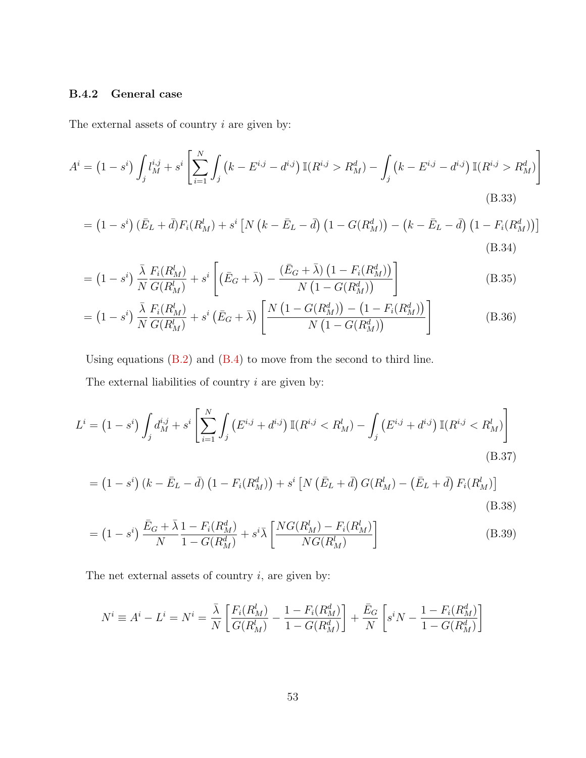### B.4.2 General case

The external assets of country $i$ are given by:

$$A^i = \left(1 - s^i\right) \int_j l_M^{i,j} + s^i \left[ \sum_{i=1}^{N} \int_j \left(k - E^{i,j} - d^{i,j}\right) \mathbb{I}(R^{i,j} > R_M^d) - \int_j \left(k - E^{i,j} - d^{i,j}\right) \mathbb{I}(R^{i,j} > R_M^d) \right] \tag{B.33}$$

$$= \left(1 - s^i\right) (\bar{E}_L + \bar{d}) F_i(R_M^l) + s^i \left[ N \left(k - \bar{E}_L - \bar{d}\right) \left(1 - G(R_M^d)\right) - \left(k - \bar{E}_L - \bar{d}\right) \left(1 - F_i(R_M^d)\right) \right] \tag{B.34}$$

$$= \left(1 - s^i\right) \frac{\bar{\lambda}}{N} \frac{F_i(R_M^l)}{G(R_M^l)} + s^i \left[ \left(\bar{E}_G + \bar{\lambda}\right) - \frac{\left(\bar{E}_G + \bar{\lambda}\right) \left(1 - F_i(R_M^d)\right)}{N \left(1 - G(R_M^d)\right)} \right] \tag{B.35}$$

$$= \left(1 - s^i\right) \frac{\bar{\lambda}}{N} \frac{F_i(R_M^l)}{G(R_M^l)} + s^i \left(\bar{E}_G + \bar{\lambda}\right) \left[ \frac{N \left(1 - G(R_M^d)\right) - \left(1 - F_i(R_M^d)\right)}{N \left(1 - G(R_M^d)\right)} \right] \tag{B.36}$$

Using equations (B.2) and (B.4) to move from the second to third line.

The external liabilities of country $i$ are given by:

$$L^i = \left(1 - s^i\right) \int_j d_M^{i,j} + s^i \left[ \sum_{i=1}^{N} \int_j \left(E^{i,j} + d^{i,j}\right) \mathbb{I}(R^{i,j} < R_M^l) - \int_j \left(E^{i,j} + d^{i,j}\right) \mathbb{I}(R^{i,j} < R_M^l) \right] \tag{B.37}$$

$$= \left(1 - s^i\right) (k - \bar{E}_L - \bar{d}) \left(1 - F_i(R_M^d)\right) + s^i \left[ N \left(\bar{E}_L + \bar{d}\right) G(R_M^l) - \left(\bar{E}_L + \bar{d}\right) F_i(R_M^l) \right] \tag{B.38}$$

$$= \left(1 - s^i\right) \frac{\bar{E}_G + \bar{\lambda}}{N} \frac{1 - F_i(R_M^d)}{1 - G(R_M^d)} + s^i \bar{\lambda} \left[ \frac{N G(R_M^l) - F_i(R_M^l)}{N G(R_M^l)} \right] \tag{B.39}$$

The net external assets of country $i$, are given by:

$$N^i \equiv A^i - L^i = N^i = \frac{\bar{\lambda}}{N} \left[ \frac{F_i(R_M^l)}{G(R_M^l)} - \frac{1 - F_i(R_M^d)}{1 - G(R_M^d)} \right] + \frac{\bar{E}_G}{N} \left[ s^i N - \frac{1 - F_i(R_M^d)}{1 - G(R_M^d)} \right]$$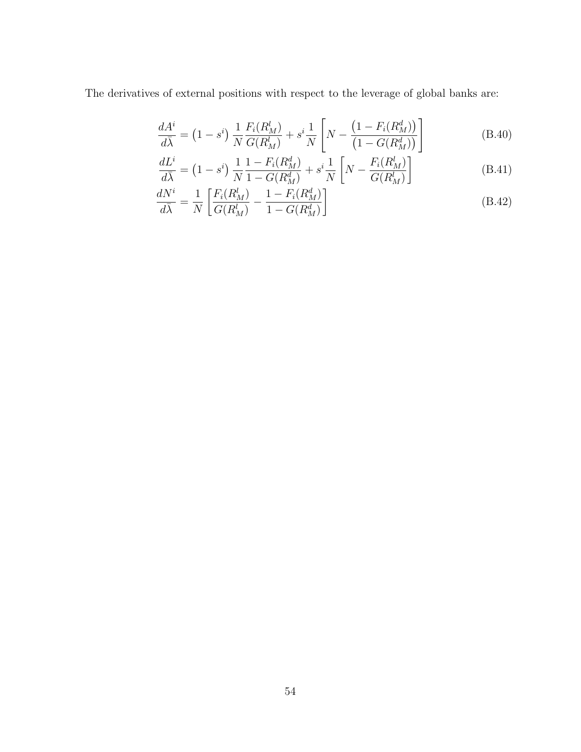The derivatives of external positions with respect to the leverage of global banks are:

$$\frac{dA^i}{d\bar{\lambda}} = \left(1 - s^i\right) \frac{1}{N} \frac{F_i(R^l_M)}{G(R^l_M)} + s^i \frac{1}{N} \left[ N - \frac{\left(1 - F_i(R^d_M)\right)}{\left(1 - G(R^d_M)\right)} \right] \tag{B.40}$$

$$\frac{dL^i}{d\bar{\lambda}} = \left(1 - s^i\right) \frac{1}{N} \frac{1 - F_i(R^d_M)}{1 - G(R^d_M)} + s^i \frac{1}{N} \left[ N - \frac{F_i(R^l_M)}{G(R^l_M)} \right] \tag{B.41}$$

$$\frac{dN^i}{d\bar{\lambda}} = \frac{1}{N} \left[ \frac{F_i(R^l_M)}{G(R^l_M)} - \frac{1 - F_i(R^d_M)}{1 - G(R^d_M)} \right] \tag{B.42}$$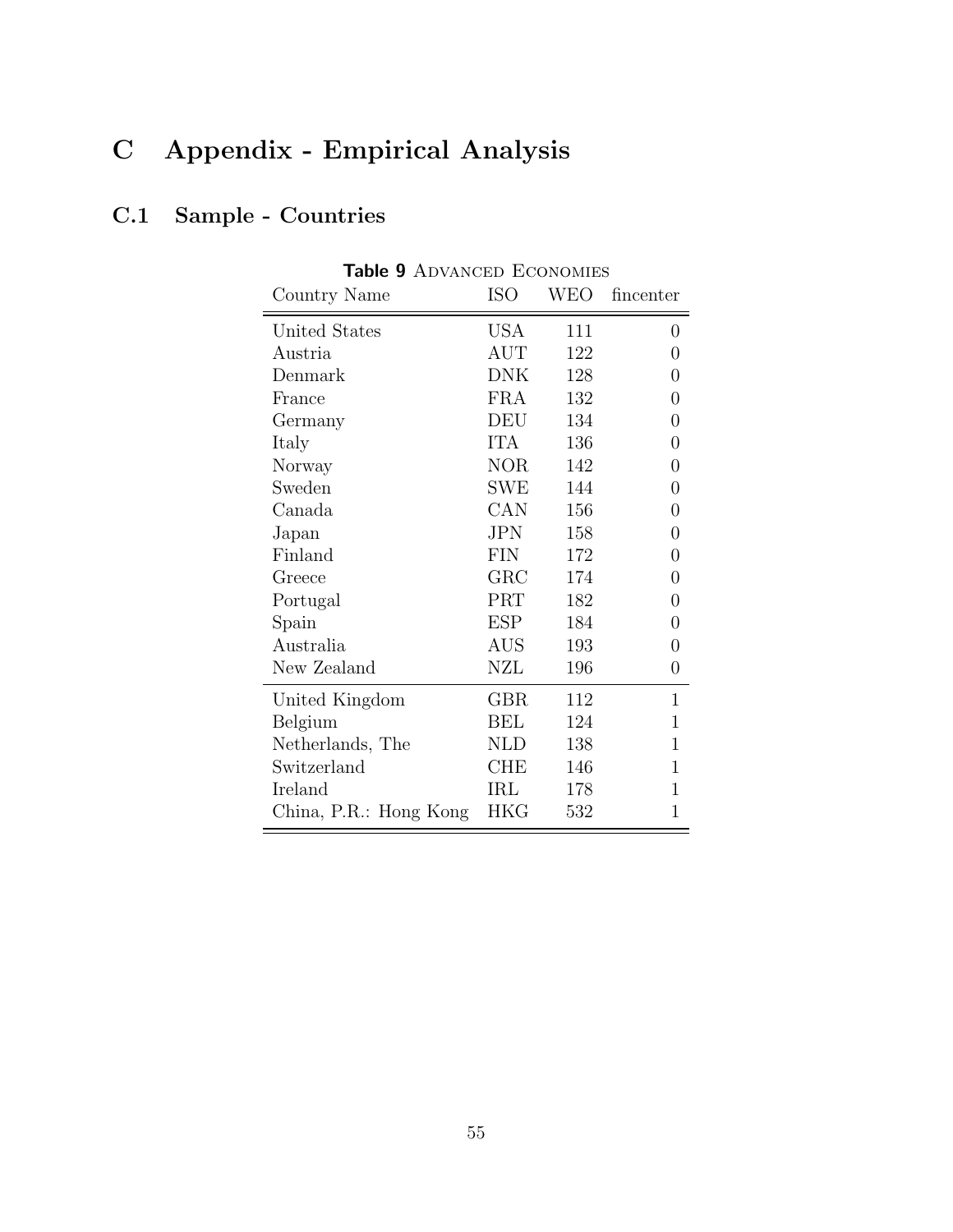# C Appendix - Empirical Analysis

## C.1 Sample - Countries

**Table 9** ADVANCED ECONOMIES

| Country Name | ISO | WEO | fincenter |
|---|---|---|---|
| United States | USA | 111 | 0 |
| Austria | AUT | 122 | 0 |
| Denmark | DNK | 128 | 0 |
| France | FRA | 132 | 0 |
| Germany | DEU | 134 | 0 |
| Italy | ITA | 136 | 0 |
| Norway | NOR | 142 | 0 |
| Sweden | SWE | 144 | 0 |
| Canada | CAN | 156 | 0 |
| Japan | JPN | 158 | 0 |
| Finland | FIN | 172 | 0 |
| Greece | GRC | 174 | 0 |
| Portugal | PRT | 182 | 0 |
| Spain | ESP | 184 | 0 |
| Australia | AUS | 193 | 0 |
| New Zealand | NZL | 196 | 0 |
| United Kingdom | GBR | 112 | 1 |
| Belgium | BEL | 124 | 1 |
| Netherlands, The | NLD | 138 | 1 |
| Switzerland | CHE | 146 | 1 |
| Ireland | IRL | 178 | 1 |
| China, P.R.: Hong Kong | HKG | 532 | 1 |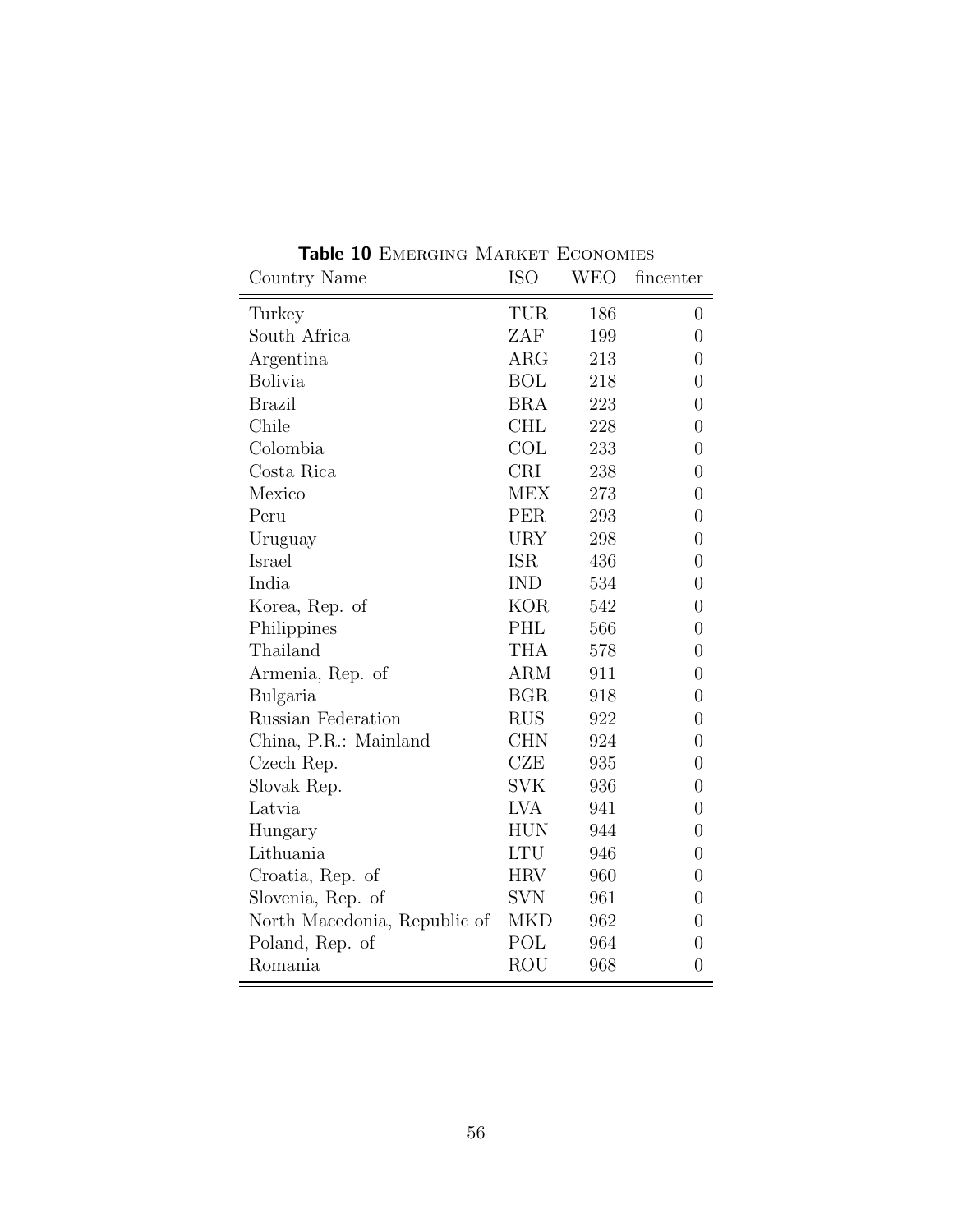**Table 10** Emerging Market Economies

| Country Name | ISO | WEO | fincenter |
|---|---|---|---|
| Turkey | TUR | 186 | 0 |
| South Africa | ZAF | 199 | 0 |
| Argentina | ARG | 213 | 0 |
| Bolivia | BOL | 218 | 0 |
| Brazil | BRA | 223 | 0 |
| Chile | CHL | 228 | 0 |
| Colombia | COL | 233 | 0 |
| Costa Rica | CRI | 238 | 0 |
| Mexico | MEX | 273 | 0 |
| Peru | PER | 293 | 0 |
| Uruguay | URY | 298 | 0 |
| Israel | ISR | 436 | 0 |
| India | IND | 534 | 0 |
| Korea, Rep. of | KOR | 542 | 0 |
| Philippines | PHL | 566 | 0 |
| Thailand | THA | 578 | 0 |
| Armenia, Rep. of | ARM | 911 | 0 |
| Bulgaria | BGR | 918 | 0 |
| Russian Federation | RUS | 922 | 0 |
| China, P.R.: Mainland | CHN | 924 | 0 |
| Czech Rep. | CZE | 935 | 0 |
| Slovak Rep. | SVK | 936 | 0 |
| Latvia | LVA | 941 | 0 |
| Hungary | HUN | 944 | 0 |
| Lithuania | LTU | 946 | 0 |
| Croatia, Rep. of | HRV | 960 | 0 |
| Slovenia, Rep. of | SVN | 961 | 0 |
| North Macedonia, Republic of | MKD | 962 | 0 |
| Poland, Rep. of | POL | 964 | 0 |
| Romania | ROU | 968 | 0 |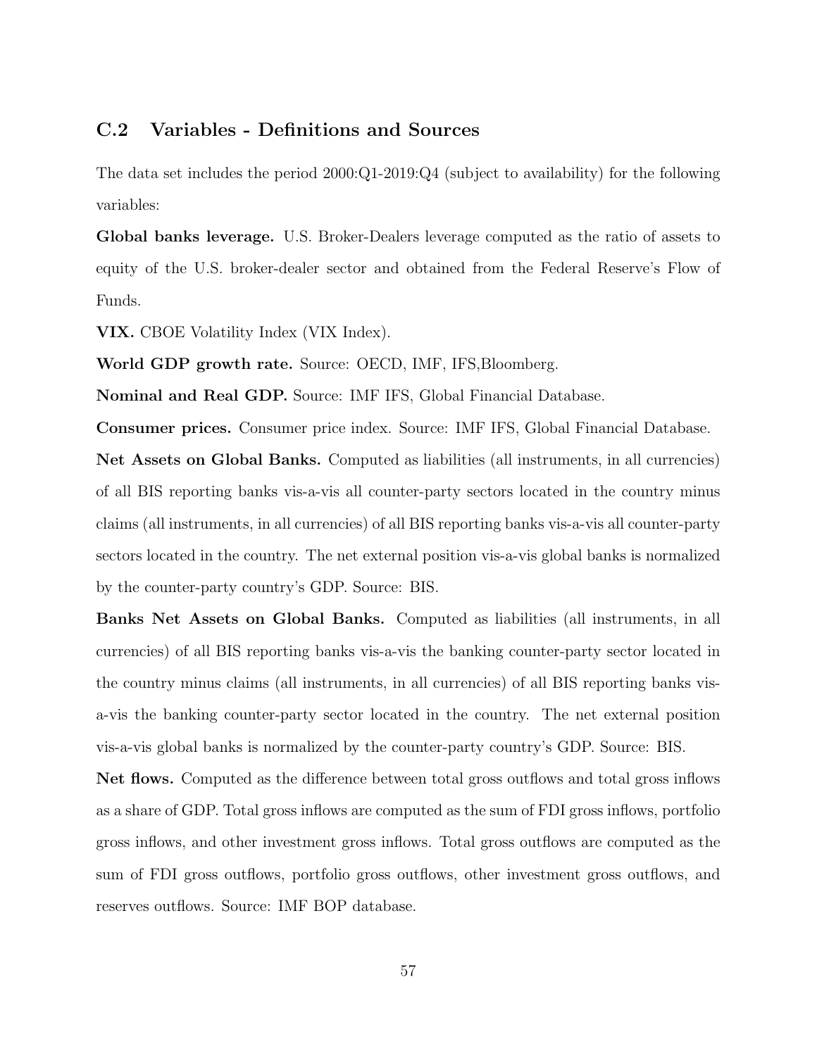## C.2 Variables - Definitions and Sources

The data set includes the period 2000:Q1-2019:Q4 (subject to availability) for the following variables:

**Global banks leverage.** U.S. Broker-Dealers leverage computed as the ratio of assets to equity of the U.S. broker-dealer sector and obtained from the Federal Reserve's Flow of Funds.

**VIX.** CBOE Volatility Index (VIX Index).

**World GDP growth rate.** Source: OECD, IMF, IFS,Bloomberg.

**Nominal and Real GDP.** Source: IMF IFS, Global Financial Database.

**Consumer prices.** Consumer price index. Source: IMF IFS, Global Financial Database.

**Net Assets on Global Banks.** Computed as liabilities (all instruments, in all currencies) of all BIS reporting banks vis-a-vis all counter-party sectors located in the country minus claims (all instruments, in all currencies) of all BIS reporting banks vis-a-vis all counter-party sectors located in the country. The net external position vis-a-vis global banks is normalized by the counter-party country's GDP. Source: BIS.

**Banks Net Assets on Global Banks.** Computed as liabilities (all instruments, in all currencies) of all BIS reporting banks vis-a-vis the banking counter-party sector located in the country minus claims (all instruments, in all currencies) of all BIS reporting banks vis-a-vis the banking counter-party sector located in the country. The net external position vis-a-vis global banks is normalized by the counter-party country's GDP. Source: BIS.

**Net flows.** Computed as the difference between total gross outflows and total gross inflows as a share of GDP. Total gross inflows are computed as the sum of FDI gross inflows, portfolio gross inflows, and other investment gross inflows. Total gross outflows are computed as the sum of FDI gross outflows, portfolio gross outflows, other investment gross outflows, and reserves outflows. Source: IMF BOP database.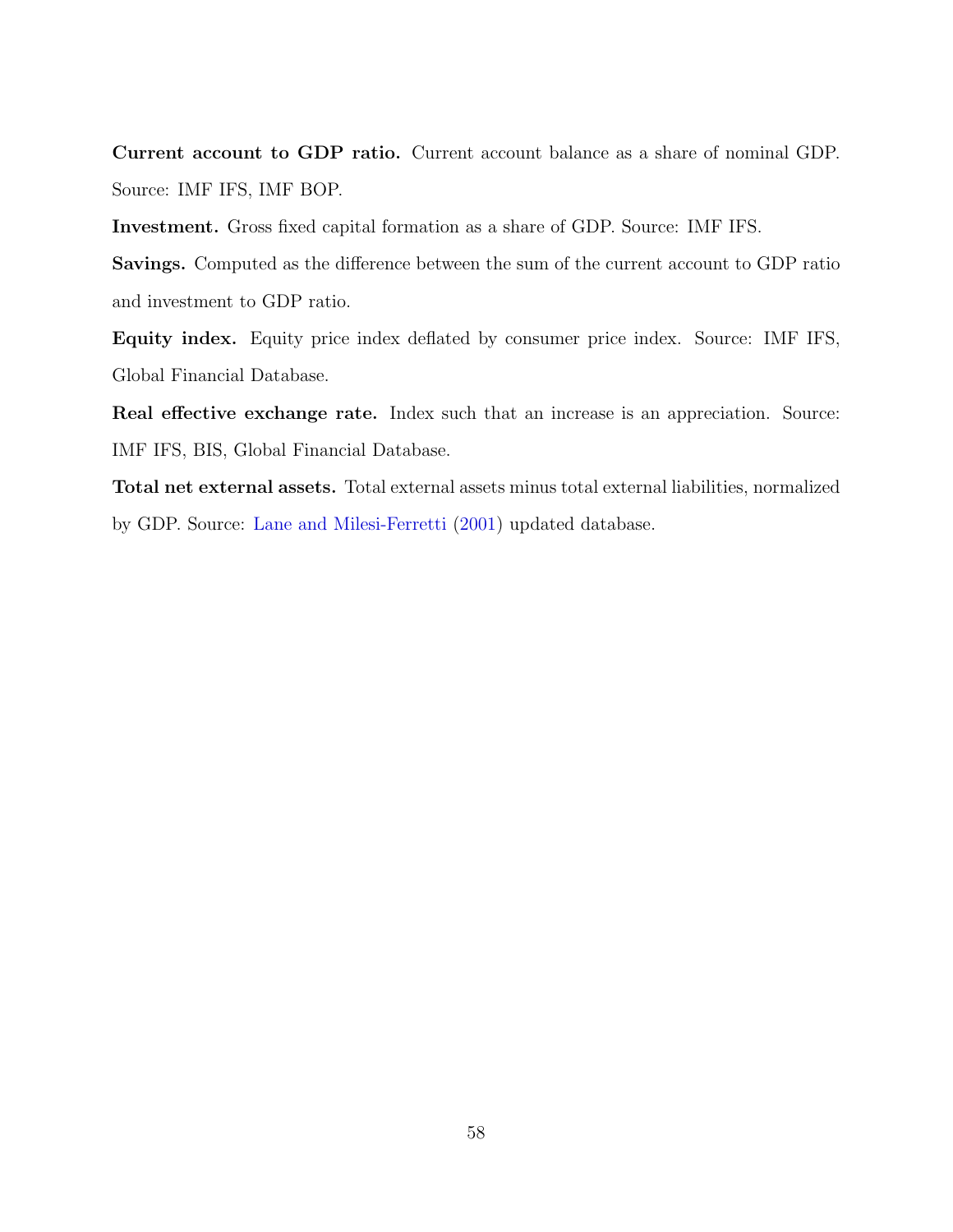**Current account to GDP ratio.** Current account balance as a share of nominal GDP. Source: IMF IFS, IMF BOP.

**Investment.** Gross fixed capital formation as a share of GDP. Source: IMF IFS.

**Savings.** Computed as the difference between the sum of the current account to GDP ratio and investment to GDP ratio.

**Equity index.** Equity price index deflated by consumer price index. Source: IMF IFS, Global Financial Database.

**Real effective exchange rate.** Index such that an increase is an appreciation. Source: IMF IFS, BIS, Global Financial Database.

**Total net external assets.** Total external assets minus total external liabilities, normalized by GDP. Source: Lane and Milesi-Ferretti (2001) updated database.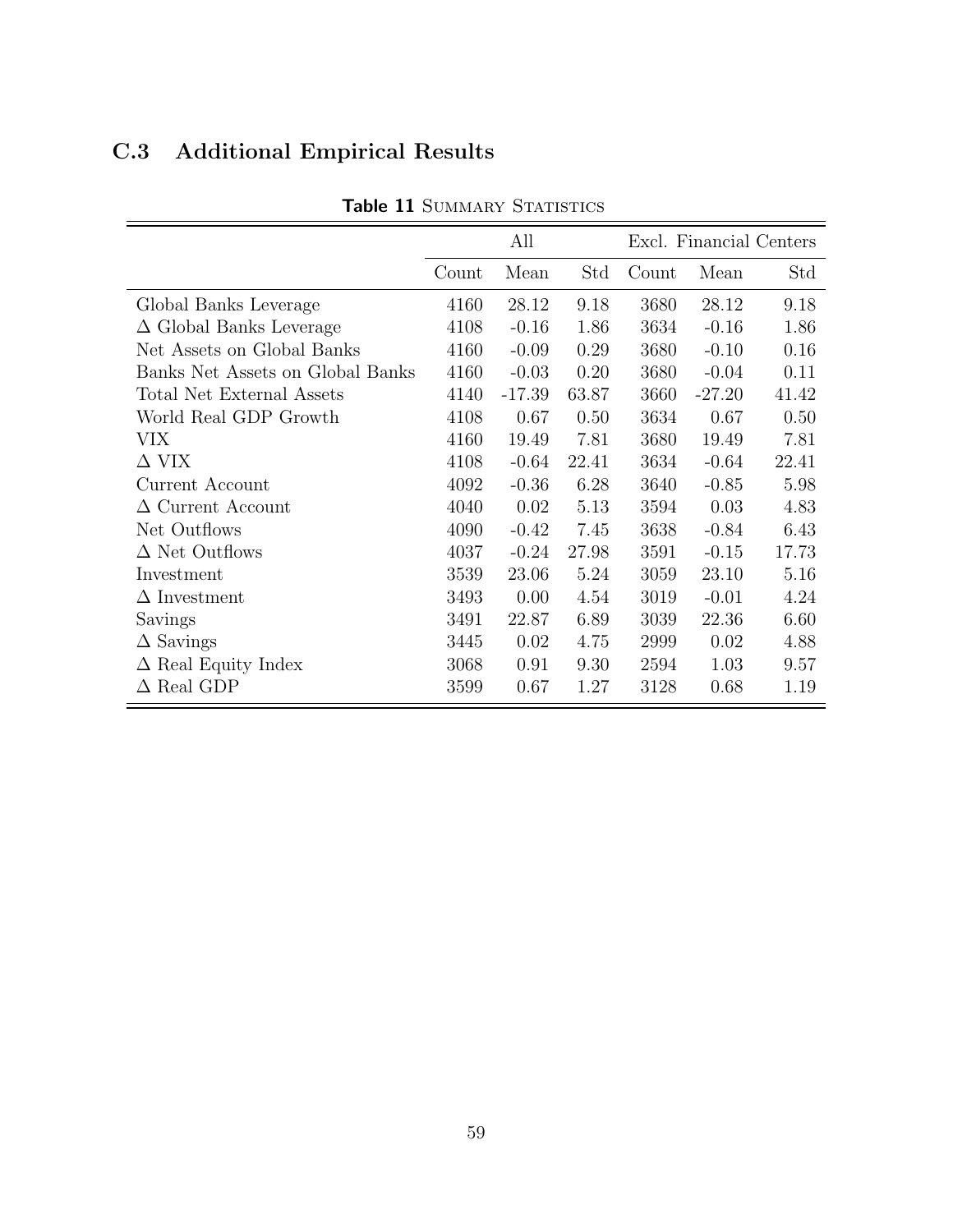## C.3 Additional Empirical Results

**Table 11** SUMMARY STATISTICS

| | All | | | Excl. Financial Centers | | |
|---|---|---|---|---|---|---|
| | Count | Mean | Std | Count | Mean | Std |
| Global Banks Leverage | 4160 | 28.12 | 9.18 | 3680 | 28.12 | 9.18 |
| $\Delta$ Global Banks Leverage | 4108 | -0.16 | 1.86 | 3634 | -0.16 | 1.86 |
| Net Assets on Global Banks | 4160 | -0.09 | 0.29 | 3680 | -0.10 | 0.16 |
| Banks Net Assets on Global Banks | 4160 | -0.03 | 0.20 | 3680 | -0.04 | 0.11 |
| Total Net External Assets | 4140 | -17.39 | 63.87 | 3660 | -27.20 | 41.42 |
| World Real GDP Growth | 4108 | 0.67 | 0.50 | 3634 | 0.67 | 0.50 |
| VIX | 4160 | 19.49 | 7.81 | 3680 | 19.49 | 7.81 |
| $\Delta$ VIX | 4108 | -0.64 | 22.41 | 3634 | -0.64 | 22.41 |
| Current Account | 4092 | -0.36 | 6.28 | 3640 | -0.85 | 5.98 |
| $\Delta$ Current Account | 4040 | 0.02 | 5.13 | 3594 | 0.03 | 4.83 |
| Net Outflows | 4090 | -0.42 | 7.45 | 3638 | -0.84 | 6.43 |
| $\Delta$ Net Outflows | 4037 | -0.24 | 27.98 | 3591 | -0.15 | 17.73 |
| Investment | 3539 | 23.06 | 5.24 | 3059 | 23.10 | 5.16 |
| $\Delta$ Investment | 3493 | 0.00 | 4.54 | 3019 | -0.01 | 4.24 |
| Savings | 3491 | 22.87 | 6.89 | 3039 | 22.36 | 6.60 |
| $\Delta$ Savings | 3445 | 0.02 | 4.75 | 2999 | 0.02 | 4.88 |
| $\Delta$ Real Equity Index | 3068 | 0.91 | 9.30 | 2594 | 1.03 | 9.57 |
| $\Delta$ Real GDP | 3599 | 0.67 | 1.27 | 3128 | 0.68 | 1.19 |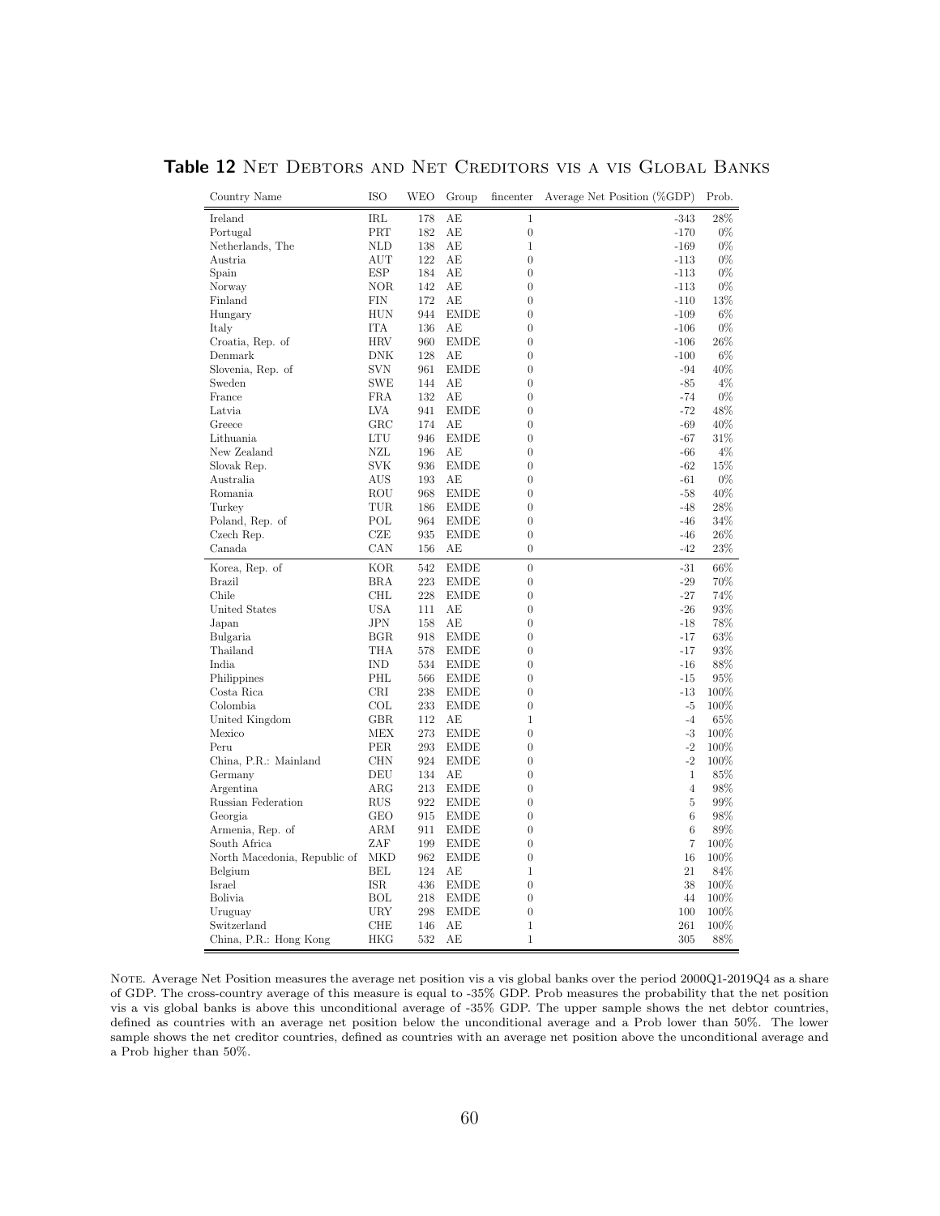**Table 12** NET DEBTORS AND NET CREDITORS VIS A VIS GLOBAL BANKS

| Country Name | ISO | WEO | Group | fincenter | Average Net Position (%GDP) | Prob. |
|---|---|---|---|---|---|---|
| Ireland | IRL | 178 | AE | 1 | -343 | 28% |
| Portugal | PRT | 182 | AE | 0 | -170 | 0% |
| Netherlands, The | NLD | 138 | AE | 1 | -169 | 0% |
| Austria | AUT | 122 | AE | 0 | -113 | 0% |
| Spain | ESP | 184 | AE | 0 | -113 | 0% |
| Norway | NOR | 142 | AE | 0 | -113 | 0% |
| Finland | FIN | 172 | AE | 0 | -110 | 13% |
| Hungary | HUN | 944 | EMDE | 0 | -109 | 6% |
| Italy | ITA | 136 | AE | 0 | -106 | 0% |
| Croatia, Rep. of | HRV | 960 | EMDE | 0 | -106 | 26% |
| Denmark | DNK | 128 | AE | 0 | -100 | 6% |
| Slovenia, Rep. of | SVN | 961 | EMDE | 0 | -94 | 40% |
| Sweden | SWE | 144 | AE | 0 | -85 | 4% |
| France | FRA | 132 | AE | 0 | -74 | 0% |
| Latvia | LVA | 941 | EMDE | 0 | -72 | 48% |
| Greece | GRC | 174 | AE | 0 | -69 | 40% |
| Lithuania | LTU | 946 | EMDE | 0 | -67 | 31% |
| New Zealand | NZL | 196 | AE | 0 | -66 | 4% |
| Slovak Rep. | SVK | 936 | EMDE | 0 | -62 | 15% |
| Australia | AUS | 193 | AE | 0 | -61 | 0% |
| Romania | ROU | 968 | EMDE | 0 | -58 | 40% |
| Turkey | TUR | 186 | EMDE | 0 | -48 | 28% |
| Poland, Rep. of | POL | 964 | EMDE | 0 | -46 | 34% |
| Czech Rep. | CZE | 935 | EMDE | 0 | -46 | 26% |
| Canada | CAN | 156 | AE | 0 | -42 | 23% |
| Korea, Rep. of | KOR | 542 | EMDE | 0 | -31 | 66% |
| Brazil | BRA | 223 | EMDE | 0 | -29 | 70% |
| Chile | CHL | 228 | EMDE | 0 | -27 | 74% |
| United States | USA | 111 | AE | 0 | -26 | 93% |
| Japan | JPN | 158 | AE | 0 | -18 | 78% |
| Bulgaria | BGR | 918 | EMDE | 0 | -17 | 63% |
| Thailand | THA | 578 | EMDE | 0 | -17 | 93% |
| India | IND | 534 | EMDE | 0 | -16 | 88% |
| Philippines | PHL | 566 | EMDE | 0 | -15 | 95% |
| Costa Rica | CRI | 238 | EMDE | 0 | -13 | 100% |
| Colombia | COL | 233 | EMDE | 0 | -5 | 100% |
| United Kingdom | GBR | 112 | AE | 1 | -4 | 65% |
| Mexico | MEX | 273 | EMDE | 0 | -3 | 100% |
| Peru | PER | 293 | EMDE | 0 | -2 | 100% |
| China, P.R.: Mainland | CHN | 924 | EMDE | 0 | -2 | 100% |
| Germany | DEU | 134 | AE | 0 | 1 | 85% |
| Argentina | ARG | 213 | EMDE | 0 | 4 | 98% |
| Russian Federation | RUS | 922 | EMDE | 0 | 5 | 99% |
| Georgia | GEO | 915 | EMDE | 0 | 6 | 98% |
| Armenia, Rep. of | ARM | 911 | EMDE | 0 | 6 | 89% |
| South Africa | ZAF | 199 | EMDE | 0 | 7 | 100% |
| North Macedonia, Republic of | MKD | 962 | EMDE | 0 | 16 | 100% |
| Belgium | BEL | 124 | AE | 1 | 21 | 84% |
| Israel | ISR | 436 | EMDE | 0 | 38 | 100% |
| Bolivia | BOL | 218 | EMDE | 0 | 44 | 100% |
| Uruguay | URY | 298 | EMDE | 0 | 100 | 100% |
| Switzerland | CHE | 146 | AE | 1 | 261 | 100% |
| China, P.R.: Hong Kong | HKG | 532 | AE | 1 | 305 | 88% |

NOTE. Average Net Position measures the average net position vis a vis global banks over the period 2000Q1-2019Q4 as a share of GDP. The cross-country average of this measure is equal to -35% GDP. Prob measures the probability that the net position vis a vis global banks is above this unconditional average of -35% GDP. The upper sample shows the net debtor countries, defined as countries with an average net position below the unconditional average and a Prob lower than 50%. The lower sample shows the net creditor countries, defined as countries with an average net position above the unconditional average and a Prob higher than 50%.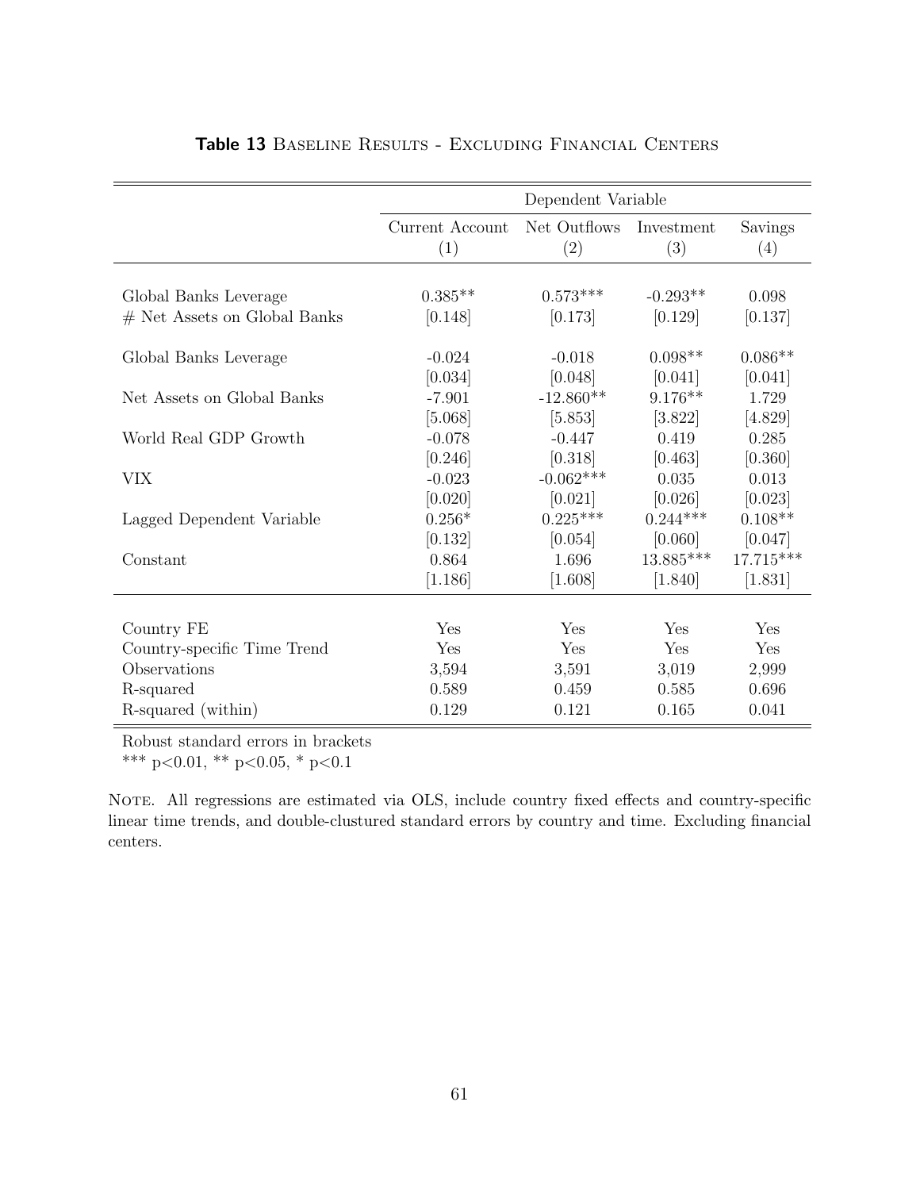**Table 13** Baseline Results - Excluding Financial Centers

| | Dependent Variable | | | |
|---|---|---|---|---|
| | Current Account | Net Outflows | Investment | Savings |
| | (1) | (2) | (3) | (4) |
| Global Banks Leverage | 0.385** | 0.573*** | -0.293** | 0.098 |
| # Net Assets on Global Banks | [0.148] | [0.173] | [0.129] | [0.137] |
| Global Banks Leverage | -0.024 | -0.018 | 0.098** | 0.086** |
| | [0.034] | [0.048] | [0.041] | [0.041] |
| Net Assets on Global Banks | -7.901 | -12.860** | 9.176** | 1.729 |
| | [5.068] | [5.853] | [3.822] | [4.829] |
| World Real GDP Growth | -0.078 | -0.447 | 0.419 | 0.285 |
| | [0.246] | [0.318] | [0.463] | [0.360] |
| VIX | -0.023 | -0.062*** | 0.035 | 0.013 |
| | [0.020] | [0.021] | [0.026] | [0.023] |
| Lagged Dependent Variable | 0.256* | 0.225*** | 0.244*** | 0.108** |
| | [0.132] | [0.054] | [0.060] | [0.047] |
| Constant | 0.864 | 1.696 | 13.885*** | 17.715*** |
| | [1.186] | [1.608] | [1.840] | [1.831] |
| Country FE | Yes | Yes | Yes | Yes |
| Country-specific Time Trend | Yes | Yes | Yes | Yes |
| Observations | 3,594 | 3,591 | 3,019 | 2,999 |
| R-squared | 0.589 | 0.459 | 0.585 | 0.696 |
| R-squared (within) | 0.129 | 0.121 | 0.165 | 0.041 |

Robust standard errors in brackets
*** p<0.01, ** p<0.05, * p<0.1

Note. All regressions are estimated via OLS, include country fixed effects and country-specific linear time trends, and double-clustured standard errors by country and time. Excluding financial centers.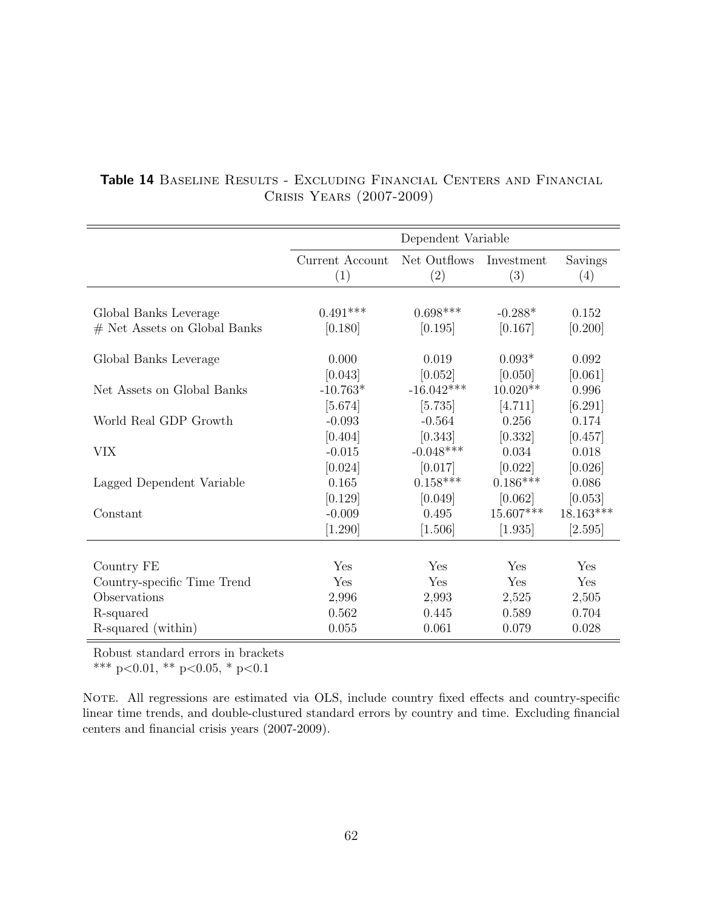**Table 14** BASELINE RESULTS - EXCLUDING FINANCIAL CENTERS AND FINANCIAL CRISIS YEARS (2007-2009)

| | Dependent Variable | | | |
|---|---|---|---|---|
| | Current Account (1) | Net Outflows (2) | Investment (3) | Savings (4) |
| Global Banks Leverage | 0.491*** | 0.698*** | -0.288* | 0.152 |
| # Net Assets on Global Banks | [0.180] | [0.195] | [0.167] | [0.200] |
| Global Banks Leverage | 0.000 | 0.019 | 0.093* | 0.092 |
| | [0.043] | [0.052] | [0.050] | [0.061] |
| Net Assets on Global Banks | -10.763* | -16.042*** | 10.020** | 0.996 |
| | [5.674] | [5.735] | [4.711] | [6.291] |
| World Real GDP Growth | -0.093 | -0.564 | 0.256 | 0.174 |
| | [0.404] | [0.343] | [0.332] | [0.457] |
| VIX | -0.015 | -0.048*** | 0.034 | 0.018 |
| | [0.024] | [0.017] | [0.022] | [0.026] |
| Lagged Dependent Variable | 0.165 | 0.158*** | 0.186*** | 0.086 |
| | [0.129] | [0.049] | [0.062] | [0.053] |
| Constant | -0.009 | 0.495 | 15.607*** | 18.163*** |
| | [1.290] | [1.506] | [1.935] | [2.595] |
| Country FE | Yes | Yes | Yes | Yes |
| Country-specific Time Trend | Yes | Yes | Yes | Yes |
| Observations | 2,996 | 2,993 | 2,525 | 2,505 |
| R-squared | 0.562 | 0.445 | 0.589 | 0.704 |
| R-squared (within) | 0.055 | 0.061 | 0.079 | 0.028 |

Robust standard errors in brackets
*** p<0.01, ** p<0.05, * p<0.1

NOTE. All regressions are estimated via OLS, include country fixed effects and country-specific linear time trends, and double-clustured standard errors by country and time. Excluding financial centers and financial crisis years (2007-2009).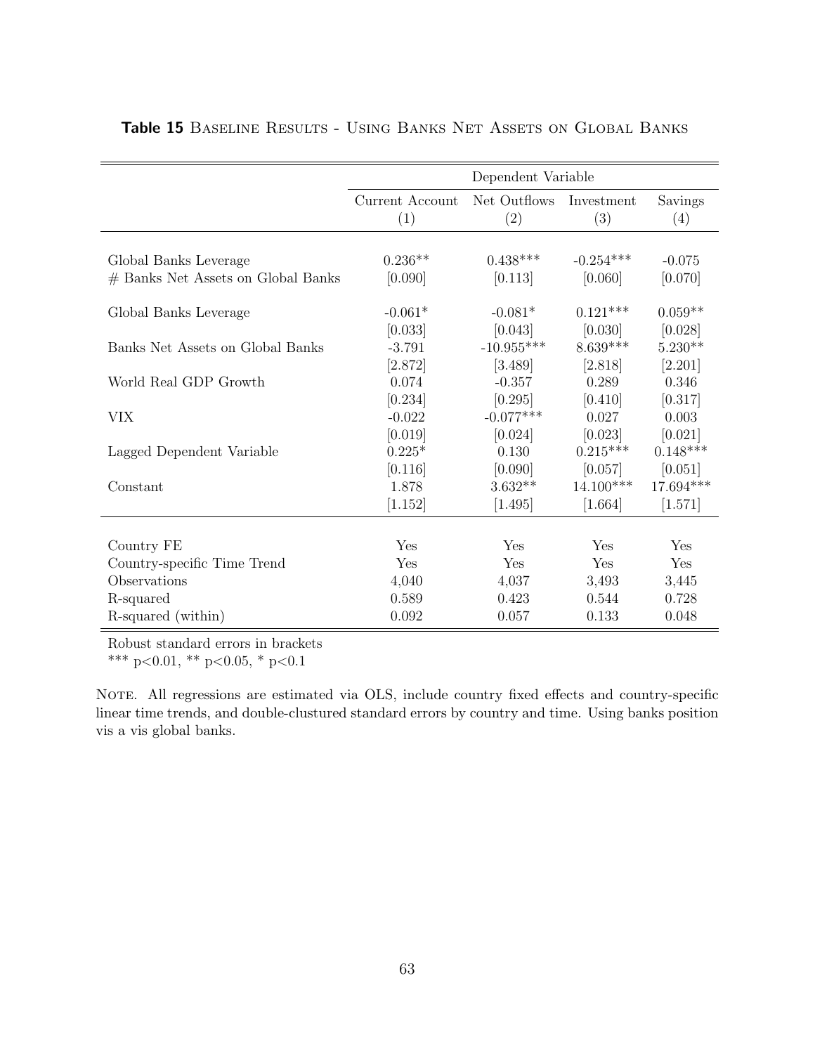**Table 15** Baseline Results - Using Banks Net Assets on Global Banks

| | Dependent Variable | | | |
|---|---|---|---|---|
| | Current Account | Net Outflows | Investment | Savings |
| | (1) | (2) | (3) | (4) |
| Global Banks Leverage | 0.236** | 0.438*** | -0.254*** | -0.075 |
| # Banks Net Assets on Global Banks | [0.090] | [0.113] | [0.060] | [0.070] |
| Global Banks Leverage | -0.061* | -0.081* | 0.121*** | 0.059** |
| | [0.033] | [0.043] | [0.030] | [0.028] |
| Banks Net Assets on Global Banks | -3.791 | -10.955*** | 8.639*** | 5.230** |
| | [2.872] | [3.489] | [2.818] | [2.201] |
| World Real GDP Growth | 0.074 | -0.357 | 0.289 | 0.346 |
| | [0.234] | [0.295] | [0.410] | [0.317] |
| VIX | -0.022 | -0.077*** | 0.027 | 0.003 |
| | [0.019] | [0.024] | [0.023] | [0.021] |
| Lagged Dependent Variable | 0.225* | 0.130 | 0.215*** | 0.148*** |
| | [0.116] | [0.090] | [0.057] | [0.051] |
| Constant | 1.878 | 3.632** | 14.100*** | 17.694*** |
| | [1.152] | [1.495] | [1.664] | [1.571] |
| Country FE | Yes | Yes | Yes | Yes |
| Country-specific Time Trend | Yes | Yes | Yes | Yes |
| Observations | 4,040 | 4,037 | 3,493 | 3,445 |
| R-squared | 0.589 | 0.423 | 0.544 | 0.728 |
| R-squared (within) | 0.092 | 0.057 | 0.133 | 0.048 |

Robust standard errors in brackets
*** p<0.01, ** p<0.05, * p<0.1

Note. All regressions are estimated via OLS, include country fixed effects and country-specific linear time trends, and double-clustured standard errors by country and time. Using banks position vis a vis global banks.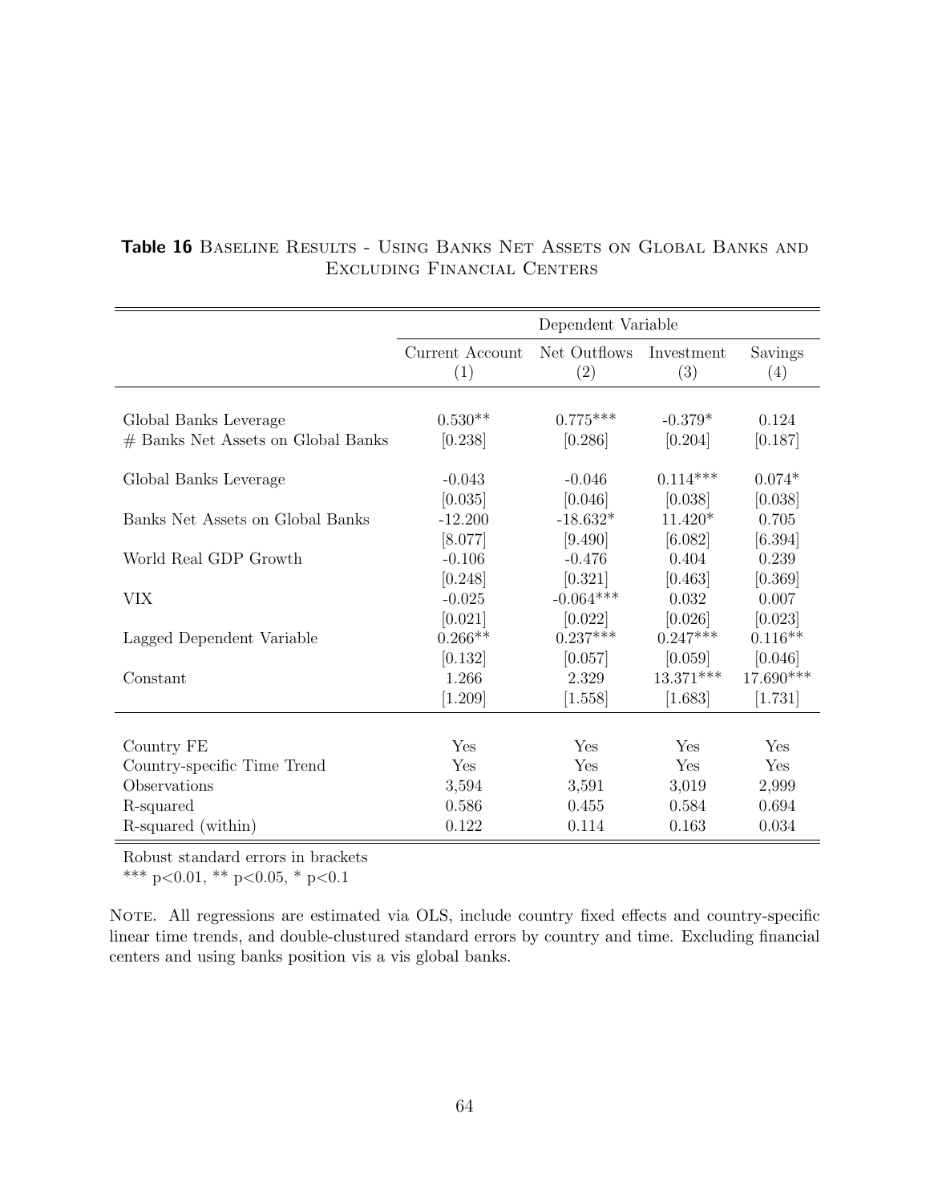**Table 16** Baseline Results - Using Banks Net Assets on Global Banks and Excluding Financial Centers

| | Dependent Variable | | | |
|---|---|---|---|---|
| | Current Account (1) | Net Outflows (2) | Investment (3) | Savings (4) |
| Global Banks Leverage | 0.530** | 0.775*** | -0.379* | 0.124 |
| # Banks Net Assets on Global Banks | [0.238] | [0.286] | [0.204] | [0.187] |
| Global Banks Leverage | -0.043 | -0.046 | 0.114*** | 0.074* |
| | [0.035] | [0.046] | [0.038] | [0.038] |
| Banks Net Assets on Global Banks | -12.200 | -18.632* | 11.420* | 0.705 |
| | [8.077] | [9.490] | [6.082] | [6.394] |
| World Real GDP Growth | -0.106 | -0.476 | 0.404 | 0.239 |
| | [0.248] | [0.321] | [0.463] | [0.369] |
| VIX | -0.025 | -0.064*** | 0.032 | 0.007 |
| | [0.021] | [0.022] | [0.026] | [0.023] |
| Lagged Dependent Variable | 0.266** | 0.237*** | 0.247*** | 0.116** |
| | [0.132] | [0.057] | [0.059] | [0.046] |
| Constant | 1.266 | 2.329 | 13.371*** | 17.690*** |
| | [1.209] | [1.558] | [1.683] | [1.731] |
| Country FE | Yes | Yes | Yes | Yes |
| Country-specific Time Trend | Yes | Yes | Yes | Yes |
| Observations | 3,594 | 3,591 | 3,019 | 2,999 |
| R-squared | 0.586 | 0.455 | 0.584 | 0.694 |
| R-squared (within) | 0.122 | 0.114 | 0.163 | 0.034 |

Robust standard errors in brackets
*** p<0.01, ** p<0.05, * p<0.1

Note. All regressions are estimated via OLS, include country fixed effects and country-specific linear time trends, and double-clustured standard errors by country and time. Excluding financial centers and using banks position vis a vis global banks.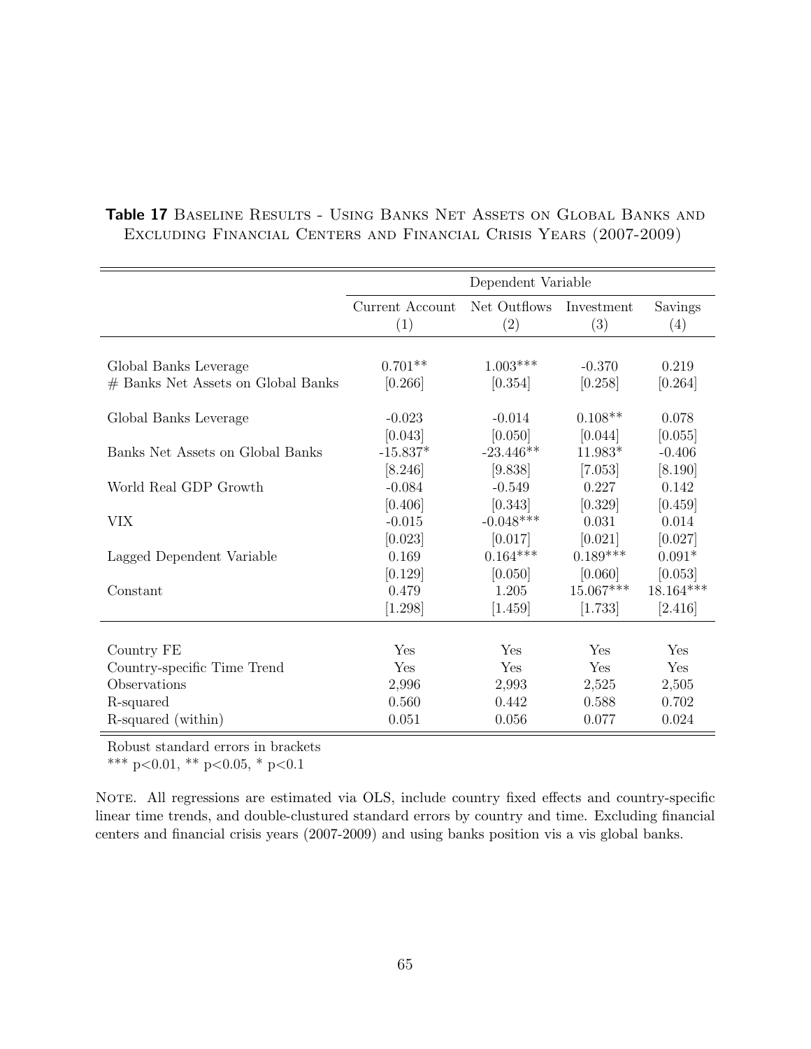**Table 17** Baseline Results - Using Banks Net Assets on Global Banks and Excluding Financial Centers and Financial Crisis Years (2007-2009)

| | Dependent Variable | | | |
|---|---|---|---|---|
| | Current Account | Net Outflows | Investment | Savings |
| | (1) | (2) | (3) | (4) |
| Global Banks Leverage | 0.701** | 1.003*** | -0.370 | 0.219 |
| # Banks Net Assets on Global Banks | [0.266] | [0.354] | [0.258] | [0.264] |
| Global Banks Leverage | -0.023 | -0.014 | 0.108** | 0.078 |
| | [0.043] | [0.050] | [0.044] | [0.055] |
| Banks Net Assets on Global Banks | -15.837* | -23.446** | 11.983* | -0.406 |
| | [8.246] | [9.838] | [7.053] | [8.190] |
| World Real GDP Growth | -0.084 | -0.549 | 0.227 | 0.142 |
| | [0.406] | [0.343] | [0.329] | [0.459] |
| VIX | -0.015 | -0.048*** | 0.031 | 0.014 |
| | [0.023] | [0.017] | [0.021] | [0.027] |
| Lagged Dependent Variable | 0.169 | 0.164*** | 0.189*** | 0.091* |
| | [0.129] | [0.050] | [0.060] | [0.053] |
| Constant | 0.479 | 1.205 | 15.067*** | 18.164*** |
| | [1.298] | [1.459] | [1.733] | [2.416] |
| Country FE | Yes | Yes | Yes | Yes |
| Country-specific Time Trend | Yes | Yes | Yes | Yes |
| Observations | 2,996 | 2,993 | 2,525 | 2,505 |
| R-squared | 0.560 | 0.442 | 0.588 | 0.702 |
| R-squared (within) | 0.051 | 0.056 | 0.077 | 0.024 |

Robust standard errors in brackets
*** p<0.01, ** p<0.05, * p<0.1

Note. All regressions are estimated via OLS, include country fixed effects and country-specific linear time trends, and double-clustured standard errors by country and time. Excluding financial centers and financial crisis years (2007-2009) and using banks position vis a vis global banks.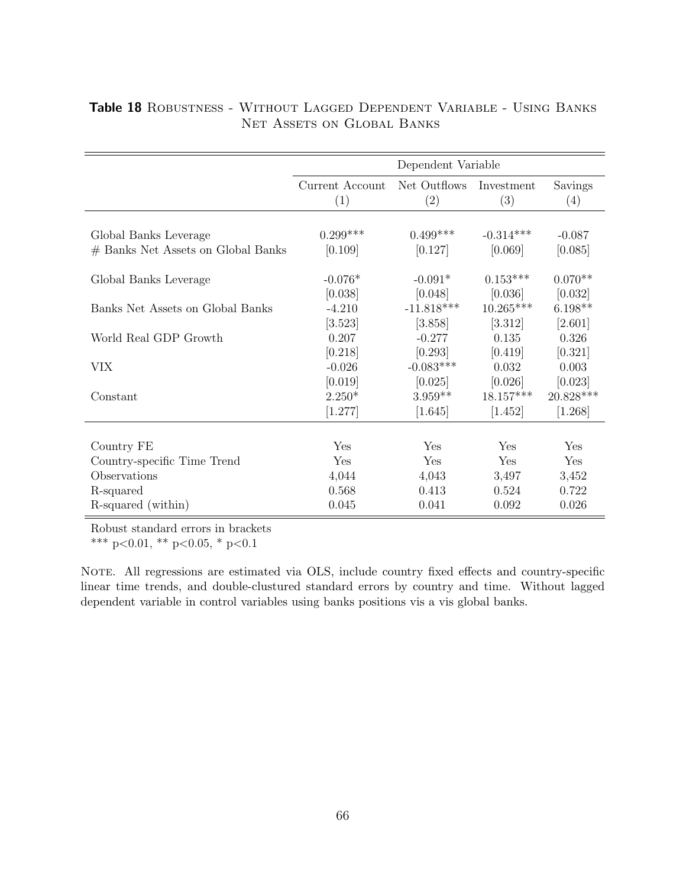**Table 18** ROBUSTNESS - WITHOUT LAGGED DEPENDENT VARIABLE - USING BANKS NET ASSETS ON GLOBAL BANKS

| | Dependent Variable | | | |
|---|---|---|---|---|
| | Current Account | Net Outflows | Investment | Savings |
| | (1) | (2) | (3) | (4) |
| Global Banks Leverage | 0.299*** | 0.499*** | -0.314*** | -0.087 |
| # Banks Net Assets on Global Banks | [0.109] | [0.127] | [0.069] | [0.085] |
| Global Banks Leverage | -0.076* | -0.091* | 0.153*** | 0.070** |
| | [0.038] | [0.048] | [0.036] | [0.032] |
| Banks Net Assets on Global Banks | -4.210 | -11.818*** | 10.265*** | 6.198** |
| | [3.523] | [3.858] | [3.312] | [2.601] |
| World Real GDP Growth | 0.207 | -0.277 | 0.135 | 0.326 |
| | [0.218] | [0.293] | [0.419] | [0.321] |
| VIX | -0.026 | -0.083*** | 0.032 | 0.003 |
| | [0.019] | [0.025] | [0.026] | [0.023] |
| Constant | 2.250* | 3.959** | 18.157*** | 20.828*** |
| | [1.277] | [1.645] | [1.452] | [1.268] |
| Country FE | Yes | Yes | Yes | Yes |
| Country-specific Time Trend | Yes | Yes | Yes | Yes |
| Observations | 4,044 | 4,043 | 3,497 | 3,452 |
| R-squared | 0.568 | 0.413 | 0.524 | 0.722 |
| R-squared (within) | 0.045 | 0.041 | 0.092 | 0.026 |

Robust standard errors in brackets
*** p<0.01, ** p<0.05, * p<0.1

NOTE. All regressions are estimated via OLS, include country fixed effects and country-specific linear time trends, and double-clustured standard errors by country and time. Without lagged dependent variable in control variables using banks positions vis a vis global banks.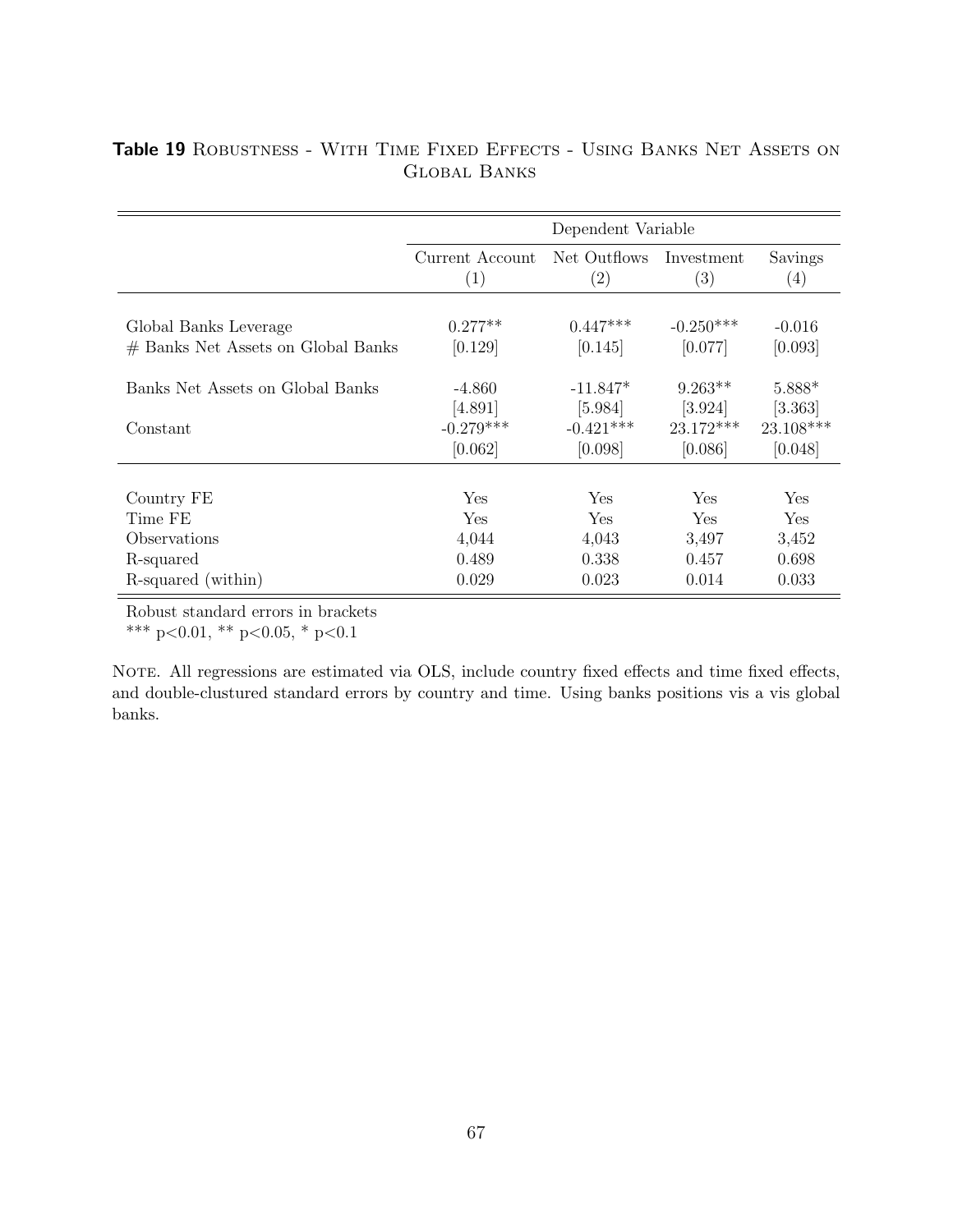**Table 19** Robustness - With Time Fixed Effects - Using Banks Net Assets on Global Banks

| | Dependent Variable | | | |
|---|---|---|---|---|
| | Current Account | Net Outflows | Investment | Savings |
| | (1) | (2) | (3) | (4) |
| Global Banks Leverage | 0.277** | 0.447*** | -0.250*** | -0.016 |
| # Banks Net Assets on Global Banks | [0.129] | [0.145] | [0.077] | [0.093] |
| Banks Net Assets on Global Banks | -4.860 | -11.847* | 9.263** | 5.888* |
| | [4.891] | [5.984] | [3.924] | [3.363] |
| Constant | -0.279*** | -0.421*** | 23.172*** | 23.108*** |
| | [0.062] | [0.098] | [0.086] | [0.048] |
| Country FE | Yes | Yes | Yes | Yes |
| Time FE | Yes | Yes | Yes | Yes |
| Observations | 4,044 | 4,043 | 3,497 | 3,452 |
| R-squared | 0.489 | 0.338 | 0.457 | 0.698 |
| R-squared (within) | 0.029 | 0.023 | 0.014 | 0.033 |

Robust standard errors in brackets
*** p<0.01, ** p<0.05, * p<0.1

Note. All regressions are estimated via OLS, include country fixed effects and time fixed effects, and double-clustured standard errors by country and time. Using banks positions vis a vis global banks.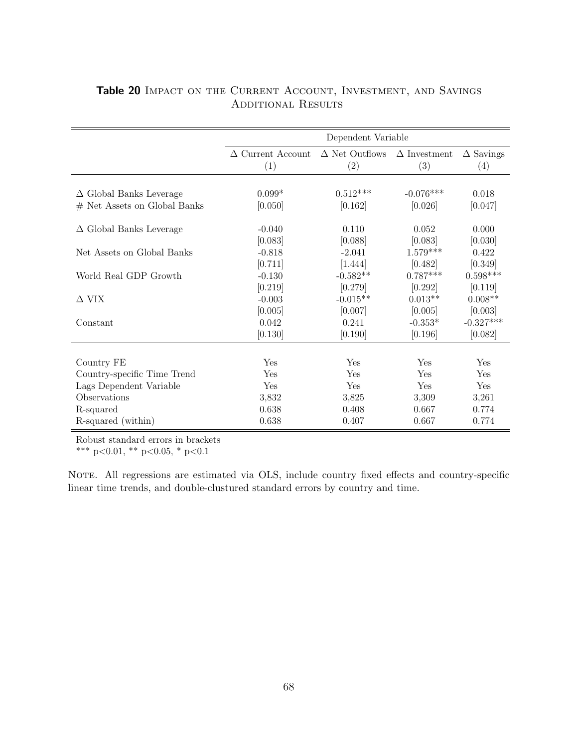**Table 20** Impact on the Current Account, Investment, and Savings
Additional Results

| | Dependent Variable | | | |
|---|---|---|---|---|
| | $\Delta$ Current Account<br>(1) | $\Delta$ Net Outflows<br>(2) | $\Delta$ Investment<br>(3) | $\Delta$ Savings<br>(4) |
| $\Delta$ Global Banks Leverage | 0.099* | 0.512*** | -0.076*** | 0.018 |
| # Net Assets on Global Banks | [0.050] | [0.162] | [0.026] | [0.047] |
| $\Delta$ Global Banks Leverage | -0.040 | 0.110 | 0.052 | 0.000 |
| | [0.083] | [0.088] | [0.083] | [0.030] |
| Net Assets on Global Banks | -0.818 | -2.041 | 1.579*** | 0.422 |
| | [0.711] | [1.444] | [0.482] | [0.349] |
| World Real GDP Growth | -0.130 | -0.582** | 0.787*** | 0.598*** |
| | [0.219] | [0.279] | [0.292] | [0.119] |
| $\Delta$ VIX | -0.003 | -0.015** | 0.013** | 0.008** |
| | [0.005] | [0.007] | [0.005] | [0.003] |
| Constant | 0.042 | 0.241 | -0.353* | -0.327*** |
| | [0.130] | [0.190] | [0.196] | [0.082] |
| Country FE | Yes | Yes | Yes | Yes |
| Country-specific Time Trend | Yes | Yes | Yes | Yes |
| Lags Dependent Variable | Yes | Yes | Yes | Yes |
| Observations | 3,832 | 3,825 | 3,309 | 3,261 |
| R-squared | 0.638 | 0.408 | 0.667 | 0.774 |
| R-squared (within) | 0.638 | 0.407 | 0.667 | 0.774 |

Robust standard errors in brackets
*** p<0.01, ** p<0.05, * p<0.1

Note. All regressions are estimated via OLS, include country fixed effects and country-specific linear time trends, and double-clustured standard errors by country and time.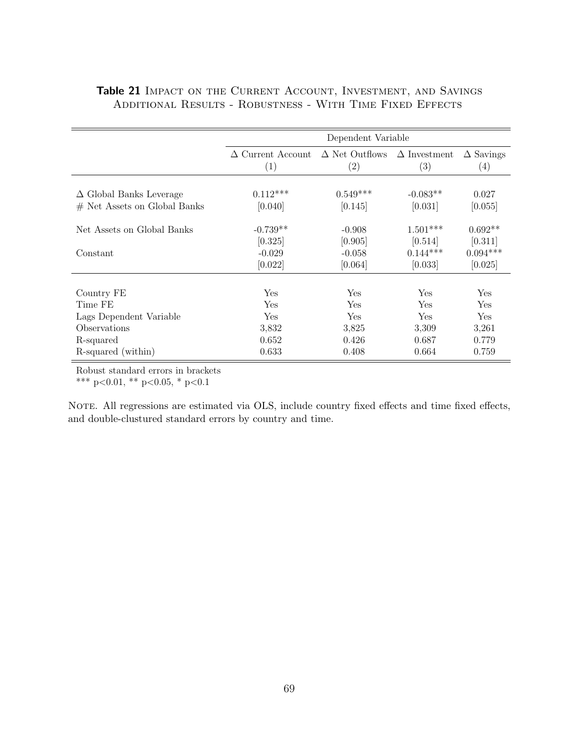**Table 21** IMPACT ON THE CURRENT ACCOUNT, INVESTMENT, AND SAVINGS
ADDITIONAL RESULTS - ROBUSTNESS - WITH TIME FIXED EFFECTS

| | Dependent Variable | | | |
|---|---|---|---|---|
| | $\Delta$ Current Account (1) | $\Delta$ Net Outflows (2) | $\Delta$ Investment (3) | $\Delta$ Savings (4) |
| $\Delta$ Global Banks Leverage | 0.112*** | 0.549*** | -0.083** | 0.027 |
| # Net Assets on Global Banks | [0.040] | [0.145] | [0.031] | [0.055] |
| Net Assets on Global Banks | -0.739** | -0.908 | 1.501*** | 0.692** |
| | [0.325] | [0.905] | [0.514] | [0.311] |
| Constant | -0.029 | -0.058 | 0.144*** | 0.094*** |
| | [0.022] | [0.064] | [0.033] | [0.025] |
| Country FE | Yes | Yes | Yes | Yes |
| Time FE | Yes | Yes | Yes | Yes |
| Lags Dependent Variable | Yes | Yes | Yes | Yes |
| Observations | 3,832 | 3,825 | 3,309 | 3,261 |
| R-squared | 0.652 | 0.426 | 0.687 | 0.779 |
| R-squared (within) | 0.633 | 0.408 | 0.664 | 0.759 |

Robust standard errors in brackets
*** p<0.01, ** p<0.05, * p<0.1

NOTE. All regressions are estimated via OLS, include country fixed effects and time fixed effects, and double-clustured standard errors by country and time.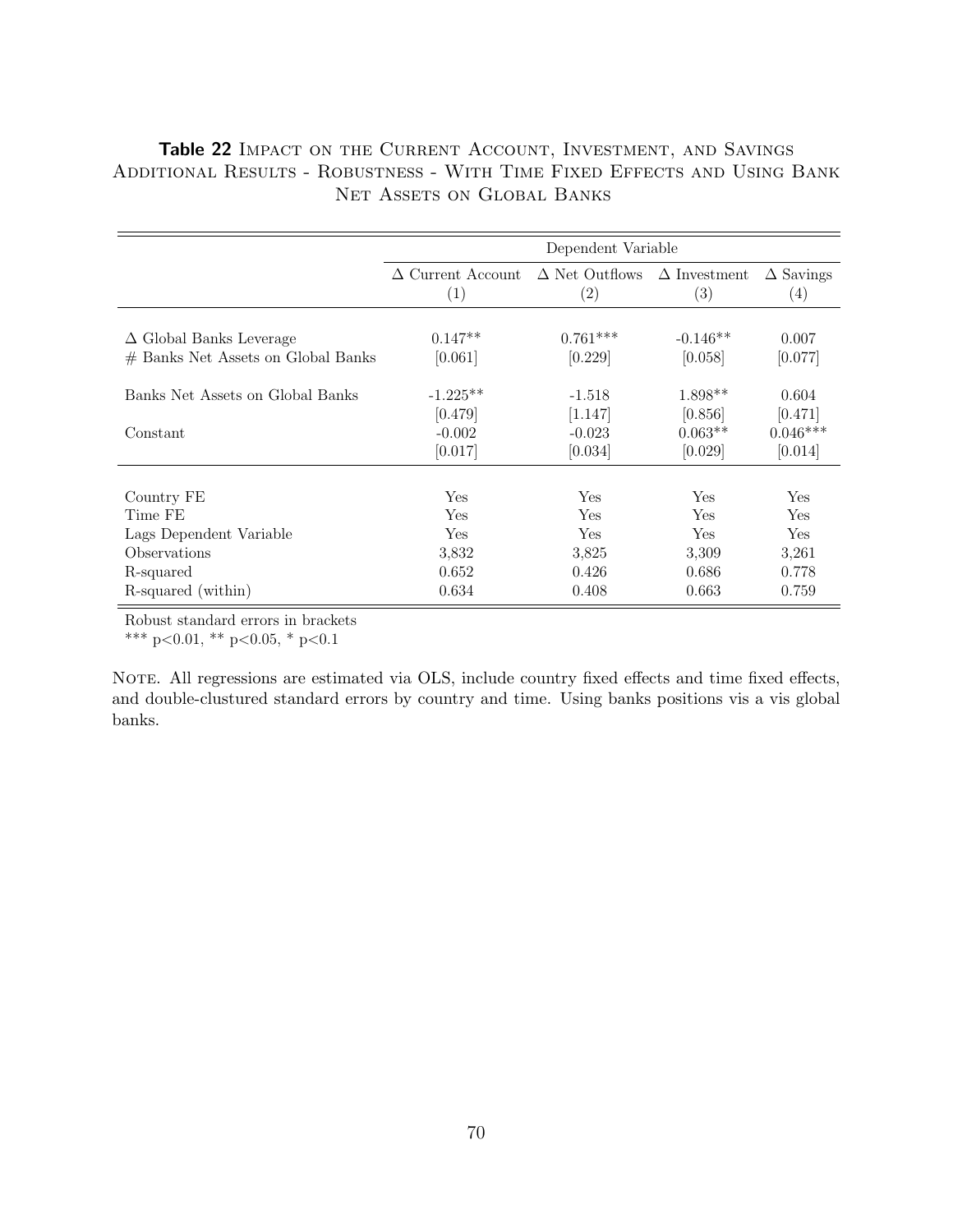**Table 22** Impact on the Current Account, Investment, and Savings
Additional Results - Robustness - With Time Fixed Effects and Using Bank Net Assets on Global Banks

| | Dependent Variable | | | |
|---|---|---|---|---|
| | $\Delta$ Current Account (1) | $\Delta$ Net Outflows (2) | $\Delta$ Investment (3) | $\Delta$ Savings (4) |
| $\Delta$ Global Banks Leverage | 0.147** | 0.761*** | -0.146** | 0.007 |
| # Banks Net Assets on Global Banks | [0.061] | [0.229] | [0.058] | [0.077] |
| Banks Net Assets on Global Banks | -1.225** | -1.518 | 1.898** | 0.604 |
| | [0.479] | [1.147] | [0.856] | [0.471] |
| Constant | -0.002 | -0.023 | 0.063** | 0.046*** |
| | [0.017] | [0.034] | [0.029] | [0.014] |
| Country FE | Yes | Yes | Yes | Yes |
| Time FE | Yes | Yes | Yes | Yes |
| Lags Dependent Variable | Yes | Yes | Yes | Yes |
| Observations | 3,832 | 3,825 | 3,309 | 3,261 |
| R-squared | 0.652 | 0.426 | 0.686 | 0.778 |
| R-squared (within) | 0.634 | 0.408 | 0.663 | 0.759 |

Robust standard errors in brackets
*** p<0.01, ** p<0.05, * p<0.1

Note. All regressions are estimated via OLS, include country fixed effects and time fixed effects, and double-clustured standard errors by country and time. Using banks positions vis a vis global banks.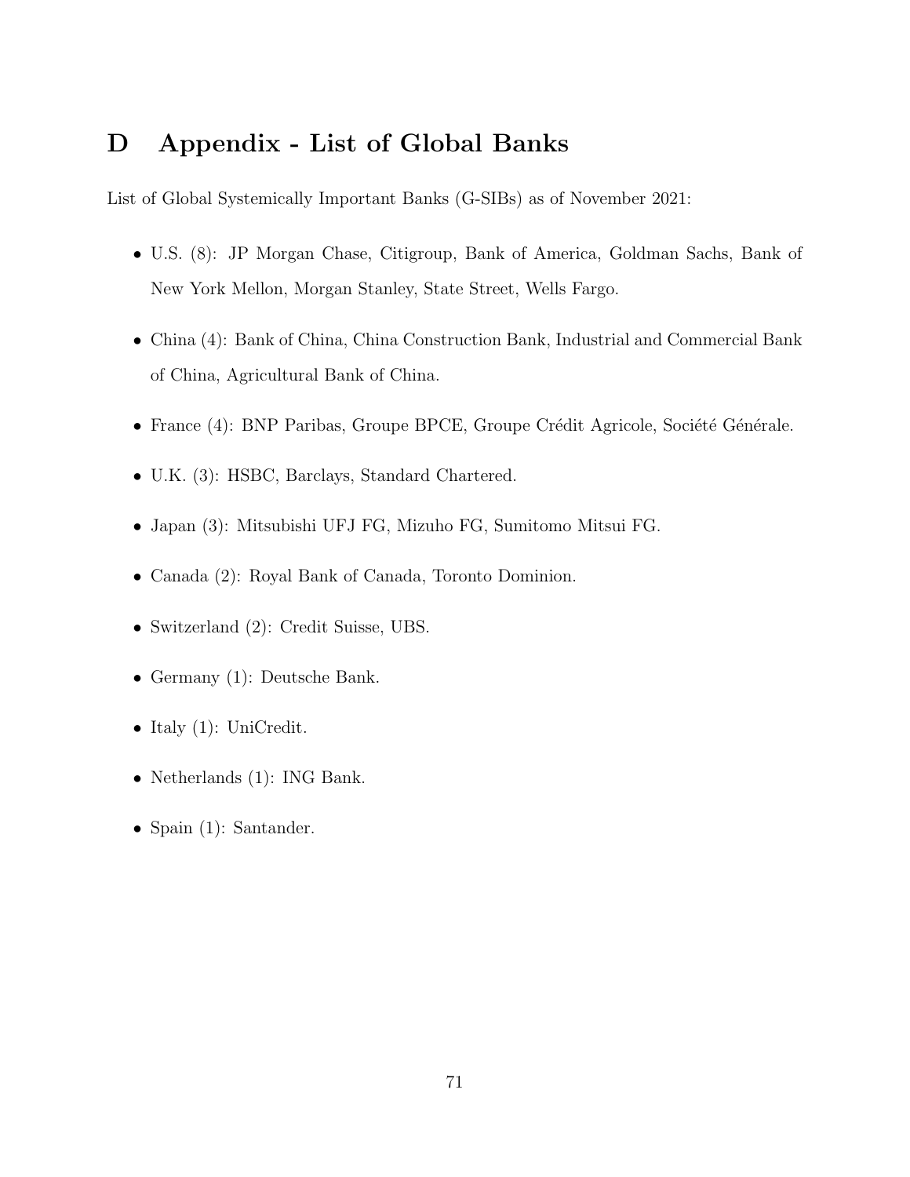# D Appendix - List of Global Banks

List of Global Systemically Important Banks (G-SIBs) as of November 2021:

- U.S. (8): JP Morgan Chase, Citigroup, Bank of America, Goldman Sachs, Bank of New York Mellon, Morgan Stanley, State Street, Wells Fargo.
- China (4): Bank of China, China Construction Bank, Industrial and Commercial Bank of China, Agricultural Bank of China.
- France (4): BNP Paribas, Groupe BPCE, Groupe Crédit Agricole, Société Générale.
- U.K. (3): HSBC, Barclays, Standard Chartered.
- Japan (3): Mitsubishi UFJ FG, Mizuho FG, Sumitomo Mitsui FG.
- Canada (2): Royal Bank of Canada, Toronto Dominion.
- Switzerland (2): Credit Suisse, UBS.
- Germany (1): Deutsche Bank.
- Italy (1): UniCredit.
- Netherlands (1): ING Bank.
- Spain (1): Santander.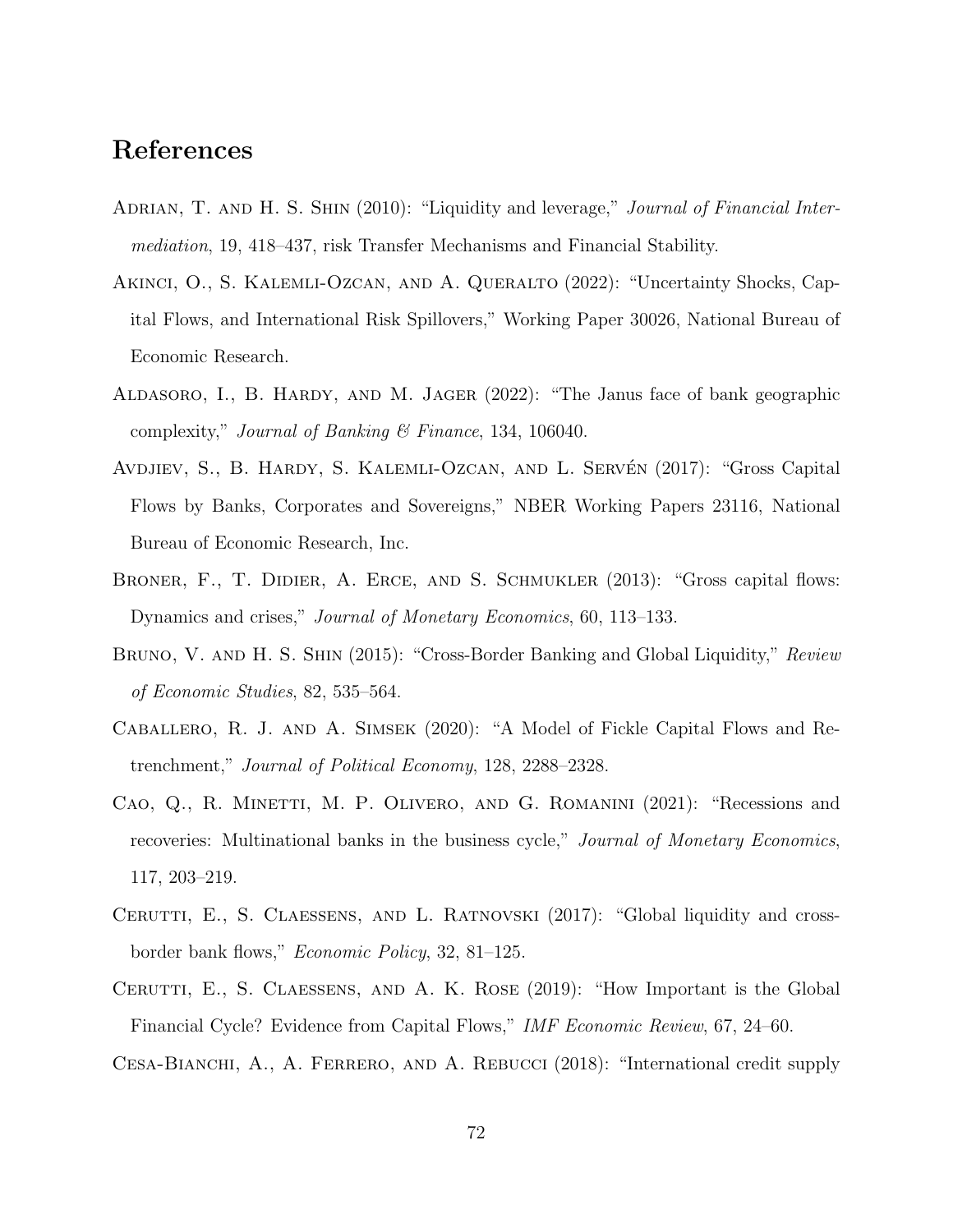## References

Adrian, T. and H. S. Shin (2010): "Liquidity and leverage," *Journal of Financial Intermediation*, 19, 418–437, risk Transfer Mechanisms and Financial Stability.

Akinci, O., S. Kalemli-Ozcan, and A. Queralto (2022): "Uncertainty Shocks, Capital Flows, and International Risk Spillovers," Working Paper 30026, National Bureau of Economic Research.

Aldasoro, I., B. Hardy, and M. Jager (2022): "The Janus face of bank geographic complexity," *Journal of Banking & Finance*, 134, 106040.

Avdjiev, S., B. Hardy, S. Kalemli-Ozcan, and L. Servén (2017): "Gross Capital Flows by Banks, Corporates and Sovereigns," NBER Working Papers 23116, National Bureau of Economic Research, Inc.

Broner, F., T. Didier, A. Erce, and S. Schmukler (2013): "Gross capital flows: Dynamics and crises," *Journal of Monetary Economics*, 60, 113–133.

Bruno, V. and H. S. Shin (2015): "Cross-Border Banking and Global Liquidity," *Review of Economic Studies*, 82, 535–564.

Caballero, R. J. and A. Simsek (2020): "A Model of Fickle Capital Flows and Retrenchment," *Journal of Political Economy*, 128, 2288–2328.

Cao, Q., R. Minetti, M. P. Olivero, and G. Romanini (2021): "Recessions and recoveries: Multinational banks in the business cycle," *Journal of Monetary Economics*, 117, 203–219.

Cerutti, E., S. Claessens, and L. Ratnovski (2017): "Global liquidity and cross-border bank flows," *Economic Policy*, 32, 81–125.

Cerutti, E., S. Claessens, and A. K. Rose (2019): "How Important is the Global Financial Cycle? Evidence from Capital Flows," *IMF Economic Review*, 67, 24–60.

Cesa-Bianchi, A., A. Ferrero, and A. Rebucci (2018): "International credit supply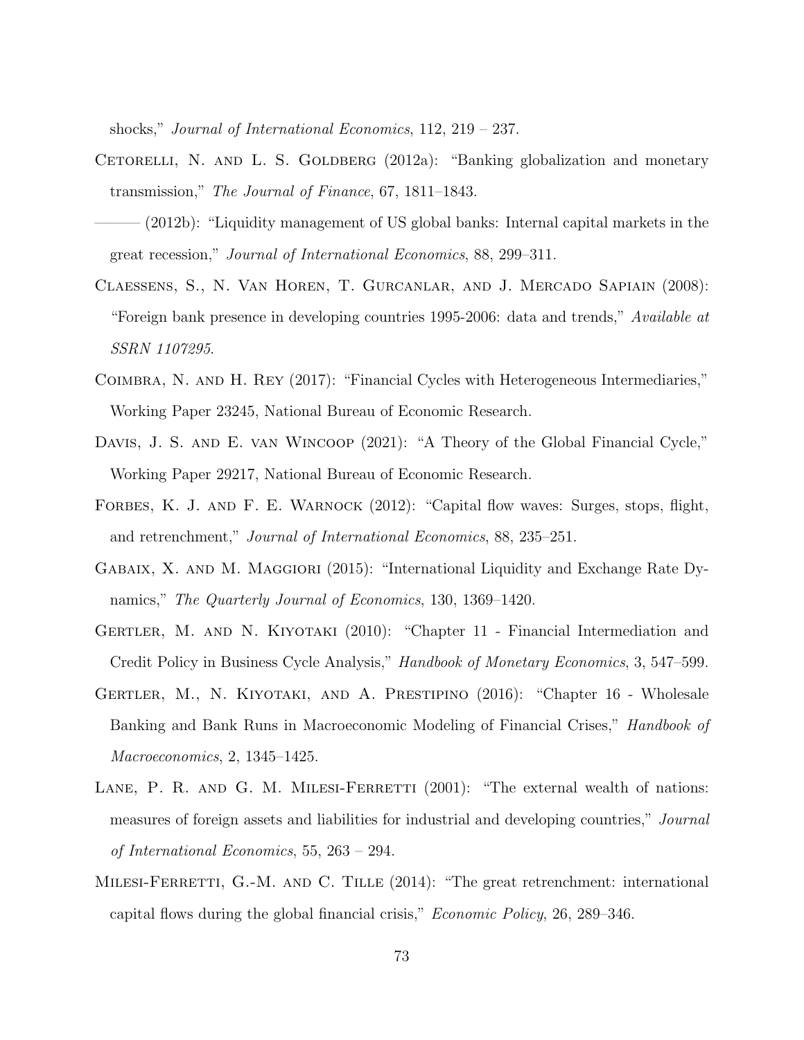shocks," *Journal of International Economics*, 112, 219 – 237.

Cetorelli, N. and L. S. Goldberg (2012a): "Banking globalization and monetary transmission," *The Journal of Finance*, 67, 1811–1843.

——— (2012b): "Liquidity management of US global banks: Internal capital markets in the great recession," *Journal of International Economics*, 88, 299–311.

Claessens, S., N. Van Horen, T. Gurcanlar, and J. Mercado Sapiain (2008): "Foreign bank presence in developing countries 1995-2006: data and trends," *Available at SSRN 1107295*.

Coimbra, N. and H. Rey (2017): "Financial Cycles with Heterogeneous Intermediaries," Working Paper 23245, National Bureau of Economic Research.

Davis, J. S. and E. van Wincoop (2021): "A Theory of the Global Financial Cycle," Working Paper 29217, National Bureau of Economic Research.

Forbes, K. J. and F. E. Warnock (2012): "Capital flow waves: Surges, stops, flight, and retrenchment," *Journal of International Economics*, 88, 235–251.

Gabaix, X. and M. Maggiori (2015): "International Liquidity and Exchange Rate Dynamics," *The Quarterly Journal of Economics*, 130, 1369–1420.

Gertler, M. and N. Kiyotaki (2010): "Chapter 11 - Financial Intermediation and Credit Policy in Business Cycle Analysis," *Handbook of Monetary Economics*, 3, 547–599.

Gertler, M., N. Kiyotaki, and A. Prestipino (2016): "Chapter 16 - Wholesale Banking and Bank Runs in Macroeconomic Modeling of Financial Crises," *Handbook of Macroeconomics*, 2, 1345–1425.

Lane, P. R. and G. M. Milesi-Ferretti (2001): "The external wealth of nations: measures of foreign assets and liabilities for industrial and developing countries," *Journal of International Economics*, 55, 263 – 294.

Milesi-Ferretti, G.-M. and C. Tille (2014): "The great retrenchment: international capital flows during the global financial crisis," *Economic Policy*, 26, 289–346.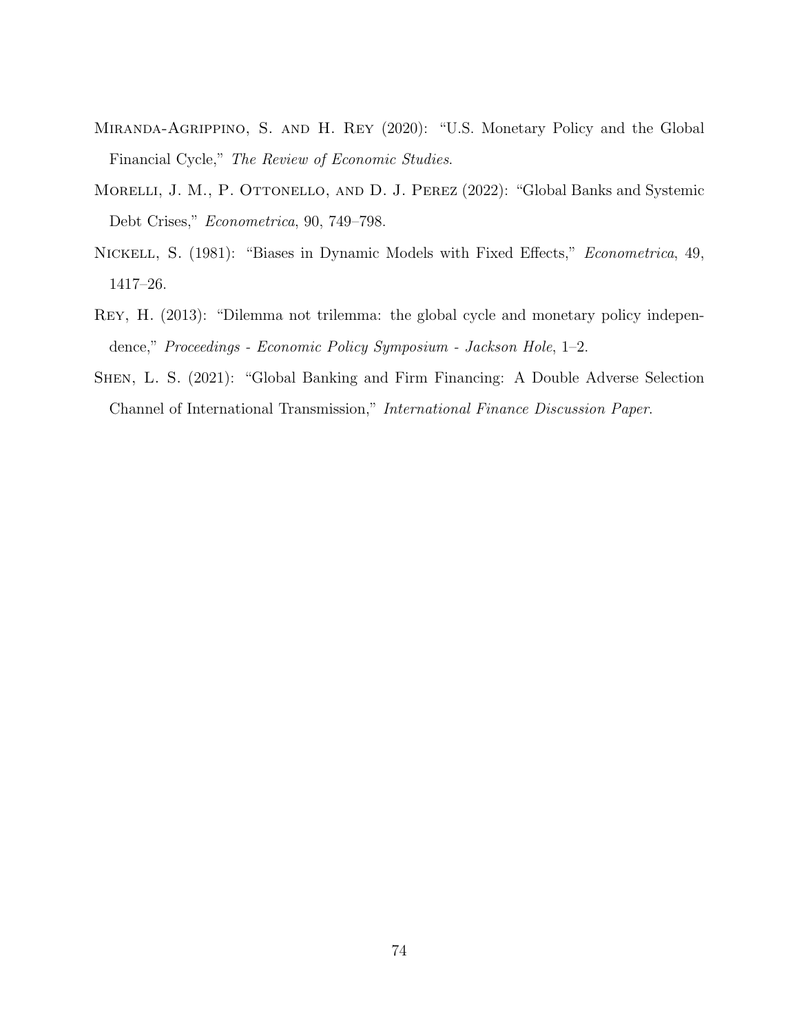Miranda-Agrippino, S. and H. Rey (2020): "U.S. Monetary Policy and the Global Financial Cycle," *The Review of Economic Studies*.

Morelli, J. M., P. Ottonello, and D. J. Perez (2022): "Global Banks and Systemic Debt Crises," *Econometrica*, 90, 749–798.

Nickell, S. (1981): "Biases in Dynamic Models with Fixed Effects," *Econometrica*, 49, 1417–26.

Rey, H. (2013): "Dilemma not trilemma: the global cycle and monetary policy independence," *Proceedings - Economic Policy Symposium - Jackson Hole*, 1–2.

Shen, L. S. (2021): "Global Banking and Firm Financing: A Double Adverse Selection Channel of International Transmission," *International Finance Discussion Paper*.